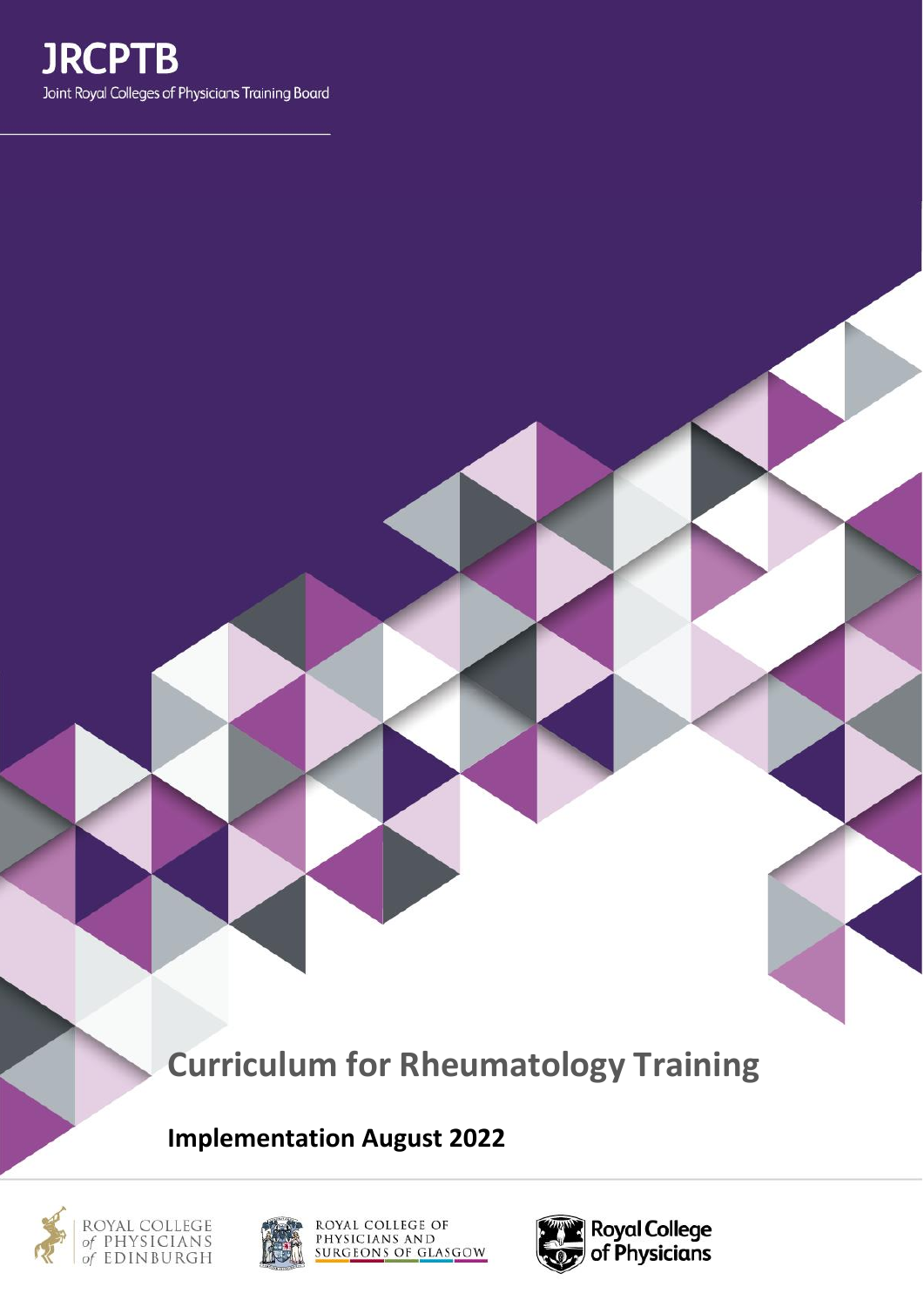JRCPTB

Joint Royal Colleges of Physicians Training Board

# Curriculum for Rheumatology Training

## Implementation August 2022

ROYAL COLLEGE of PHYSICIANS of EDINBURGH

ROYAL COLLEGE OF PHYSICIANS AND SURGEONS OF GLASGOW

Royal College of Physicians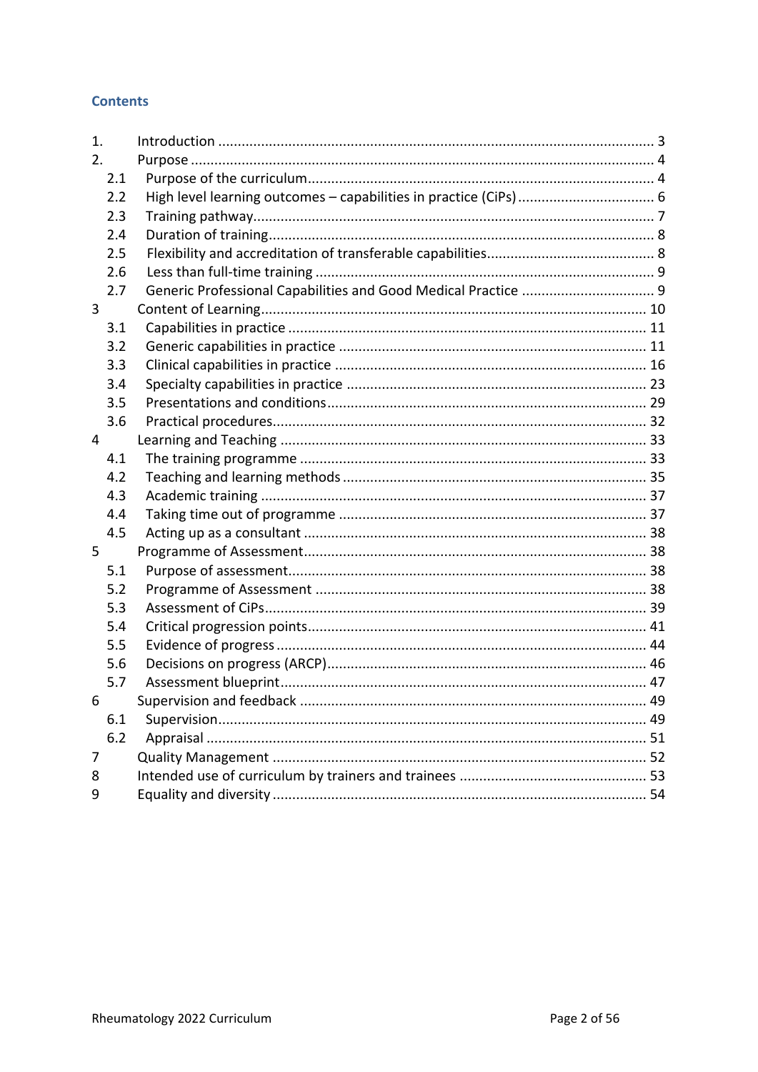## Contents

| | | |
|---|---|---|
| 1. | Introduction | 3 |
| 2. | Purpose | 4 |
| 2.1 | Purpose of the curriculum | 4 |
| 2.2 | High level learning outcomes – capabilities in practice (CiPs) | 6 |
| 2.3 | Training pathway | 7 |
| 2.4 | Duration of training | 8 |
| 2.5 | Flexibility and accreditation of transferable capabilities | 8 |
| 2.6 | Less than full-time training | 9 |
| 2.7 | Generic Professional Capabilities and Good Medical Practice | 9 |
| 3 | Content of Learning | 10 |
| 3.1 | Capabilities in practice | 11 |
| 3.2 | Generic capabilities in practice | 11 |
| 3.3 | Clinical capabilities in practice | 16 |
| 3.4 | Specialty capabilities in practice | 23 |
| 3.5 | Presentations and conditions | 29 |
| 3.6 | Practical procedures | 32 |
| 4 | Learning and Teaching | 33 |
| 4.1 | The training programme | 33 |
| 4.2 | Teaching and learning methods | 35 |
| 4.3 | Academic training | 37 |
| 4.4 | Taking time out of programme | 37 |
| 4.5 | Acting up as a consultant | 38 |
| 5 | Programme of Assessment | 38 |
| 5.1 | Purpose of assessment | 38 |
| 5.2 | Programme of Assessment | 38 |
| 5.3 | Assessment of CiPs | 39 |
| 5.4 | Critical progression points | 41 |
| 5.5 | Evidence of progress | 44 |
| 5.6 | Decisions on progress (ARCP) | 46 |
| 5.7 | Assessment blueprint | 47 |
| 6 | Supervision and feedback | 49 |
| 6.1 | Supervision | 49 |
| 6.2 | Appraisal | 51 |
| 7 | Quality Management | 52 |
| 8 | Intended use of curriculum by trainers and trainees | 53 |
| 9 | Equality and diversity | 54 |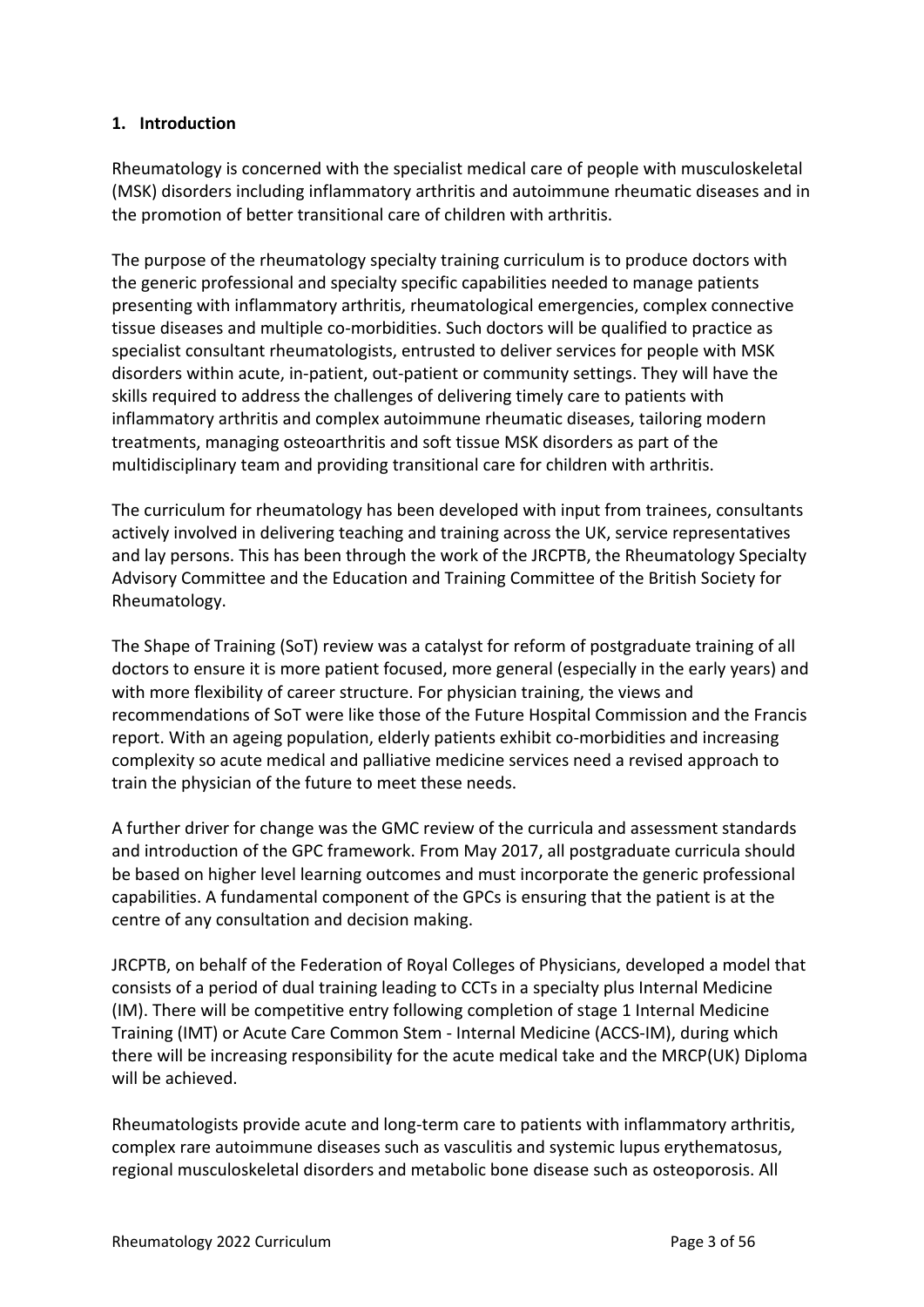## 1. Introduction

Rheumatology is concerned with the specialist medical care of people with musculoskeletal (MSK) disorders including inflammatory arthritis and autoimmune rheumatic diseases and in the promotion of better transitional care of children with arthritis.

The purpose of the rheumatology specialty training curriculum is to produce doctors with the generic professional and specialty specific capabilities needed to manage patients presenting with inflammatory arthritis, rheumatological emergencies, complex connective tissue diseases and multiple co-morbidities. Such doctors will be qualified to practice as specialist consultant rheumatologists, entrusted to deliver services for people with MSK disorders within acute, in-patient, out-patient or community settings. They will have the skills required to address the challenges of delivering timely care to patients with inflammatory arthritis and complex autoimmune rheumatic diseases, tailoring modern treatments, managing osteoarthritis and soft tissue MSK disorders as part of the multidisciplinary team and providing transitional care for children with arthritis.

The curriculum for rheumatology has been developed with input from trainees, consultants actively involved in delivering teaching and training across the UK, service representatives and lay persons. This has been through the work of the JRCPTB, the Rheumatology Specialty Advisory Committee and the Education and Training Committee of the British Society for Rheumatology.

The Shape of Training (SoT) review was a catalyst for reform of postgraduate training of all doctors to ensure it is more patient focused, more general (especially in the early years) and with more flexibility of career structure. For physician training, the views and recommendations of SoT were like those of the Future Hospital Commission and the Francis report. With an ageing population, elderly patients exhibit co-morbidities and increasing complexity so acute medical and palliative medicine services need a revised approach to train the physician of the future to meet these needs.

A further driver for change was the GMC review of the curricula and assessment standards and introduction of the GPC framework. From May 2017, all postgraduate curricula should be based on higher level learning outcomes and must incorporate the generic professional capabilities. A fundamental component of the GPCs is ensuring that the patient is at the centre of any consultation and decision making.

JRCPTB, on behalf of the Federation of Royal Colleges of Physicians, developed a model that consists of a period of dual training leading to CCTs in a specialty plus Internal Medicine (IM). There will be competitive entry following completion of stage 1 Internal Medicine Training (IMT) or Acute Care Common Stem - Internal Medicine (ACCS-IM), during which there will be increasing responsibility for the acute medical take and the MRCP(UK) Diploma will be achieved.

Rheumatologists provide acute and long-term care to patients with inflammatory arthritis, complex rare autoimmune diseases such as vasculitis and systemic lupus erythematosus, regional musculoskeletal disorders and metabolic bone disease such as osteoporosis. All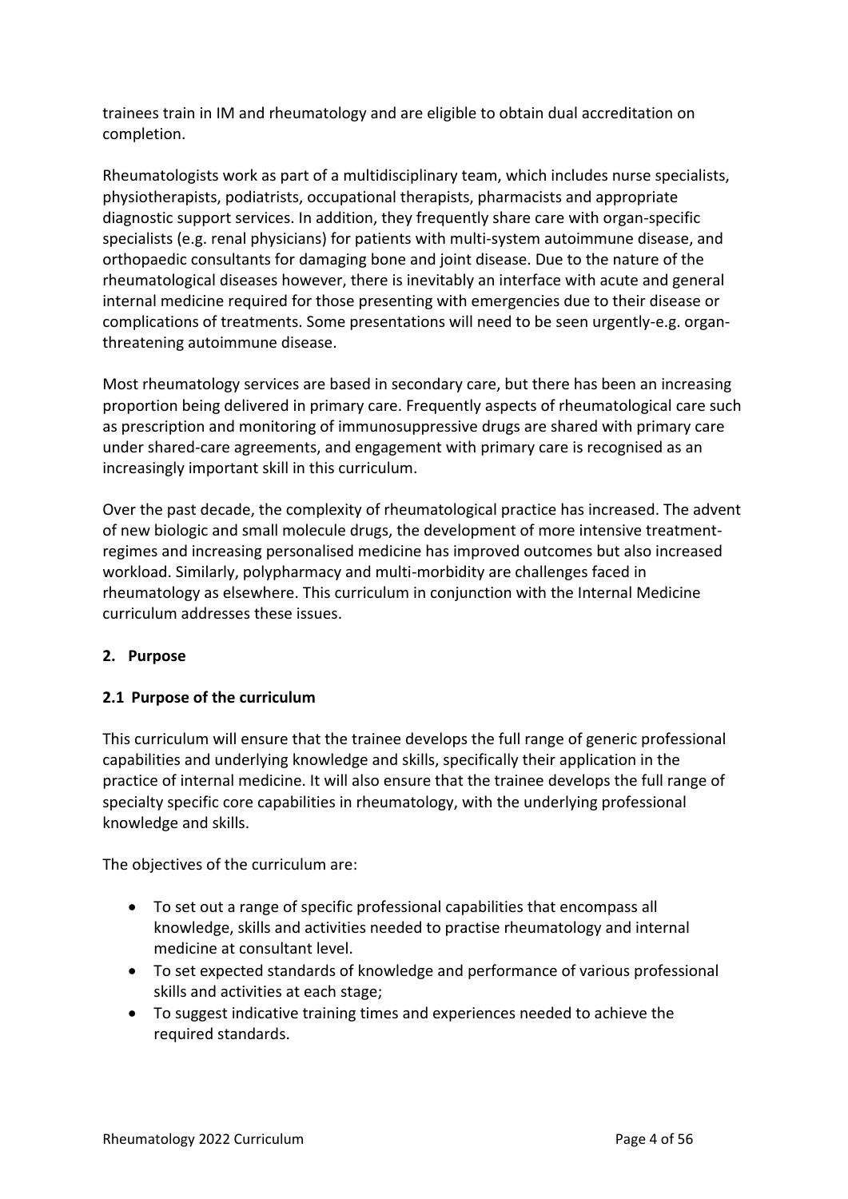trainees train in IM and rheumatology and are eligible to obtain dual accreditation on completion.

Rheumatologists work as part of a multidisciplinary team, which includes nurse specialists, physiotherapists, podiatrists, occupational therapists, pharmacists and appropriate diagnostic support services. In addition, they frequently share care with organ-specific specialists (e.g. renal physicians) for patients with multi-system autoimmune disease, and orthopaedic consultants for damaging bone and joint disease. Due to the nature of the rheumatological diseases however, there is inevitably an interface with acute and general internal medicine required for those presenting with emergencies due to their disease or complications of treatments. Some presentations will need to be seen urgently-e.g. organ-threatening autoimmune disease.

Most rheumatology services are based in secondary care, but there has been an increasing proportion being delivered in primary care. Frequently aspects of rheumatological care such as prescription and monitoring of immunosuppressive drugs are shared with primary care under shared-care agreements, and engagement with primary care is recognised as an increasingly important skill in this curriculum.

Over the past decade, the complexity of rheumatological practice has increased. The advent of new biologic and small molecule drugs, the development of more intensive treatment-regimes and increasing personalised medicine has improved outcomes but also increased workload. Similarly, polypharmacy and multi-morbidity are challenges faced in rheumatology as elsewhere. This curriculum in conjunction with the Internal Medicine curriculum addresses these issues.

## 2. Purpose

### 2.1 Purpose of the curriculum

This curriculum will ensure that the trainee develops the full range of generic professional capabilities and underlying knowledge and skills, specifically their application in the practice of internal medicine. It will also ensure that the trainee develops the full range of specialty specific core capabilities in rheumatology, with the underlying professional knowledge and skills.

The objectives of the curriculum are:

- To set out a range of specific professional capabilities that encompass all knowledge, skills and activities needed to practise rheumatology and internal medicine at consultant level.
- To set expected standards of knowledge and performance of various professional skills and activities at each stage;
- To suggest indicative training times and experiences needed to achieve the required standards.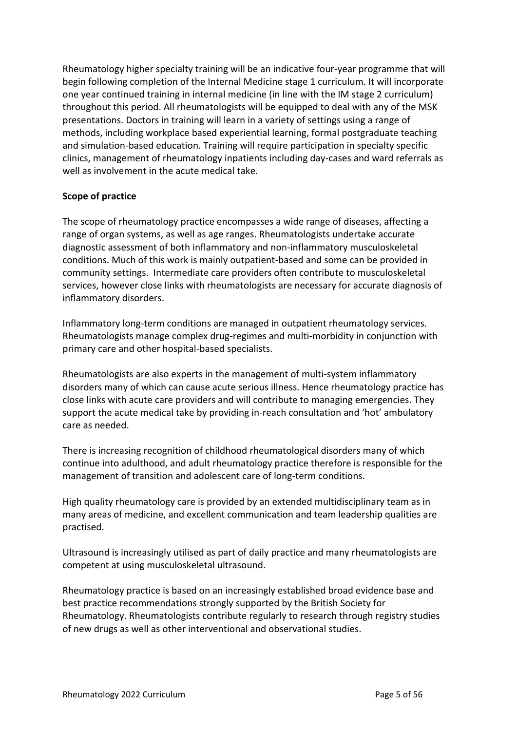Rheumatology higher specialty training will be an indicative four-year programme that will begin following completion of the Internal Medicine stage 1 curriculum. It will incorporate one year continued training in internal medicine (in line with the IM stage 2 curriculum) throughout this period. All rheumatologists will be equipped to deal with any of the MSK presentations. Doctors in training will learn in a variety of settings using a range of methods, including workplace based experiential learning, formal postgraduate teaching and simulation-based education. Training will require participation in specialty specific clinics, management of rheumatology inpatients including day-cases and ward referrals as well as involvement in the acute medical take.

**Scope of practice**

The scope of rheumatology practice encompasses a wide range of diseases, affecting a range of organ systems, as well as age ranges. Rheumatologists undertake accurate diagnostic assessment of both inflammatory and non-inflammatory musculoskeletal conditions. Much of this work is mainly outpatient-based and some can be provided in community settings. Intermediate care providers often contribute to musculoskeletal services, however close links with rheumatologists are necessary for accurate diagnosis of inflammatory disorders.

Inflammatory long-term conditions are managed in outpatient rheumatology services. Rheumatologists manage complex drug-regimes and multi-morbidity in conjunction with primary care and other hospital-based specialists.

Rheumatologists are also experts in the management of multi-system inflammatory disorders many of which can cause acute serious illness. Hence rheumatology practice has close links with acute care providers and will contribute to managing emergencies. They support the acute medical take by providing in-reach consultation and 'hot' ambulatory care as needed.

There is increasing recognition of childhood rheumatological disorders many of which continue into adulthood, and adult rheumatology practice therefore is responsible for the management of transition and adolescent care of long-term conditions.

High quality rheumatology care is provided by an extended multidisciplinary team as in many areas of medicine, and excellent communication and team leadership qualities are practised.

Ultrasound is increasingly utilised as part of daily practice and many rheumatologists are competent at using musculoskeletal ultrasound.

Rheumatology practice is based on an increasingly established broad evidence base and best practice recommendations strongly supported by the British Society for Rheumatology. Rheumatologists contribute regularly to research through registry studies of new drugs as well as other interventional and observational studies.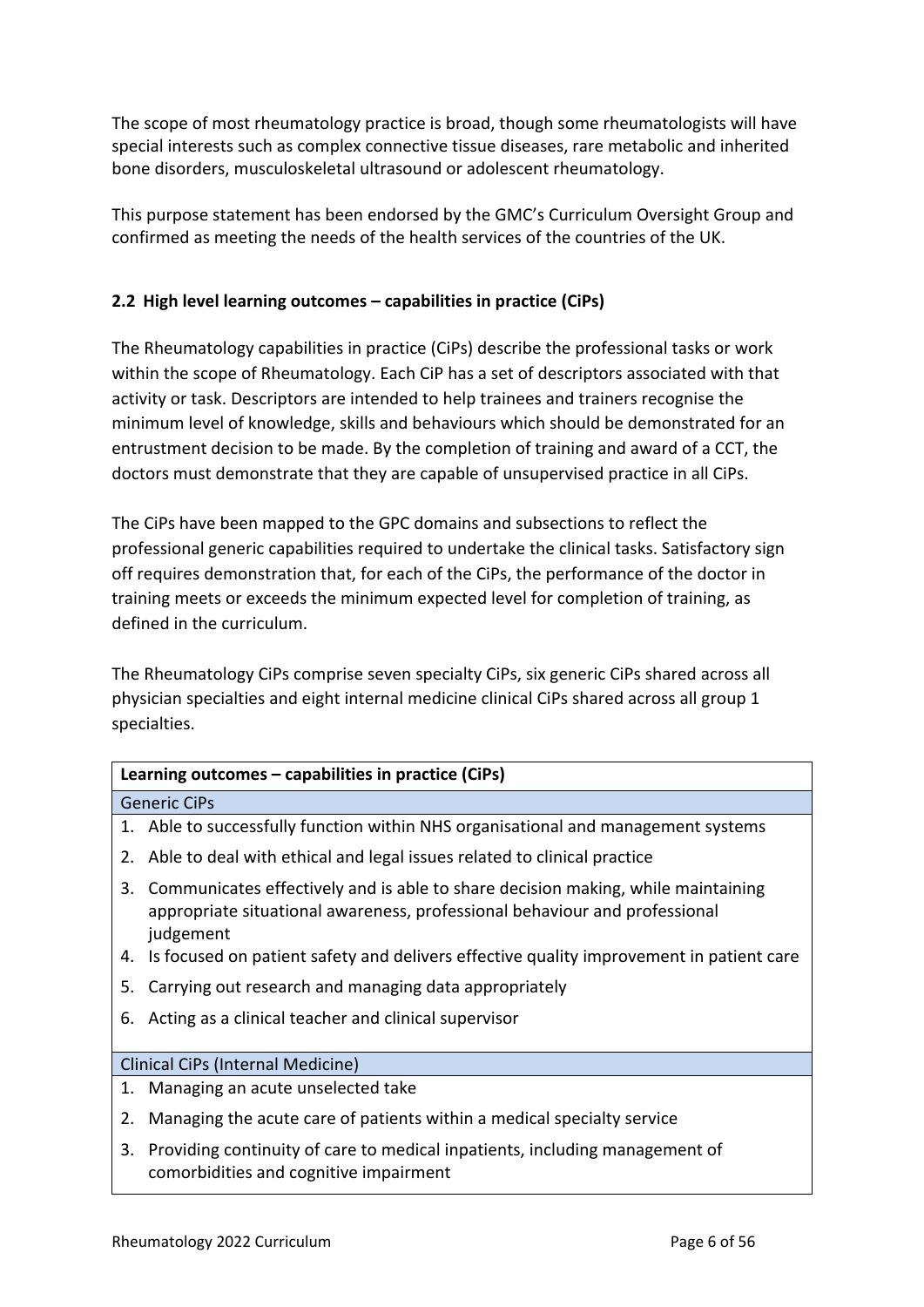The scope of most rheumatology practice is broad, though some rheumatologists will have special interests such as complex connective tissue diseases, rare metabolic and inherited bone disorders, musculoskeletal ultrasound or adolescent rheumatology.

This purpose statement has been endorsed by the GMC's Curriculum Oversight Group and confirmed as meeting the needs of the health services of the countries of the UK.

### 2.2 High level learning outcomes – capabilities in practice (CiPs)

The Rheumatology capabilities in practice (CiPs) describe the professional tasks or work within the scope of Rheumatology. Each CiP has a set of descriptors associated with that activity or task. Descriptors are intended to help trainees and trainers recognise the minimum level of knowledge, skills and behaviours which should be demonstrated for an entrustment decision to be made. By the completion of training and award of a CCT, the doctors must demonstrate that they are capable of unsupervised practice in all CiPs.

The CiPs have been mapped to the GPC domains and subsections to reflect the professional generic capabilities required to undertake the clinical tasks. Satisfactory sign off requires demonstration that, for each of the CiPs, the performance of the doctor in training meets or exceeds the minimum expected level for completion of training, as defined in the curriculum.

The Rheumatology CiPs comprise seven specialty CiPs, six generic CiPs shared across all physician specialties and eight internal medicine clinical CiPs shared across all group 1 specialties.

| **Learning outcomes – capabilities in practice (CiPs)** |
|---|
| Generic CiPs |
| 1. Able to successfully function within NHS organisational and management systems |
| 2. Able to deal with ethical and legal issues related to clinical practice |
| 3. Communicates effectively and is able to share decision making, while maintaining appropriate situational awareness, professional behaviour and professional judgement |
| 4. Is focused on patient safety and delivers effective quality improvement in patient care |
| 5. Carrying out research and managing data appropriately |
| 6. Acting as a clinical teacher and clinical supervisor |
| Clinical CiPs (Internal Medicine) |
| 1. Managing an acute unselected take |
| 2. Managing the acute care of patients within a medical specialty service |
| 3. Providing continuity of care to medical inpatients, including management of comorbidities and cognitive impairment |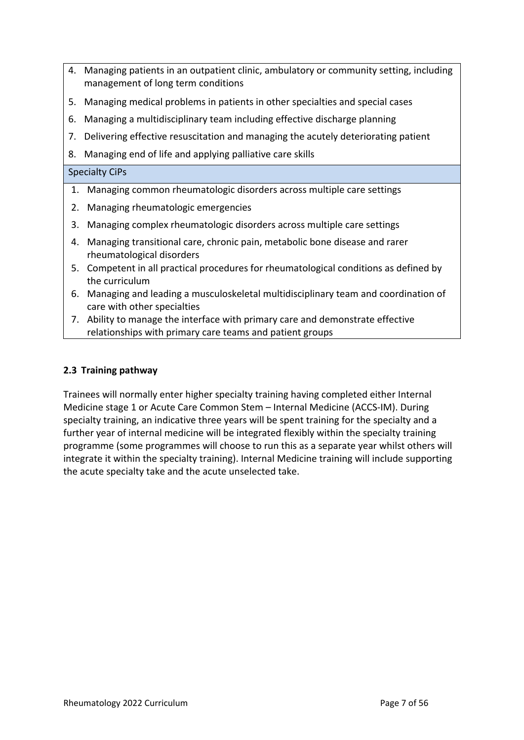4. Managing patients in an outpatient clinic, ambulatory or community setting, including management of long term conditions
5. Managing medical problems in patients in other specialties and special cases
6. Managing a multidisciplinary team including effective discharge planning
7. Delivering effective resuscitation and managing the acutely deteriorating patient
8. Managing end of life and applying palliative care skills

**Specialty CiPs**

1. Managing common rheumatologic disorders across multiple care settings
2. Managing rheumatologic emergencies
3. Managing complex rheumatologic disorders across multiple care settings
4. Managing transitional care, chronic pain, metabolic bone disease and rarer rheumatological disorders
5. Competent in all practical procedures for rheumatological conditions as defined by the curriculum
6. Managing and leading a musculoskeletal multidisciplinary team and coordination of care with other specialties
7. Ability to manage the interface with primary care and demonstrate effective relationships with primary care teams and patient groups

### 2.3 Training pathway

Trainees will normally enter higher specialty training having completed either Internal Medicine stage 1 or Acute Care Common Stem – Internal Medicine (ACCS-IM). During specialty training, an indicative three years will be spent training for the specialty and a further year of internal medicine will be integrated flexibly within the specialty training programme (some programmes will choose to run this as a separate year whilst others will integrate it within the specialty training). Internal Medicine training will include supporting the acute specialty take and the acute unselected take.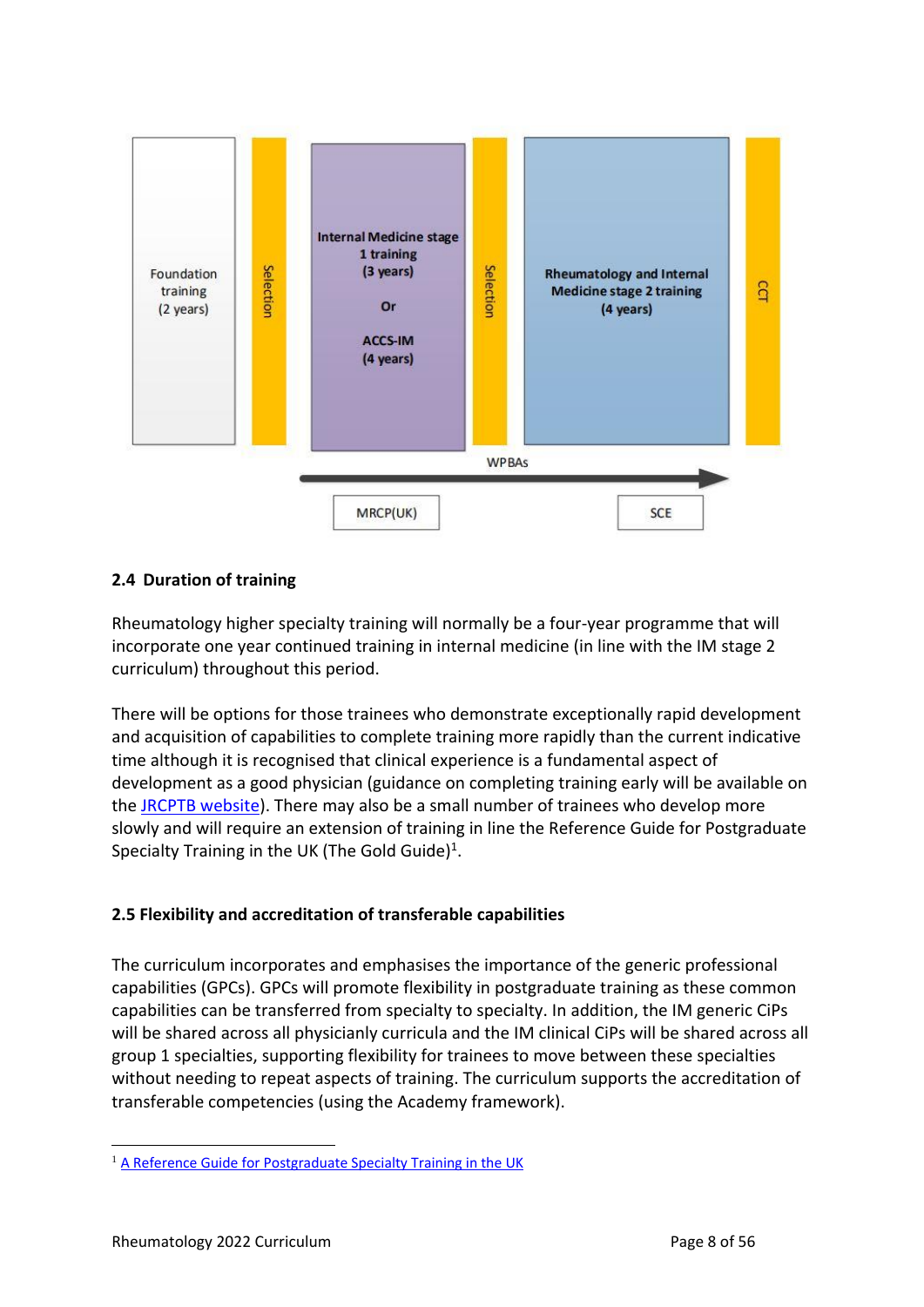Foundation training (2 years) → Selection → Internal Medicine stage 1 training (3 years) Or ACCS-IM (4 years) → Selection → Rheumatology and Internal Medicine stage 2 training (4 years) → CCT

WPBAs

MRCP(UK) SCE

### 2.4 Duration of training

Rheumatology higher specialty training will normally be a four-year programme that will incorporate one year continued training in internal medicine (in line with the IM stage 2 curriculum) throughout this period.

There will be options for those trainees who demonstrate exceptionally rapid development and acquisition of capabilities to complete training more rapidly than the current indicative time although it is recognised that clinical experience is a fundamental aspect of development as a good physician (guidance on completing training early will be available on the JRCPTB website). There may also be a small number of trainees who develop more slowly and will require an extension of training in line the Reference Guide for Postgraduate Specialty Training in the UK (The Gold Guide)[1].

### 2.5 Flexibility and accreditation of transferable capabilities

The curriculum incorporates and emphasises the importance of the generic professional capabilities (GPCs). GPCs will promote flexibility in postgraduate training as these common capabilities can be transferred from specialty to specialty. In addition, the IM generic CiPs will be shared across all physicianly curricula and the IM clinical CiPs will be shared across all group 1 specialties, supporting flexibility for trainees to move between these specialties without needing to repeat aspects of training. The curriculum supports the accreditation of transferable competencies (using the Academy framework).

---

[1] A Reference Guide for Postgraduate Specialty Training in the UK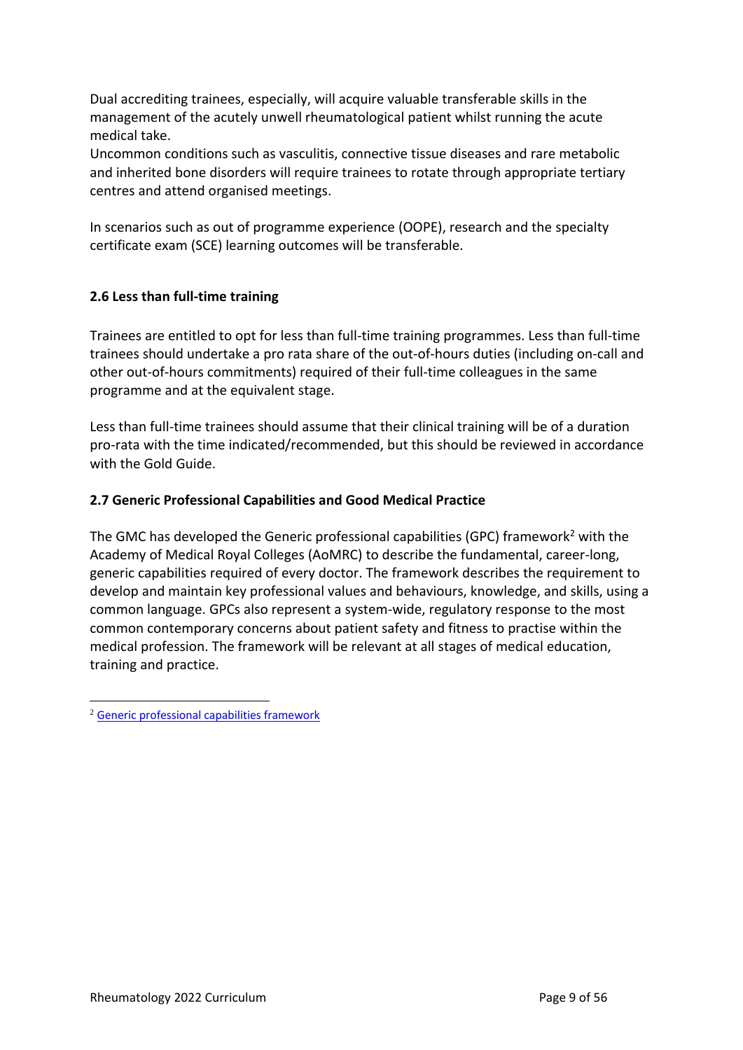Dual accrediting trainees, especially, will acquire valuable transferable skills in the management of the acutely unwell rheumatological patient whilst running the acute medical take.
Uncommon conditions such as vasculitis, connective tissue diseases and rare metabolic and inherited bone disorders will require trainees to rotate through appropriate tertiary centres and attend organised meetings.

In scenarios such as out of programme experience (OOPE), research and the specialty certificate exam (SCE) learning outcomes will be transferable.

### 2.6 Less than full-time training

Trainees are entitled to opt for less than full-time training programmes. Less than full-time trainees should undertake a pro rata share of the out-of-hours duties (including on-call and other out-of-hours commitments) required of their full-time colleagues in the same programme and at the equivalent stage.

Less than full-time trainees should assume that their clinical training will be of a duration pro-rata with the time indicated/recommended, but this should be reviewed in accordance with the Gold Guide.

### 2.7 Generic Professional Capabilities and Good Medical Practice

The GMC has developed the Generic professional capabilities (GPC) framework[2] with the Academy of Medical Royal Colleges (AoMRC) to describe the fundamental, career-long, generic capabilities required of every doctor. The framework describes the requirement to develop and maintain key professional values and behaviours, knowledge, and skills, using a common language. GPCs also represent a system-wide, regulatory response to the most common contemporary concerns about patient safety and fitness to practise within the medical profession. The framework will be relevant at all stages of medical education, training and practice.

---

[2] Generic professional capabilities framework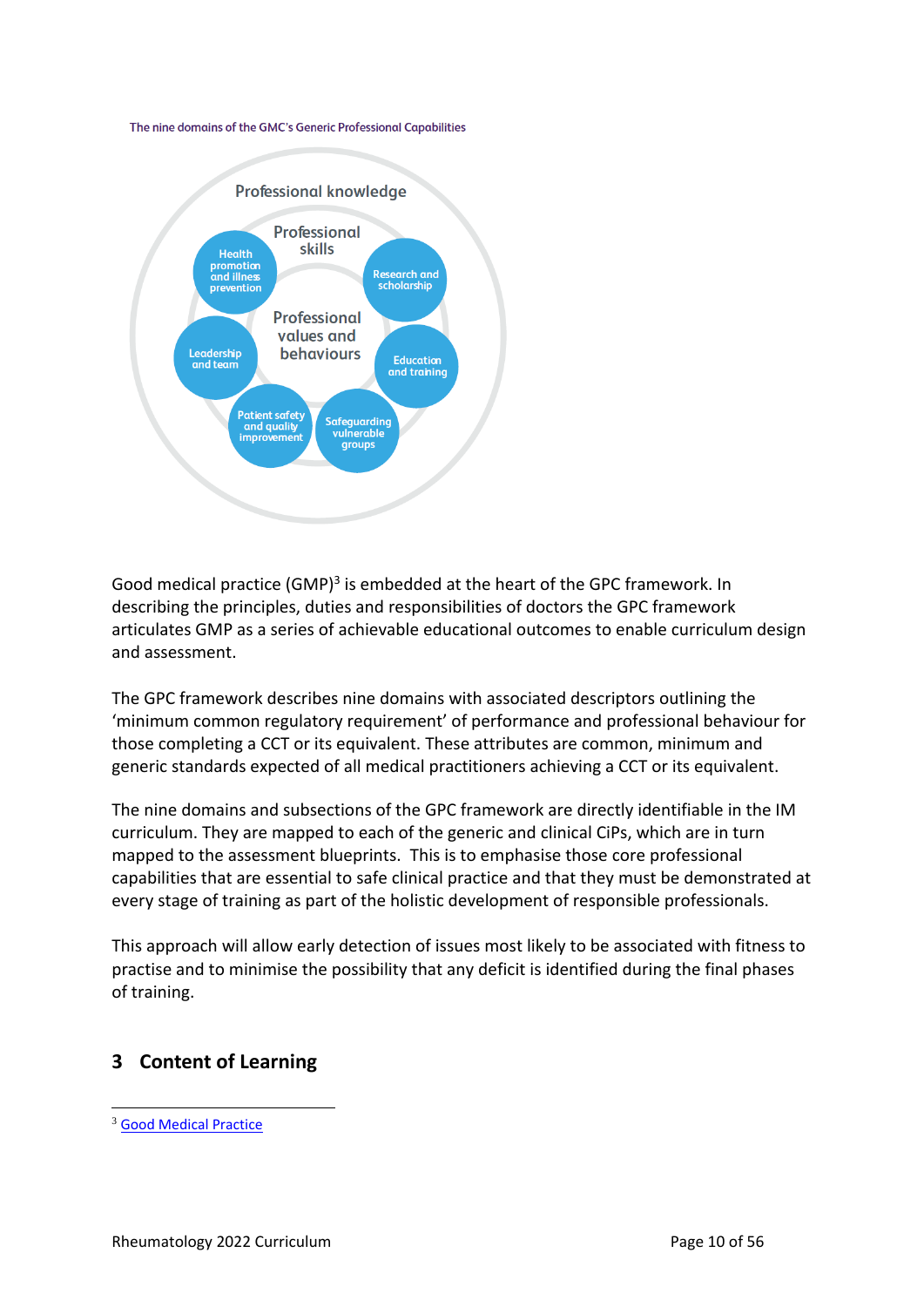The nine domains of the GMC's Generic Professional Capabilities

Professional knowledge

Professional skills

Professional values and behaviours

Health promotion and illness prevention

Research and scholarship

Leadership and team

Education and training

Patient safety and quality improvement

Safeguarding vulnerable groups

Good medical practice (GMP)[3] is embedded at the heart of the GPC framework. In describing the principles, duties and responsibilities of doctors the GPC framework articulates GMP as a series of achievable educational outcomes to enable curriculum design and assessment.

The GPC framework describes nine domains with associated descriptors outlining the 'minimum common regulatory requirement' of performance and professional behaviour for those completing a CCT or its equivalent. These attributes are common, minimum and generic standards expected of all medical practitioners achieving a CCT or its equivalent.

The nine domains and subsections of the GPC framework are directly identifiable in the IM curriculum. They are mapped to each of the generic and clinical CiPs, which are in turn mapped to the assessment blueprints. This is to emphasise those core professional capabilities that are essential to safe clinical practice and that they must be demonstrated at every stage of training as part of the holistic development of responsible professionals.

This approach will allow early detection of issues most likely to be associated with fitness to practise and to minimise the possibility that any deficit is identified during the final phases of training.

## 3 Content of Learning

[3] Good Medical Practice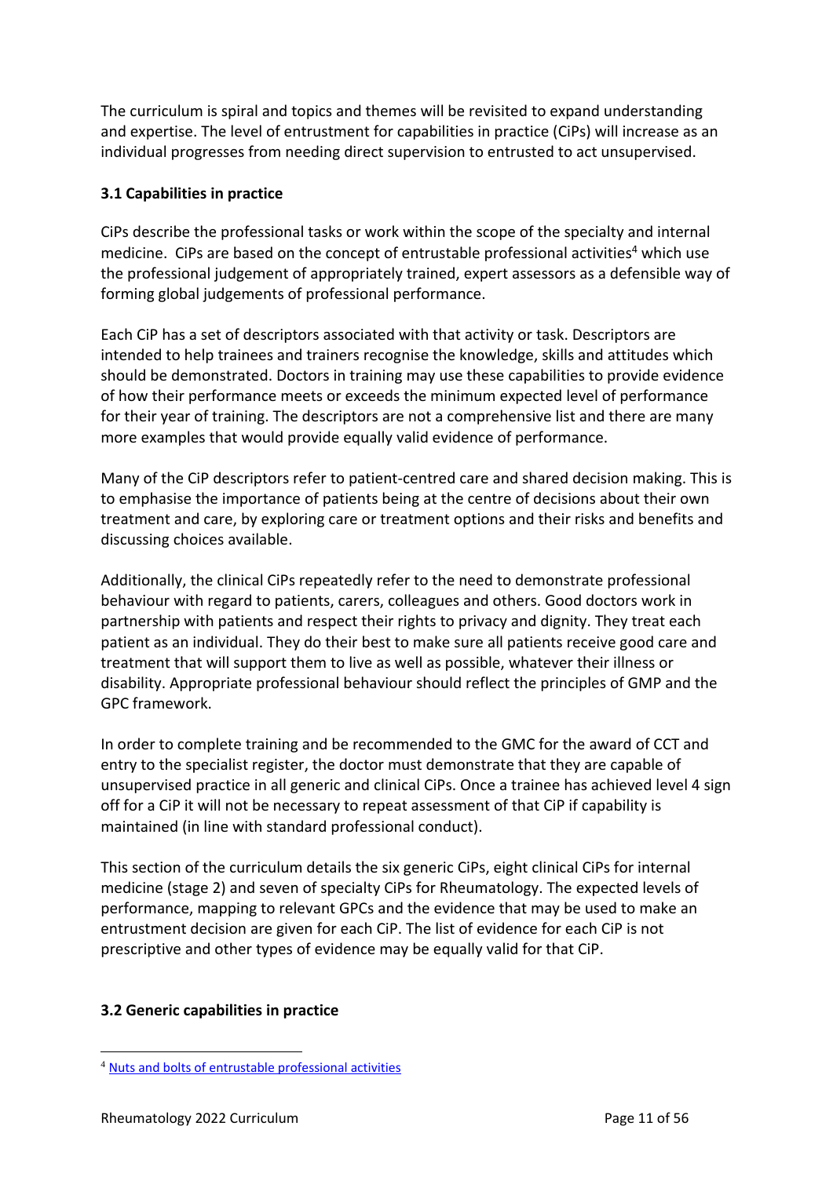The curriculum is spiral and topics and themes will be revisited to expand understanding and expertise. The level of entrustment for capabilities in practice (CiPs) will increase as an individual progresses from needing direct supervision to entrusted to act unsupervised.

### 3.1 Capabilities in practice

CiPs describe the professional tasks or work within the scope of the specialty and internal medicine. CiPs are based on the concept of entrustable professional activities[4] which use the professional judgement of appropriately trained, expert assessors as a defensible way of forming global judgements of professional performance.

Each CiP has a set of descriptors associated with that activity or task. Descriptors are intended to help trainees and trainers recognise the knowledge, skills and attitudes which should be demonstrated. Doctors in training may use these capabilities to provide evidence of how their performance meets or exceeds the minimum expected level of performance for their year of training. The descriptors are not a comprehensive list and there are many more examples that would provide equally valid evidence of performance.

Many of the CiP descriptors refer to patient-centred care and shared decision making. This is to emphasise the importance of patients being at the centre of decisions about their own treatment and care, by exploring care or treatment options and their risks and benefits and discussing choices available.

Additionally, the clinical CiPs repeatedly refer to the need to demonstrate professional behaviour with regard to patients, carers, colleagues and others. Good doctors work in partnership with patients and respect their rights to privacy and dignity. They treat each patient as an individual. They do their best to make sure all patients receive good care and treatment that will support them to live as well as possible, whatever their illness or disability. Appropriate professional behaviour should reflect the principles of GMP and the GPC framework.

In order to complete training and be recommended to the GMC for the award of CCT and entry to the specialist register, the doctor must demonstrate that they are capable of unsupervised practice in all generic and clinical CiPs. Once a trainee has achieved level 4 sign off for a CiP it will not be necessary to repeat assessment of that CiP if capability is maintained (in line with standard professional conduct).

This section of the curriculum details the six generic CiPs, eight clinical CiPs for internal medicine (stage 2) and seven of specialty CiPs for Rheumatology. The expected levels of performance, mapping to relevant GPCs and the evidence that may be used to make an entrustment decision are given for each CiP. The list of evidence for each CiP is not prescriptive and other types of evidence may be equally valid for that CiP.

### 3.2 Generic capabilities in practice

---

[4] Nuts and bolts of entrustable professional activities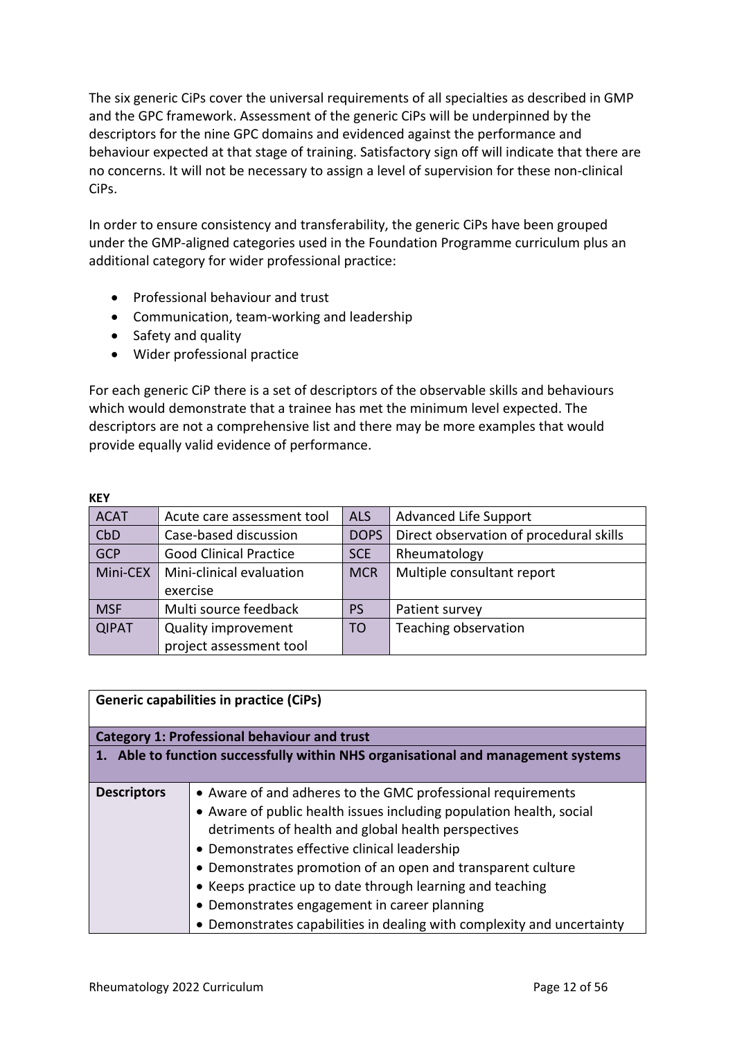The six generic CiPs cover the universal requirements of all specialties as described in GMP and the GPC framework. Assessment of the generic CiPs will be underpinned by the descriptors for the nine GPC domains and evidenced against the performance and behaviour expected at that stage of training. Satisfactory sign off will indicate that there are no concerns. It will not be necessary to assign a level of supervision for these non-clinical CiPs.

In order to ensure consistency and transferability, the generic CiPs have been grouped under the GMP-aligned categories used in the Foundation Programme curriculum plus an additional category for wider professional practice:

- Professional behaviour and trust
- Communication, team-working and leadership
- Safety and quality
- Wider professional practice

For each generic CiP there is a set of descriptors of the observable skills and behaviours which would demonstrate that a trainee has met the minimum level expected. The descriptors are not a comprehensive list and there may be more examples that would provide equally valid evidence of performance.

**KEY**

| ACAT | Acute care assessment tool | ALS | Advanced Life Support |
|---|---|---|---|
| CbD | Case-based discussion | DOPS | Direct observation of procedural skills |
| GCP | Good Clinical Practice | SCE | Rheumatology |
| Mini-CEX | Mini-clinical evaluation exercise | MCR | Multiple consultant report |
| MSF | Multi source feedback | PS | Patient survey |
| QIPAT | Quality improvement project assessment tool | TO | Teaching observation |

| **Generic capabilities in practice (CiPs)** | |
|---|---|
| **Category 1: Professional behaviour and trust** | |
| **1. Able to function successfully within NHS organisational and management systems** | |
| **Descriptors** | • Aware of and adheres to the GMC professional requirements<br>• Aware of public health issues including population health, social detriments of health and global health perspectives<br>• Demonstrates effective clinical leadership<br>• Demonstrates promotion of an open and transparent culture<br>• Keeps practice up to date through learning and teaching<br>• Demonstrates engagement in career planning<br>• Demonstrates capabilities in dealing with complexity and uncertainty |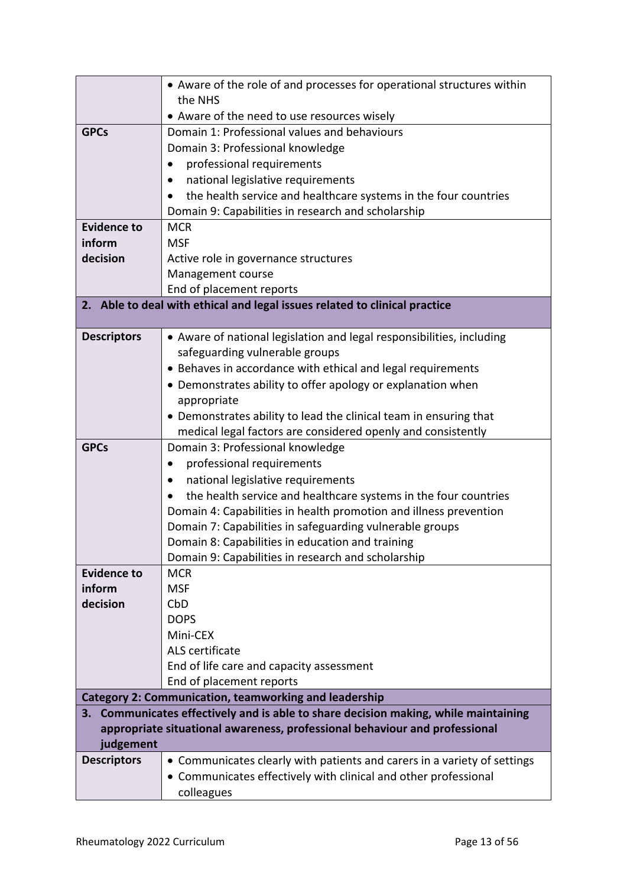| | |
|---|---|
| | • Aware of the role of and processes for operational structures within the NHS<br>• Aware of the need to use resources wisely |
| **GPCs** | Domain 1: Professional values and behaviours<br>Domain 3: Professional knowledge<br>• professional requirements<br>• national legislative requirements<br>• the health service and healthcare systems in the four countries<br>Domain 9: Capabilities in research and scholarship |
| **Evidence to inform decision** | MCR<br>MSF<br>Active role in governance structures<br>Management course<br>End of placement reports |
| **2. Able to deal with ethical and legal issues related to clinical practice** | |
| **Descriptors** | • Aware of national legislation and legal responsibilities, including safeguarding vulnerable groups<br>• Behaves in accordance with ethical and legal requirements<br>• Demonstrates ability to offer apology or explanation when appropriate<br>• Demonstrates ability to lead the clinical team in ensuring that medical legal factors are considered openly and consistently |
| **GPCs** | Domain 3: Professional knowledge<br>• professional requirements<br>• national legislative requirements<br>• the health service and healthcare systems in the four countries<br>Domain 4: Capabilities in health promotion and illness prevention<br>Domain 7: Capabilities in safeguarding vulnerable groups<br>Domain 8: Capabilities in education and training<br>Domain 9: Capabilities in research and scholarship |
| **Evidence to inform decision** | MCR<br>MSF<br>CbD<br>DOPS<br>Mini-CEX<br>ALS certificate<br>End of life care and capacity assessment<br>End of placement reports |
| **Category 2: Communication, teamworking and leadership** | |
| **3. Communicates effectively and is able to share decision making, while maintaining appropriate situational awareness, professional behaviour and professional judgement** | |
| **Descriptors** | • Communicates clearly with patients and carers in a variety of settings<br>• Communicates effectively with clinical and other professional colleagues |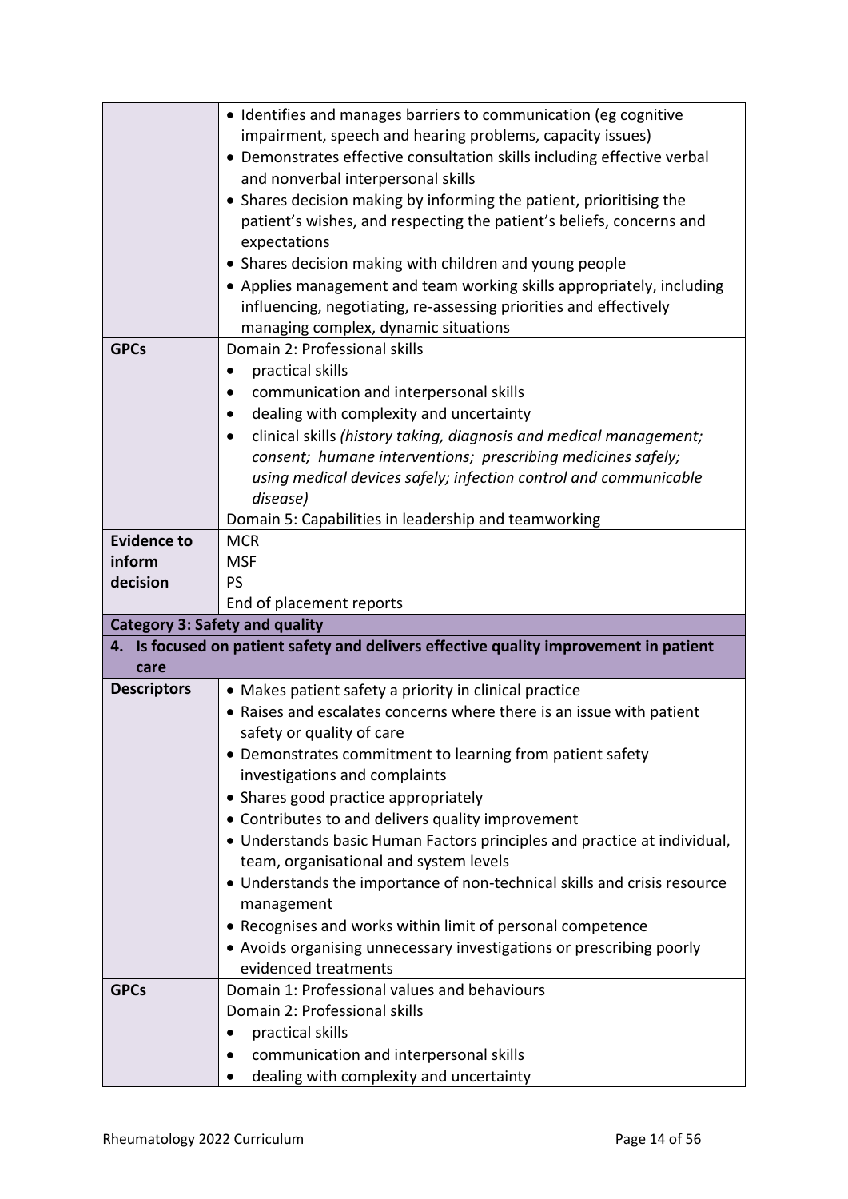| | |
|---|---|
| | • Identifies and manages barriers to communication (eg cognitive impairment, speech and hearing problems, capacity issues)<br>• Demonstrates effective consultation skills including effective verbal and nonverbal interpersonal skills<br>• Shares decision making by informing the patient, prioritising the patient's wishes, and respecting the patient's beliefs, concerns and expectations<br>• Shares decision making with children and young people<br>• Applies management and team working skills appropriately, including influencing, negotiating, re-assessing priorities and effectively managing complex, dynamic situations |
| **GPCs** | Domain 2: Professional skills<br>• practical skills<br>• communication and interpersonal skills<br>• dealing with complexity and uncertainty<br>• clinical skills *(history taking, diagnosis and medical management; consent; humane interventions; prescribing medicines safely; using medical devices safely; infection control and communicable disease)*<br>Domain 5: Capabilities in leadership and teamworking |
| **Evidence to inform decision** | MCR<br>MSF<br>PS<br>End of placement reports |
| **Category 3: Safety and quality** | |
| **4. Is focused on patient safety and delivers effective quality improvement in patient care** | |
| **Descriptors** | • Makes patient safety a priority in clinical practice<br>• Raises and escalates concerns where there is an issue with patient safety or quality of care<br>• Demonstrates commitment to learning from patient safety investigations and complaints<br>• Shares good practice appropriately<br>• Contributes to and delivers quality improvement<br>• Understands basic Human Factors principles and practice at individual, team, organisational and system levels<br>• Understands the importance of non-technical skills and crisis resource management<br>• Recognises and works within limit of personal competence<br>• Avoids organising unnecessary investigations or prescribing poorly evidenced treatments |
| **GPCs** | Domain 1: Professional values and behaviours<br>Domain 2: Professional skills<br>• practical skills<br>• communication and interpersonal skills<br>• dealing with complexity and uncertainty |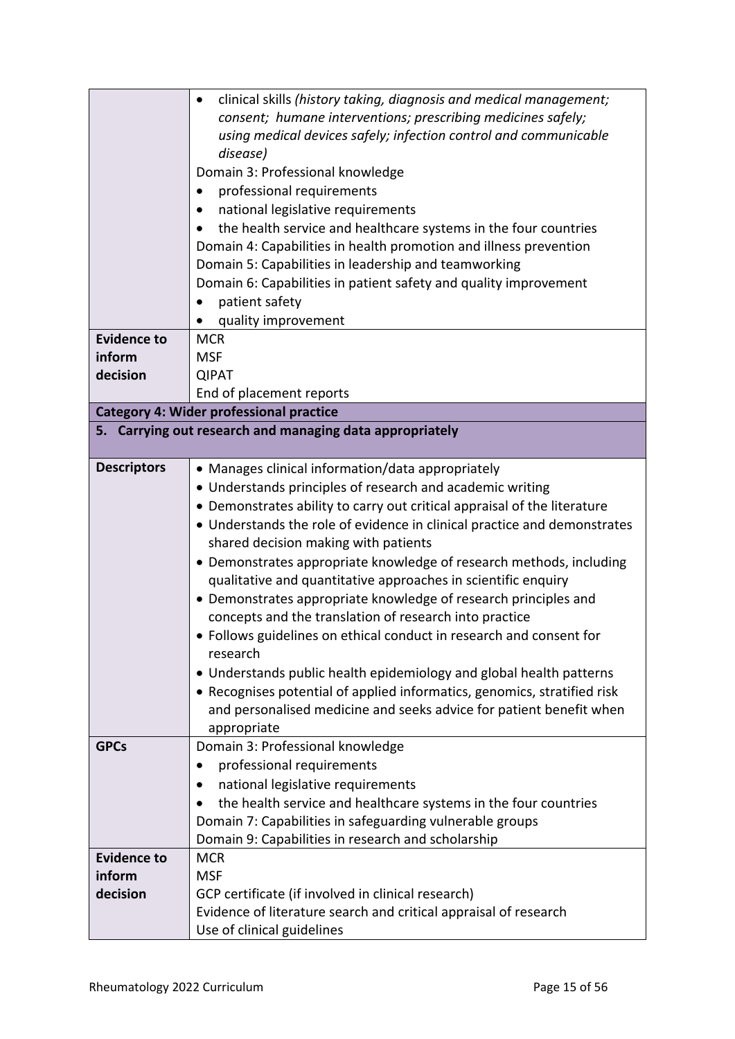| | |
|---|---|
| | • clinical skills *(history taking, diagnosis and medical management; consent; humane interventions; prescribing medicines safely; using medical devices safely; infection control and communicable disease)*<br>Domain 3: Professional knowledge<br>• professional requirements<br>• national legislative requirements<br>• the health service and healthcare systems in the four countries<br>Domain 4: Capabilities in health promotion and illness prevention<br>Domain 5: Capabilities in leadership and teamworking<br>Domain 6: Capabilities in patient safety and quality improvement<br>• patient safety<br>• quality improvement |
| **Evidence to inform decision** | MCR<br>MSF<br>QIPAT<br>End of placement reports |
| **Category 4: Wider professional practice** | |
| **5. Carrying out research and managing data appropriately** | |
| **Descriptors** | • Manages clinical information/data appropriately<br>• Understands principles of research and academic writing<br>• Demonstrates ability to carry out critical appraisal of the literature<br>• Understands the role of evidence in clinical practice and demonstrates shared decision making with patients<br>• Demonstrates appropriate knowledge of research methods, including qualitative and quantitative approaches in scientific enquiry<br>• Demonstrates appropriate knowledge of research principles and concepts and the translation of research into practice<br>• Follows guidelines on ethical conduct in research and consent for research<br>• Understands public health epidemiology and global health patterns<br>• Recognises potential of applied informatics, genomics, stratified risk and personalised medicine and seeks advice for patient benefit when appropriate |
| **GPCs** | Domain 3: Professional knowledge<br>• professional requirements<br>• national legislative requirements<br>• the health service and healthcare systems in the four countries<br>Domain 7: Capabilities in safeguarding vulnerable groups<br>Domain 9: Capabilities in research and scholarship |
| **Evidence to inform decision** | MCR<br>MSF<br>GCP certificate (if involved in clinical research)<br>Evidence of literature search and critical appraisal of research<br>Use of clinical guidelines |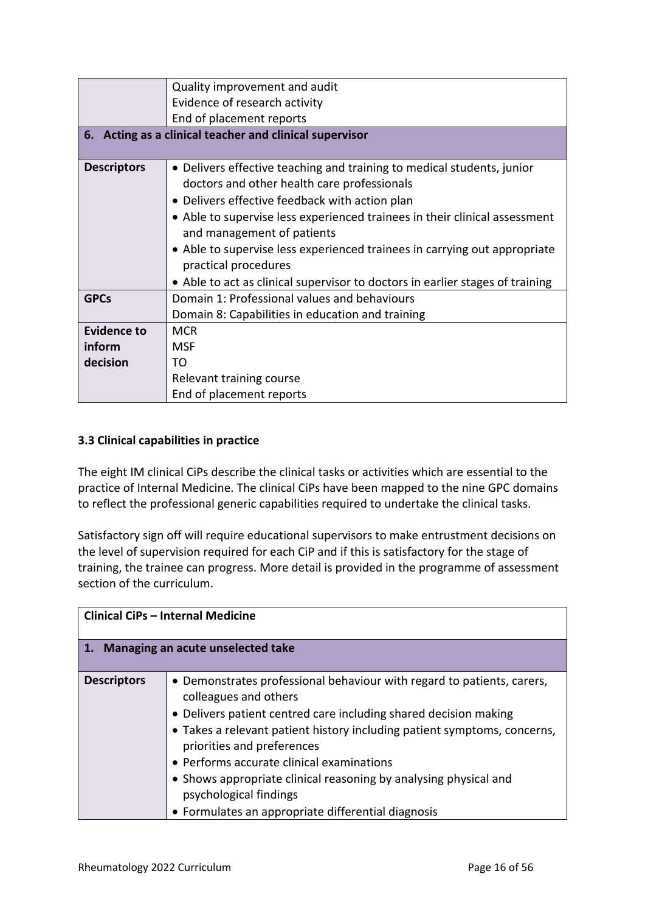| | |
|---|---|
| | Quality improvement and audit<br>Evidence of research activity<br>End of placement reports |
| **6. Acting as a clinical teacher and clinical supervisor** | |
| **Descriptors** | • Delivers effective teaching and training to medical students, junior doctors and other health care professionals<br>• Delivers effective feedback with action plan<br>• Able to supervise less experienced trainees in their clinical assessment and management of patients<br>• Able to supervise less experienced trainees in carrying out appropriate practical procedures<br>• Able to act as clinical supervisor to doctors in earlier stages of training |
| **GPCs** | Domain 1: Professional values and behaviours<br>Domain 8: Capabilities in education and training |
| **Evidence to inform decision** | MCR<br>MSF<br>TO<br>Relevant training course<br>End of placement reports |

### 3.3 Clinical capabilities in practice

The eight IM clinical CiPs describe the clinical tasks or activities which are essential to the practice of Internal Medicine. The clinical CiPs have been mapped to the nine GPC domains to reflect the professional generic capabilities required to undertake the clinical tasks.

Satisfactory sign off will require educational supervisors to make entrustment decisions on the level of supervision required for each CiP and if this is satisfactory for the stage of training, the trainee can progress. More detail is provided in the programme of assessment section of the curriculum.

| **Clinical CiPs – Internal Medicine** | |
|---|---|
| **1. Managing an acute unselected take** | |
| **Descriptors** | • Demonstrates professional behaviour with regard to patients, carers, colleagues and others<br>• Delivers patient centred care including shared decision making<br>• Takes a relevant patient history including patient symptoms, concerns, priorities and preferences<br>• Performs accurate clinical examinations<br>• Shows appropriate clinical reasoning by analysing physical and psychological findings<br>• Formulates an appropriate differential diagnosis |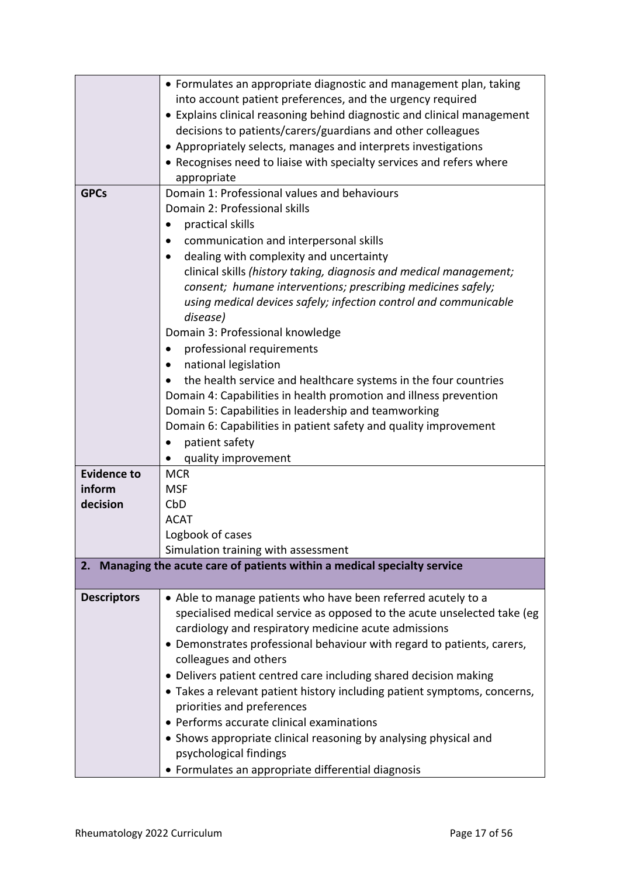| | |
|---|---|
| | • Formulates an appropriate diagnostic and management plan, taking into account patient preferences, and the urgency required<br>• Explains clinical reasoning behind diagnostic and clinical management decisions to patients/carers/guardians and other colleagues<br>• Appropriately selects, manages and interprets investigations<br>• Recognises need to liaise with specialty services and refers where appropriate |
| **GPCs** | Domain 1: Professional values and behaviours<br>Domain 2: Professional skills<br>• practical skills<br>• communication and interpersonal skills<br>• dealing with complexity and uncertainty<br>clinical skills *(history taking, diagnosis and medical management; consent; humane interventions; prescribing medicines safely; using medical devices safely; infection control and communicable disease)*<br>Domain 3: Professional knowledge<br>• professional requirements<br>• national legislation<br>• the health service and healthcare systems in the four countries<br>Domain 4: Capabilities in health promotion and illness prevention<br>Domain 5: Capabilities in leadership and teamworking<br>Domain 6: Capabilities in patient safety and quality improvement<br>• patient safety<br>• quality improvement |
| **Evidence to inform decision** | MCR<br>MSF<br>CbD<br>ACAT<br>Logbook of cases<br>Simulation training with assessment |
| **2. Managing the acute care of patients within a medical specialty service** | |
| **Descriptors** | • Able to manage patients who have been referred acutely to a specialised medical service as opposed to the acute unselected take (eg cardiology and respiratory medicine acute admissions<br>• Demonstrates professional behaviour with regard to patients, carers, colleagues and others<br>• Delivers patient centred care including shared decision making<br>• Takes a relevant patient history including patient symptoms, concerns, priorities and preferences<br>• Performs accurate clinical examinations<br>• Shows appropriate clinical reasoning by analysing physical and psychological findings<br>• Formulates an appropriate differential diagnosis |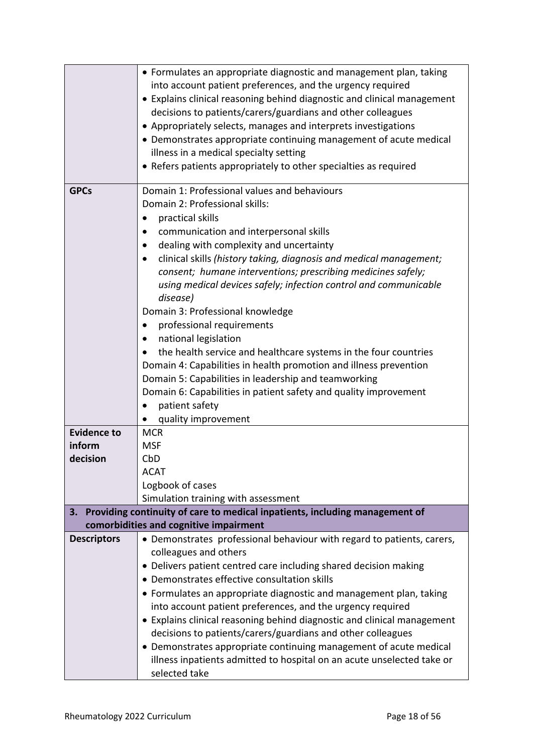| | |
|---|---|
| | • Formulates an appropriate diagnostic and management plan, taking into account patient preferences, and the urgency required<br>• Explains clinical reasoning behind diagnostic and clinical management decisions to patients/carers/guardians and other colleagues<br>• Appropriately selects, manages and interprets investigations<br>• Demonstrates appropriate continuing management of acute medical illness in a medical specialty setting<br>• Refers patients appropriately to other specialties as required |
| **GPCs** | Domain 1: Professional values and behaviours<br>Domain 2: Professional skills:<br>• practical skills<br>• communication and interpersonal skills<br>• dealing with complexity and uncertainty<br>• clinical skills *(history taking, diagnosis and medical management; consent; humane interventions; prescribing medicines safely; using medical devices safely; infection control and communicable disease)*<br>Domain 3: Professional knowledge<br>• professional requirements<br>• national legislation<br>• the health service and healthcare systems in the four countries<br>Domain 4: Capabilities in health promotion and illness prevention<br>Domain 5: Capabilities in leadership and teamworking<br>Domain 6: Capabilities in patient safety and quality improvement<br>• patient safety<br>• quality improvement |
| **Evidence to inform decision** | MCR<br>MSF<br>CbD<br>ACAT<br>Logbook of cases<br>Simulation training with assessment |
| **3. Providing continuity of care to medical inpatients, including management of comorbidities and cognitive impairment** | |
| **Descriptors** | • Demonstrates professional behaviour with regard to patients, carers, colleagues and others<br>• Delivers patient centred care including shared decision making<br>• Demonstrates effective consultation skills<br>• Formulates an appropriate diagnostic and management plan, taking into account patient preferences, and the urgency required<br>• Explains clinical reasoning behind diagnostic and clinical management decisions to patients/carers/guardians and other colleagues<br>• Demonstrates appropriate continuing management of acute medical illness inpatients admitted to hospital on an acute unselected take or selected take |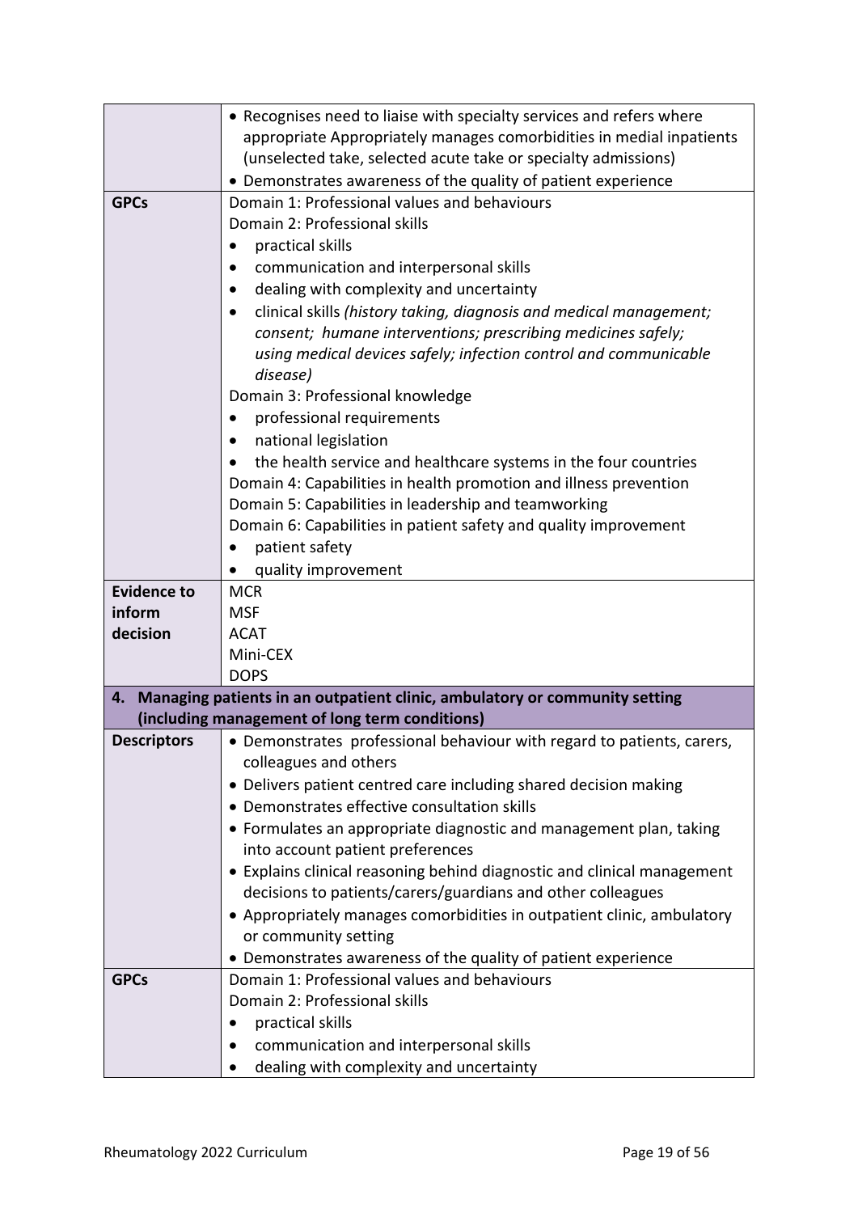| | |
|---|---|
| | • Recognises need to liaise with specialty services and refers where appropriate Appropriately manages comorbidities in medial inpatients (unselected take, selected acute take or specialty admissions)<br>• Demonstrates awareness of the quality of patient experience |
| **GPCs** | Domain 1: Professional values and behaviours<br>Domain 2: Professional skills<br>• practical skills<br>• communication and interpersonal skills<br>• dealing with complexity and uncertainty<br>• clinical skills *(history taking, diagnosis and medical management; consent; humane interventions; prescribing medicines safely; using medical devices safely; infection control and communicable disease)*<br>Domain 3: Professional knowledge<br>• professional requirements<br>• national legislation<br>• the health service and healthcare systems in the four countries<br>Domain 4: Capabilities in health promotion and illness prevention<br>Domain 5: Capabilities in leadership and teamworking<br>Domain 6: Capabilities in patient safety and quality improvement<br>• patient safety<br>• quality improvement |
| **Evidence to inform decision** | MCR<br>MSF<br>ACAT<br>Mini-CEX<br>DOPS |
| **4. Managing patients in an outpatient clinic, ambulatory or community setting (including management of long term conditions)** | |
| **Descriptors** | • Demonstrates professional behaviour with regard to patients, carers, colleagues and others<br>• Delivers patient centred care including shared decision making<br>• Demonstrates effective consultation skills<br>• Formulates an appropriate diagnostic and management plan, taking into account patient preferences<br>• Explains clinical reasoning behind diagnostic and clinical management decisions to patients/carers/guardians and other colleagues<br>• Appropriately manages comorbidities in outpatient clinic, ambulatory or community setting<br>• Demonstrates awareness of the quality of patient experience |
| **GPCs** | Domain 1: Professional values and behaviours<br>Domain 2: Professional skills<br>• practical skills<br>• communication and interpersonal skills<br>• dealing with complexity and uncertainty |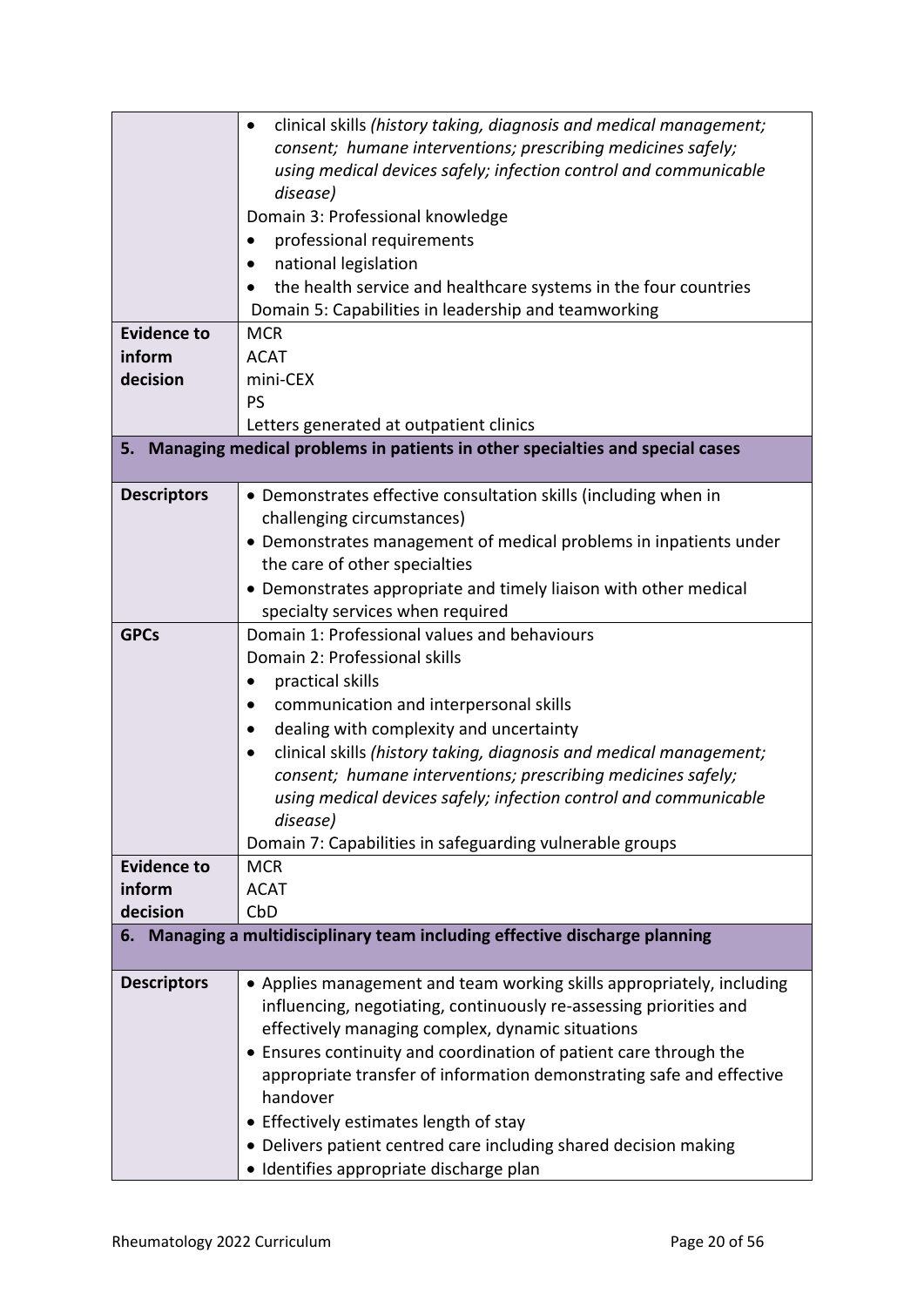| | |
|---|---|
| | • clinical skills *(history taking, diagnosis and medical management; consent; humane interventions; prescribing medicines safely; using medical devices safely; infection control and communicable disease)*<br>Domain 3: Professional knowledge<br>• professional requirements<br>• national legislation<br>• the health service and healthcare systems in the four countries<br>Domain 5: Capabilities in leadership and teamworking |
| **Evidence to inform decision** | MCR<br>ACAT<br>mini-CEX<br>PS<br>Letters generated at outpatient clinics |
| **5. Managing medical problems in patients in other specialties and special cases** | |
| **Descriptors** | • Demonstrates effective consultation skills (including when in challenging circumstances)<br>• Demonstrates management of medical problems in inpatients under the care of other specialties<br>• Demonstrates appropriate and timely liaison with other medical specialty services when required |
| **GPCs** | Domain 1: Professional values and behaviours<br>Domain 2: Professional skills<br>• practical skills<br>• communication and interpersonal skills<br>• dealing with complexity and uncertainty<br>• clinical skills *(history taking, diagnosis and medical management; consent; humane interventions; prescribing medicines safely; using medical devices safely; infection control and communicable disease)*<br>Domain 7: Capabilities in safeguarding vulnerable groups |
| **Evidence to inform decision** | MCR<br>ACAT<br>CbD |
| **6. Managing a multidisciplinary team including effective discharge planning** | |
| **Descriptors** | • Applies management and team working skills appropriately, including influencing, negotiating, continuously re-assessing priorities and effectively managing complex, dynamic situations<br>• Ensures continuity and coordination of patient care through the appropriate transfer of information demonstrating safe and effective handover<br>• Effectively estimates length of stay<br>• Delivers patient centred care including shared decision making<br>• Identifies appropriate discharge plan |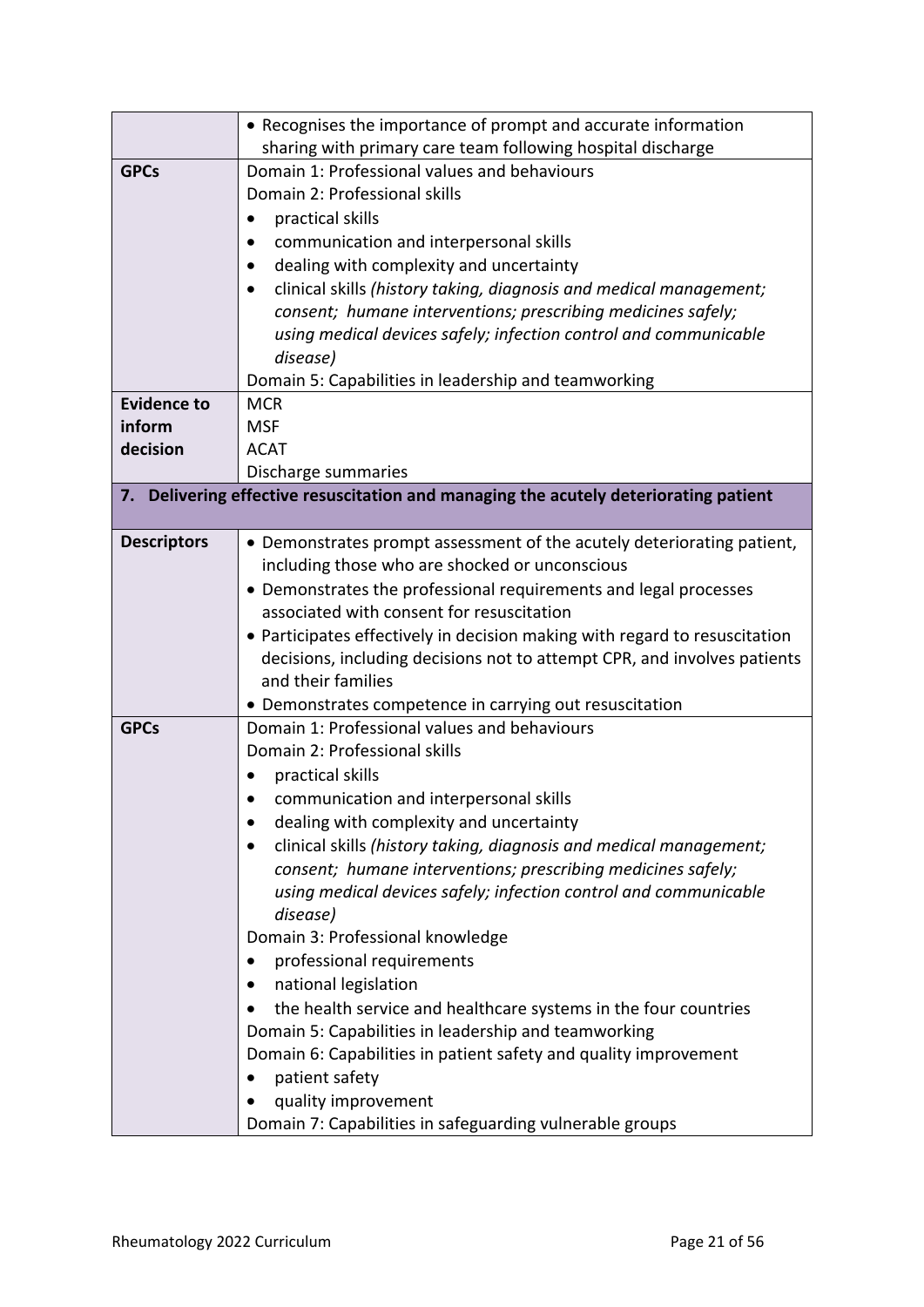| | |
|---|---|
| | • Recognises the importance of prompt and accurate information sharing with primary care team following hospital discharge |
| **GPCs** | Domain 1: Professional values and behaviours<br>Domain 2: Professional skills<br>• practical skills<br>• communication and interpersonal skills<br>• dealing with complexity and uncertainty<br>• clinical skills *(history taking, diagnosis and medical management; consent; humane interventions; prescribing medicines safely; using medical devices safely; infection control and communicable disease)*<br>Domain 5: Capabilities in leadership and teamworking |
| **Evidence to inform decision** | MCR<br>MSF<br>ACAT<br>Discharge summaries |

**7. Delivering effective resuscitation and managing the acutely deteriorating patient**

| | |
|---|---|
| **Descriptors** | • Demonstrates prompt assessment of the acutely deteriorating patient, including those who are shocked or unconscious<br>• Demonstrates the professional requirements and legal processes associated with consent for resuscitation<br>• Participates effectively in decision making with regard to resuscitation decisions, including decisions not to attempt CPR, and involves patients and their families<br>• Demonstrates competence in carrying out resuscitation |
| **GPCs** | Domain 1: Professional values and behaviours<br>Domain 2: Professional skills<br>• practical skills<br>• communication and interpersonal skills<br>• dealing with complexity and uncertainty<br>• clinical skills *(history taking, diagnosis and medical management; consent; humane interventions; prescribing medicines safely; using medical devices safely; infection control and communicable disease)*<br>Domain 3: Professional knowledge<br>• professional requirements<br>• national legislation<br>• the health service and healthcare systems in the four countries<br>Domain 5: Capabilities in leadership and teamworking<br>Domain 6: Capabilities in patient safety and quality improvement<br>• patient safety<br>• quality improvement<br>Domain 7: Capabilities in safeguarding vulnerable groups |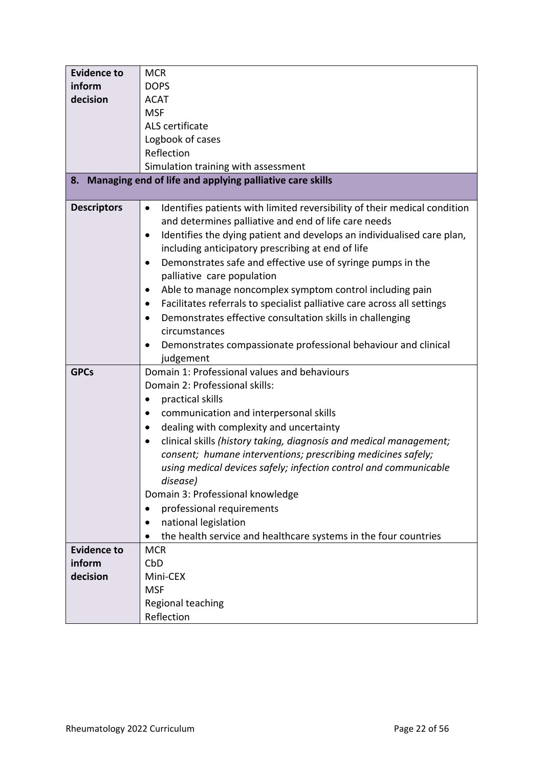| | |
|---|---|
| **Evidence to inform decision** | MCR<br>DOPS<br>ACAT<br>MSF<br>ALS certificate<br>Logbook of cases<br>Reflection<br>Simulation training with assessment |
| **8. Managing end of life and applying palliative care skills** | |
| **Descriptors** | • Identifies patients with limited reversibility of their medical condition and determines palliative and end of life care needs<br>• Identifies the dying patient and develops an individualised care plan, including anticipatory prescribing at end of life<br>• Demonstrates safe and effective use of syringe pumps in the palliative care population<br>• Able to manage noncomplex symptom control including pain<br>• Facilitates referrals to specialist palliative care across all settings<br>• Demonstrates effective consultation skills in challenging circumstances<br>• Demonstrates compassionate professional behaviour and clinical judgement |
| **GPCs** | Domain 1: Professional values and behaviours<br>Domain 2: Professional skills:<br>• practical skills<br>• communication and interpersonal skills<br>• dealing with complexity and uncertainty<br>• clinical skills *(history taking, diagnosis and medical management; consent; humane interventions; prescribing medicines safely; using medical devices safely; infection control and communicable disease)*<br>Domain 3: Professional knowledge<br>• professional requirements<br>• national legislation<br>• the health service and healthcare systems in the four countries |
| **Evidence to inform decision** | MCR<br>CbD<br>Mini-CEX<br>MSF<br>Regional teaching<br>Reflection |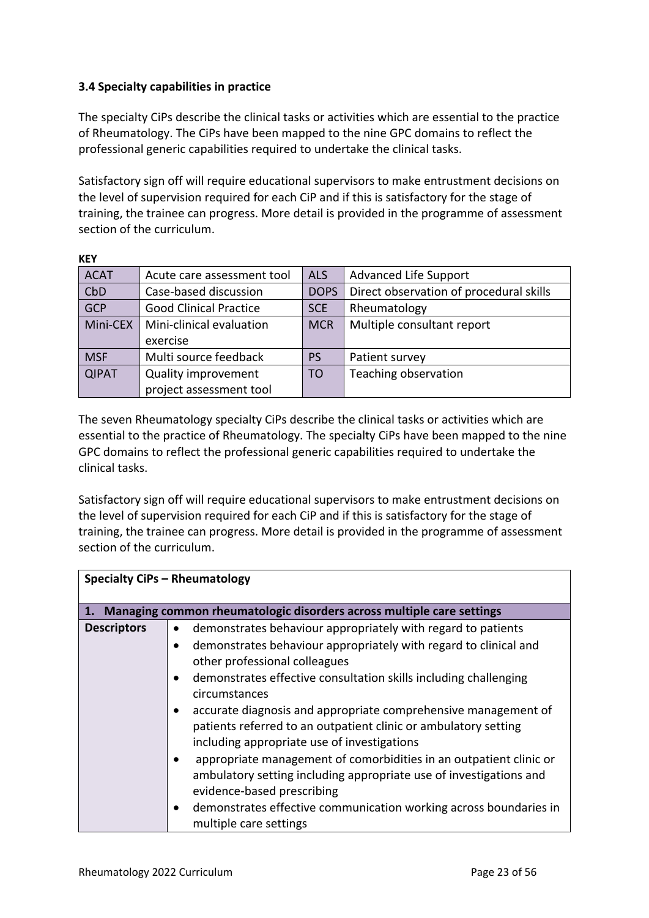### 3.4 Specialty capabilities in practice

The specialty CiPs describe the clinical tasks or activities which are essential to the practice of Rheumatology. The CiPs have been mapped to the nine GPC domains to reflect the professional generic capabilities required to undertake the clinical tasks.

Satisfactory sign off will require educational supervisors to make entrustment decisions on the level of supervision required for each CiP and if this is satisfactory for the stage of training, the trainee can progress. More detail is provided in the programme of assessment section of the curriculum.

**KEY**

| ACAT | Acute care assessment tool | ALS | Advanced Life Support |
|---|---|---|---|
| CbD | Case-based discussion | DOPS | Direct observation of procedural skills |
| GCP | Good Clinical Practice | SCE | Rheumatology |
| Mini-CEX | Mini-clinical evaluation exercise | MCR | Multiple consultant report |
| MSF | Multi source feedback | PS | Patient survey |
| QIPAT | Quality improvement project assessment tool | TO | Teaching observation |

The seven Rheumatology specialty CiPs describe the clinical tasks or activities which are essential to the practice of Rheumatology. The specialty CiPs have been mapped to the nine GPC domains to reflect the professional generic capabilities required to undertake the clinical tasks.

Satisfactory sign off will require educational supervisors to make entrustment decisions on the level of supervision required for each CiP and if this is satisfactory for the stage of training, the trainee can progress. More detail is provided in the programme of assessment section of the curriculum.

| **Specialty CiPs – Rheumatology** | |
|---|---|
| **1. Managing common rheumatologic disorders across multiple care settings** | |
| **Descriptors** | • demonstrates behaviour appropriately with regard to patients<br>• demonstrates behaviour appropriately with regard to clinical and other professional colleagues<br>• demonstrates effective consultation skills including challenging circumstances<br>• accurate diagnosis and appropriate comprehensive management of patients referred to an outpatient clinic or ambulatory setting including appropriate use of investigations<br>• appropriate management of comorbidities in an outpatient clinic or ambulatory setting including appropriate use of investigations and evidence-based prescribing<br>• demonstrates effective communication working across boundaries in multiple care settings |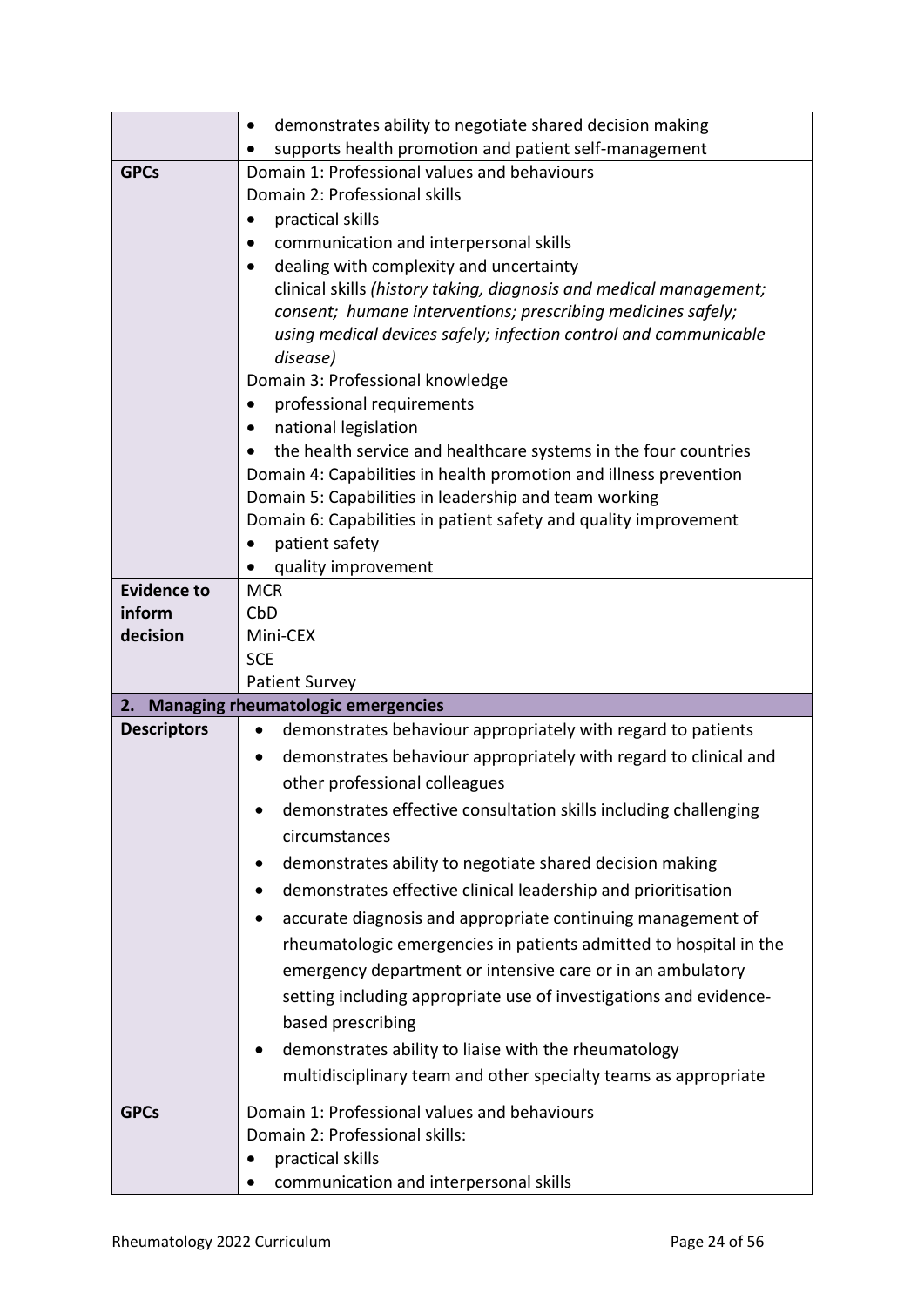| | |
|---|---|
| | • demonstrates ability to negotiate shared decision making<br>• supports health promotion and patient self-management |
| **GPCs** | Domain 1: Professional values and behaviours<br>Domain 2: Professional skills<br>• practical skills<br>• communication and interpersonal skills<br>• dealing with complexity and uncertainty<br>clinical skills *(history taking, diagnosis and medical management; consent; humane interventions; prescribing medicines safely; using medical devices safely; infection control and communicable disease)*<br>Domain 3: Professional knowledge<br>• professional requirements<br>• national legislation<br>• the health service and healthcare systems in the four countries<br>Domain 4: Capabilities in health promotion and illness prevention<br>Domain 5: Capabilities in leadership and team working<br>Domain 6: Capabilities in patient safety and quality improvement<br>• patient safety<br>• quality improvement |
| **Evidence to inform decision** | MCR<br>CbD<br>Mini-CEX<br>SCE<br>Patient Survey |
| **2. Managing rheumatologic emergencies** | |
| **Descriptors** | • demonstrates behaviour appropriately with regard to patients<br>• demonstrates behaviour appropriately with regard to clinical and other professional colleagues<br>• demonstrates effective consultation skills including challenging circumstances<br>• demonstrates ability to negotiate shared decision making<br>• demonstrates effective clinical leadership and prioritisation<br>• accurate diagnosis and appropriate continuing management of rheumatologic emergencies in patients admitted to hospital in the emergency department or intensive care or in an ambulatory setting including appropriate use of investigations and evidence-based prescribing<br>• demonstrates ability to liaise with the rheumatology multidisciplinary team and other specialty teams as appropriate |
| **GPCs** | Domain 1: Professional values and behaviours<br>Domain 2: Professional skills:<br>• practical skills<br>• communication and interpersonal skills |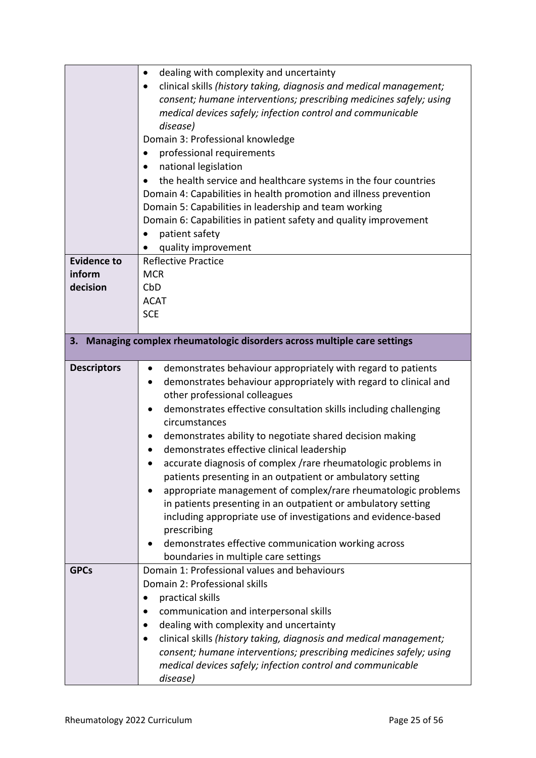| | |
|---|---|
| | • dealing with complexity and uncertainty<br>• clinical skills *(history taking, diagnosis and medical management; consent; humane interventions; prescribing medicines safely; using medical devices safely; infection control and communicable disease)*<br>Domain 3: Professional knowledge<br>• professional requirements<br>• national legislation<br>• the health service and healthcare systems in the four countries<br>Domain 4: Capabilities in health promotion and illness prevention<br>Domain 5: Capabilities in leadership and team working<br>Domain 6: Capabilities in patient safety and quality improvement<br>• patient safety<br>• quality improvement |
| **Evidence to inform decision** | Reflective Practice<br>MCR<br>CbD<br>ACAT<br>SCE |

| **3. Managing complex rheumatologic disorders across multiple care settings** | |
|---|---|
| **Descriptors** | • demonstrates behaviour appropriately with regard to patients<br>• demonstrates behaviour appropriately with regard to clinical and other professional colleagues<br>• demonstrates effective consultation skills including challenging circumstances<br>• demonstrates ability to negotiate shared decision making<br>• demonstrates effective clinical leadership<br>• accurate diagnosis of complex /rare rheumatologic problems in patients presenting in an outpatient or ambulatory setting<br>• appropriate management of complex/rare rheumatologic problems in patients presenting in an outpatient or ambulatory setting including appropriate use of investigations and evidence-based prescribing<br>• demonstrates effective communication working across boundaries in multiple care settings |
| **GPCs** | Domain 1: Professional values and behaviours<br>Domain 2: Professional skills<br>• practical skills<br>• communication and interpersonal skills<br>• dealing with complexity and uncertainty<br>• clinical skills *(history taking, diagnosis and medical management; consent; humane interventions; prescribing medicines safely; using medical devices safely; infection control and communicable disease)* |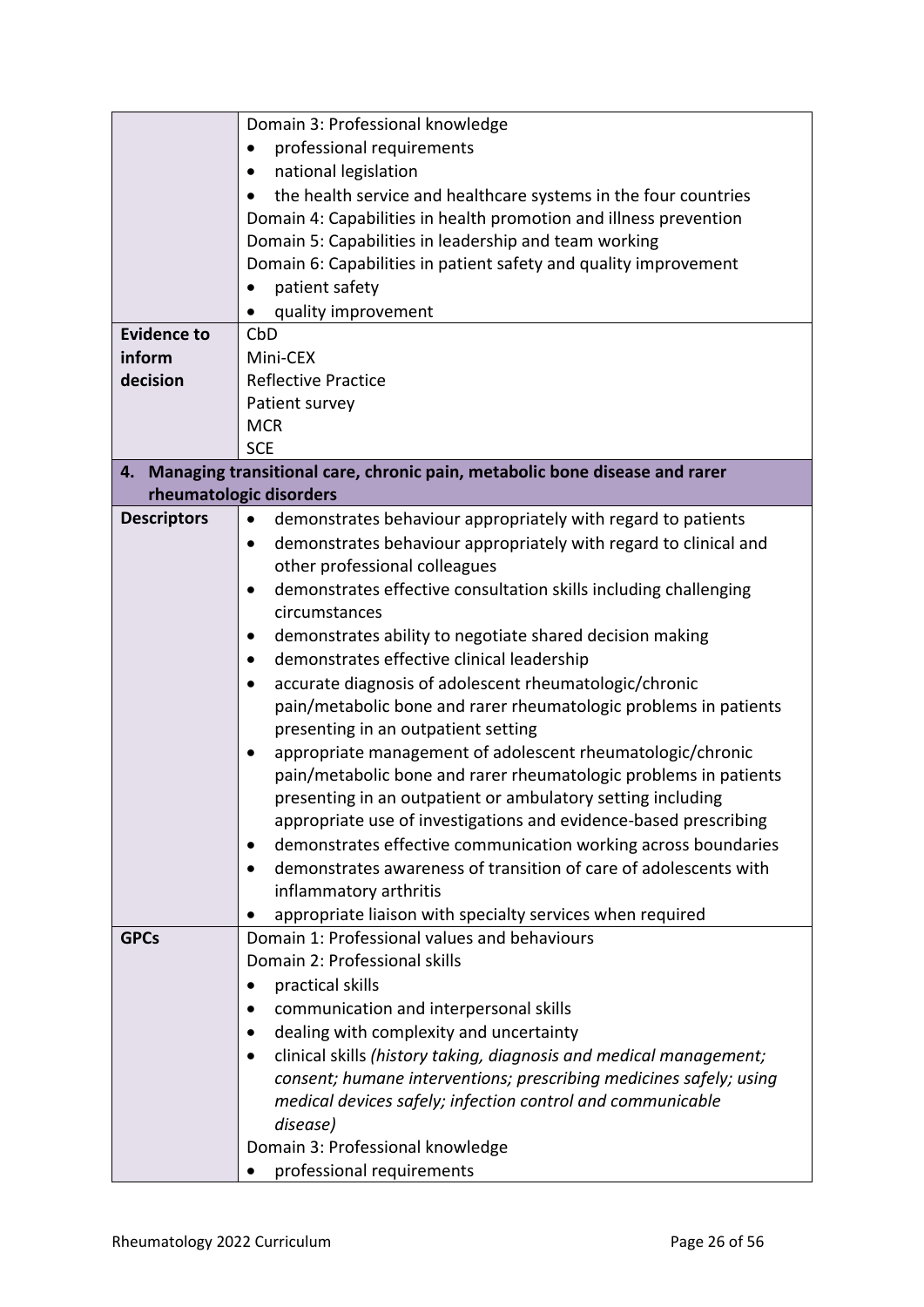| | |
|---|---|
| | Domain 3: Professional knowledge<br>• professional requirements<br>• national legislation<br>• the health service and healthcare systems in the four countries<br>Domain 4: Capabilities in health promotion and illness prevention<br>Domain 5: Capabilities in leadership and team working<br>Domain 6: Capabilities in patient safety and quality improvement<br>• patient safety<br>• quality improvement |
| **Evidence to inform decision** | CbD<br>Mini-CEX<br>Reflective Practice<br>Patient survey<br>MCR<br>SCE |
| **4. Managing transitional care, chronic pain, metabolic bone disease and rarer rheumatologic disorders** | |
| **Descriptors** | • demonstrates behaviour appropriately with regard to patients<br>• demonstrates behaviour appropriately with regard to clinical and other professional colleagues<br>• demonstrates effective consultation skills including challenging circumstances<br>• demonstrates ability to negotiate shared decision making<br>• demonstrates effective clinical leadership<br>• accurate diagnosis of adolescent rheumatologic/chronic pain/metabolic bone and rarer rheumatologic problems in patients presenting in an outpatient setting<br>• appropriate management of adolescent rheumatologic/chronic pain/metabolic bone and rarer rheumatologic problems in patients presenting in an outpatient or ambulatory setting including appropriate use of investigations and evidence-based prescribing<br>• demonstrates effective communication working across boundaries<br>• demonstrates awareness of transition of care of adolescents with inflammatory arthritis<br>• appropriate liaison with specialty services when required |
| **GPCs** | Domain 1: Professional values and behaviours<br>Domain 2: Professional skills<br>• practical skills<br>• communication and interpersonal skills<br>• dealing with complexity and uncertainty<br>• clinical skills *(history taking, diagnosis and medical management; consent; humane interventions; prescribing medicines safely; using medical devices safely; infection control and communicable disease)*<br>Domain 3: Professional knowledge<br>• professional requirements |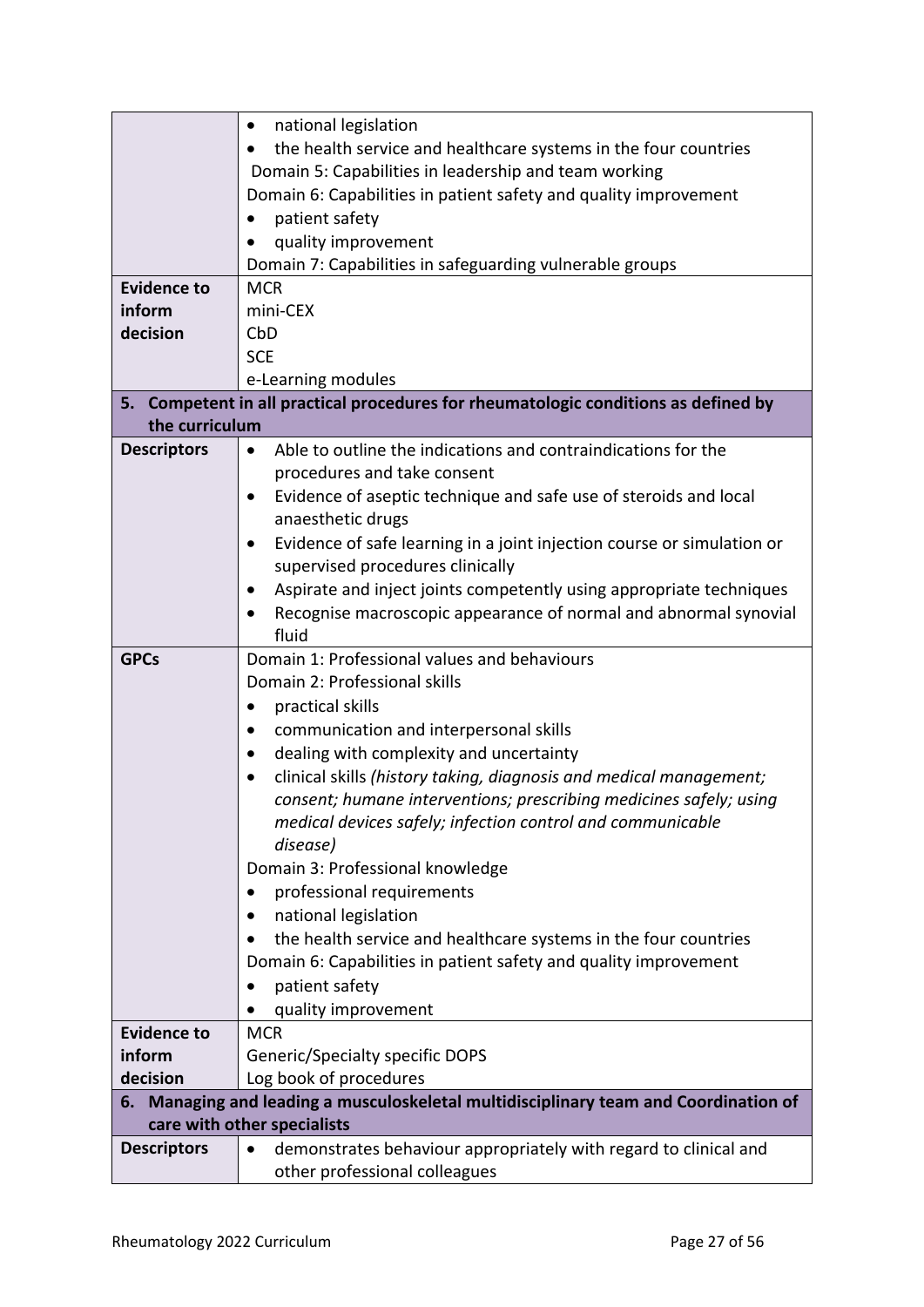| | |
|---|---|
| | • national legislation<br>• the health service and healthcare systems in the four countries<br>Domain 5: Capabilities in leadership and team working<br>Domain 6: Capabilities in patient safety and quality improvement<br>• patient safety<br>• quality improvement<br>Domain 7: Capabilities in safeguarding vulnerable groups |
| **Evidence to inform decision** | MCR<br>mini-CEX<br>CbD<br>SCE<br>e-Learning modules |
| **5. Competent in all practical procedures for rheumatologic conditions as defined by the curriculum** | |
| **Descriptors** | • Able to outline the indications and contraindications for the procedures and take consent<br>• Evidence of aseptic technique and safe use of steroids and local anaesthetic drugs<br>• Evidence of safe learning in a joint injection course or simulation or supervised procedures clinically<br>• Aspirate and inject joints competently using appropriate techniques<br>• Recognise macroscopic appearance of normal and abnormal synovial fluid |
| **GPCs** | Domain 1: Professional values and behaviours<br>Domain 2: Professional skills<br>• practical skills<br>• communication and interpersonal skills<br>• dealing with complexity and uncertainty<br>• clinical skills *(history taking, diagnosis and medical management; consent; humane interventions; prescribing medicines safely; using medical devices safely; infection control and communicable disease)*<br>Domain 3: Professional knowledge<br>• professional requirements<br>• national legislation<br>• the health service and healthcare systems in the four countries<br>Domain 6: Capabilities in patient safety and quality improvement<br>• patient safety<br>• quality improvement |
| **Evidence to inform decision** | MCR<br>Generic/Specialty specific DOPS<br>Log book of procedures |
| **6. Managing and leading a musculoskeletal multidisciplinary team and Coordination of care with other specialists** | |
| **Descriptors** | • demonstrates behaviour appropriately with regard to clinical and other professional colleagues |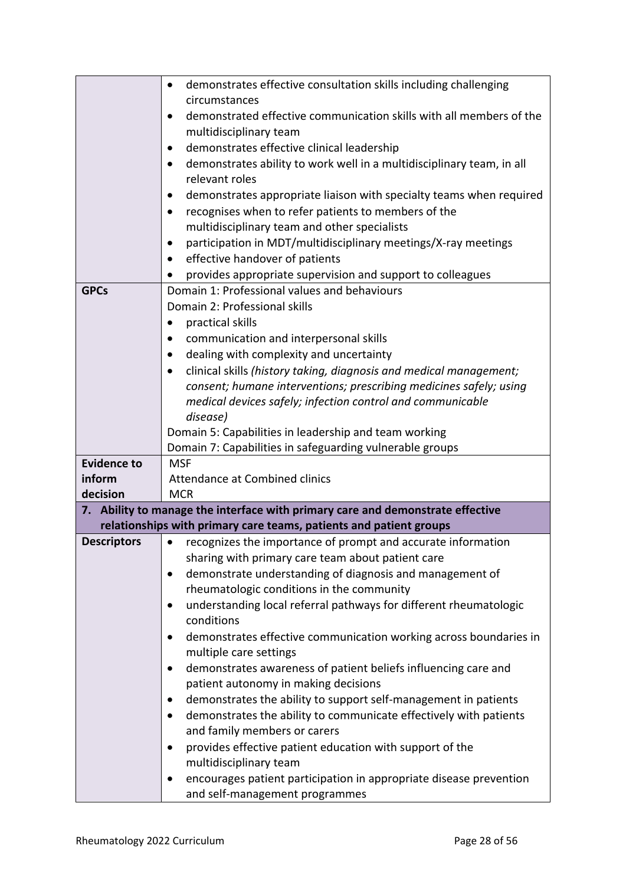| | |
|---|---|
| | • demonstrates effective consultation skills including challenging circumstances<br>• demonstrated effective communication skills with all members of the multidisciplinary team<br>• demonstrates effective clinical leadership<br>• demonstrates ability to work well in a multidisciplinary team, in all relevant roles<br>• demonstrates appropriate liaison with specialty teams when required<br>• recognises when to refer patients to members of the multidisciplinary team and other specialists<br>• participation in MDT/multidisciplinary meetings/X-ray meetings<br>• effective handover of patients<br>• provides appropriate supervision and support to colleagues |
| **GPCs** | Domain 1: Professional values and behaviours<br>Domain 2: Professional skills<br>• practical skills<br>• communication and interpersonal skills<br>• dealing with complexity and uncertainty<br>• clinical skills *(history taking, diagnosis and medical management; consent; humane interventions; prescribing medicines safely; using medical devices safely; infection control and communicable disease)*<br>Domain 5: Capabilities in leadership and team working<br>Domain 7: Capabilities in safeguarding vulnerable groups |
| **Evidence to inform decision** | MSF<br>Attendance at Combined clinics<br>MCR |
| **7. Ability to manage the interface with primary care and demonstrate effective relationships with primary care teams, patients and patient groups** | |
| **Descriptors** | • recognizes the importance of prompt and accurate information sharing with primary care team about patient care<br>• demonstrate understanding of diagnosis and management of rheumatologic conditions in the community<br>• understanding local referral pathways for different rheumatologic conditions<br>• demonstrates effective communication working across boundaries in multiple care settings<br>• demonstrates awareness of patient beliefs influencing care and patient autonomy in making decisions<br>• demonstrates the ability to support self-management in patients<br>• demonstrates the ability to communicate effectively with patients and family members or carers<br>• provides effective patient education with support of the multidisciplinary team<br>• encourages patient participation in appropriate disease prevention and self-management programmes |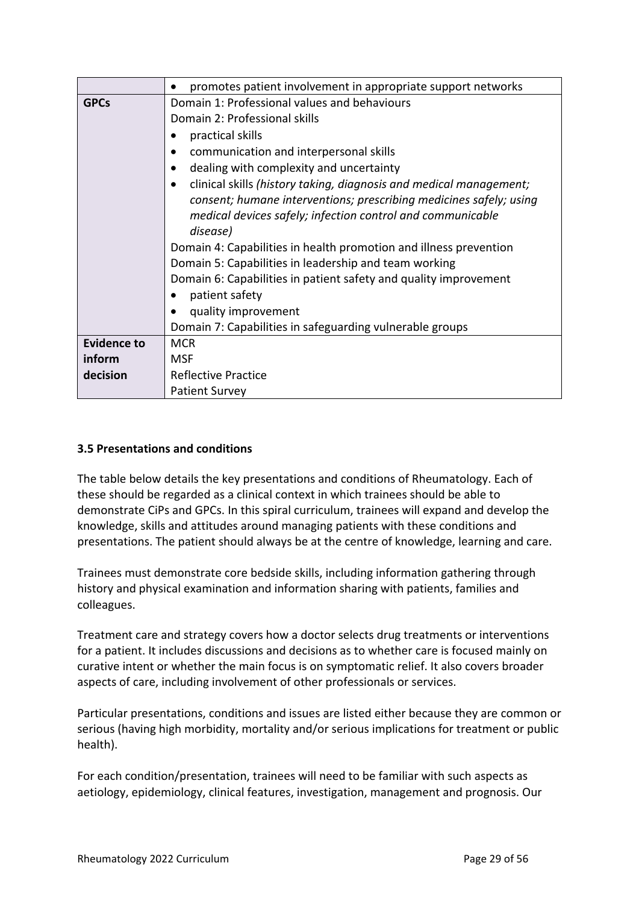| | |
|---|---|
| | • promotes patient involvement in appropriate support networks |
| **GPCs** | Domain 1: Professional values and behaviours<br>Domain 2: Professional skills<br>• practical skills<br>• communication and interpersonal skills<br>• dealing with complexity and uncertainty<br>• clinical skills *(history taking, diagnosis and medical management; consent; humane interventions; prescribing medicines safely; using medical devices safely; infection control and communicable disease)*<br>Domain 4: Capabilities in health promotion and illness prevention<br>Domain 5: Capabilities in leadership and team working<br>Domain 6: Capabilities in patient safety and quality improvement<br>• patient safety<br>• quality improvement<br>Domain 7: Capabilities in safeguarding vulnerable groups |
| **Evidence to inform decision** | MCR<br>MSF<br>Reflective Practice<br>Patient Survey |

### 3.5 Presentations and conditions

The table below details the key presentations and conditions of Rheumatology. Each of these should be regarded as a clinical context in which trainees should be able to demonstrate CiPs and GPCs. In this spiral curriculum, trainees will expand and develop the knowledge, skills and attitudes around managing patients with these conditions and presentations. The patient should always be at the centre of knowledge, learning and care.

Trainees must demonstrate core bedside skills, including information gathering through history and physical examination and information sharing with patients, families and colleagues.

Treatment care and strategy covers how a doctor selects drug treatments or interventions for a patient. It includes discussions and decisions as to whether care is focused mainly on curative intent or whether the main focus is on symptomatic relief. It also covers broader aspects of care, including involvement of other professionals or services.

Particular presentations, conditions and issues are listed either because they are common or serious (having high morbidity, mortality and/or serious implications for treatment or public health).

For each condition/presentation, trainees will need to be familiar with such aspects as aetiology, epidemiology, clinical features, investigation, management and prognosis. Our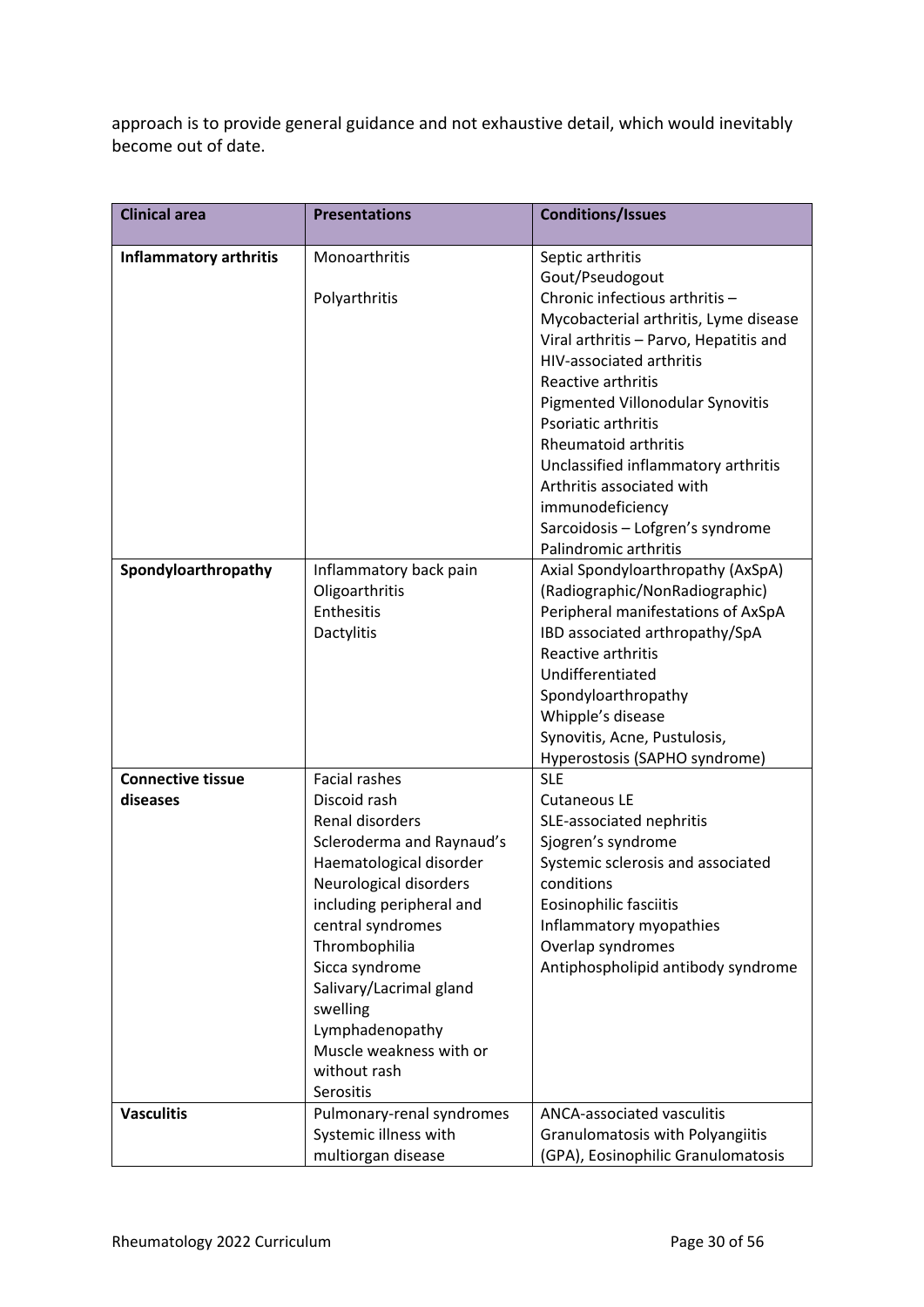approach is to provide general guidance and not exhaustive detail, which would inevitably become out of date.

| Clinical area | Presentations | Conditions/Issues |
|---|---|---|
| **Inflammatory arthritis** | Monoarthritis<br><br>Polyarthritis | Septic arthritis<br>Gout/Pseudogout<br>Chronic infectious arthritis – Mycobacterial arthritis, Lyme disease<br>Viral arthritis – Parvo, Hepatitis and HIV-associated arthritis<br>Reactive arthritis<br>Pigmented Villonodular Synovitis<br>Psoriatic arthritis<br>Rheumatoid arthritis<br>Unclassified inflammatory arthritis<br>Arthritis associated with immunodeficiency<br>Sarcoidosis – Lofgren's syndrome<br>Palindromic arthritis |
| **Spondyloarthropathy** | Inflammatory back pain<br>Oligoarthritis<br>Enthesitis<br>Dactylitis | Axial Spondyloarthropathy (AxSpA) (Radiographic/NonRadiographic)<br>Peripheral manifestations of AxSpA<br>IBD associated arthropathy/SpA<br>Reactive arthritis<br>Undifferentiated Spondyloarthropathy<br>Whipple's disease<br>Synovitis, Acne, Pustulosis, Hyperostosis (SAPHO syndrome) |
| **Connective tissue diseases** | Facial rashes<br>Discoid rash<br>Renal disorders<br>Scleroderma and Raynaud's<br>Haematological disorder<br>Neurological disorders including peripheral and central syndromes<br>Thrombophilia<br>Sicca syndrome<br>Salivary/Lacrimal gland swelling<br>Lymphadenopathy<br>Muscle weakness with or without rash<br>Serositis | SLE<br>Cutaneous LE<br>SLE-associated nephritis<br>Sjogren's syndrome<br>Systemic sclerosis and associated conditions<br>Eosinophilic fasciitis<br>Inflammatory myopathies<br>Overlap syndromes<br>Antiphospholipid antibody syndrome |
| **Vasculitis** | Pulmonary-renal syndromes<br>Systemic illness with multiorgan disease | ANCA-associated vasculitis<br>Granulomatosis with Polyangiitis (GPA), Eosinophilic Granulomatosis |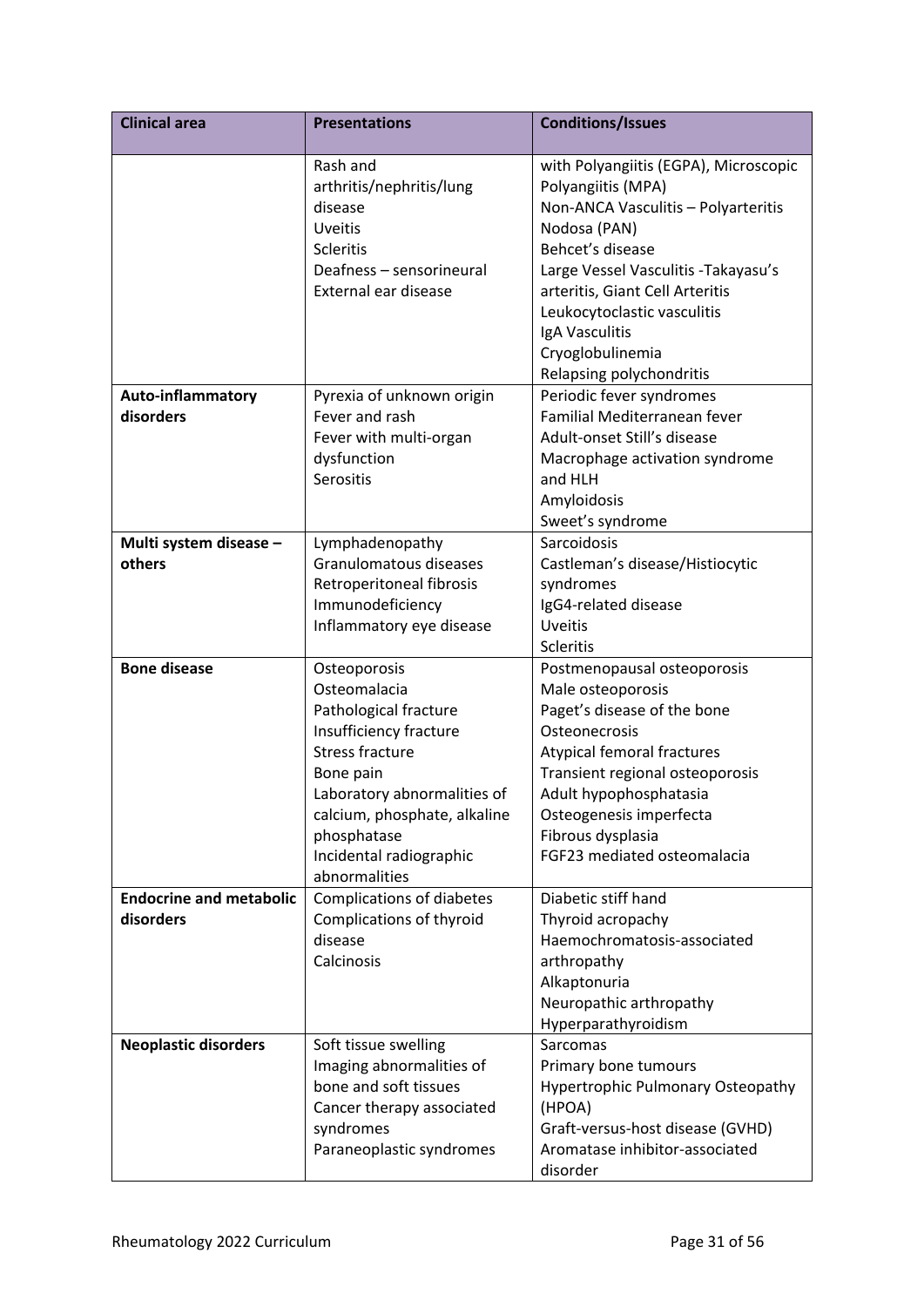| Clinical area | Presentations | Conditions/Issues |
|---|---|---|
| | Rash and arthritis/nephritis/lung disease<br>Uveitis<br>Scleritis<br>Deafness – sensorineural<br>External ear disease | with Polyangiitis (EGPA), Microscopic Polyangiitis (MPA)<br>Non-ANCA Vasculitis – Polyarteritis Nodosa (PAN)<br>Behcet's disease<br>Large Vessel Vasculitis -Takayasu's arteritis, Giant Cell Arteritis<br>Leukocytoclastic vasculitis<br>IgA Vasculitis<br>Cryoglobulinemia<br>Relapsing polychondritis |
| **Auto-inflammatory disorders** | Pyrexia of unknown origin<br>Fever and rash<br>Fever with multi-organ dysfunction<br>Serositis | Periodic fever syndromes<br>Familial Mediterranean fever<br>Adult-onset Still's disease<br>Macrophage activation syndrome and HLH<br>Amyloidosis<br>Sweet's syndrome |
| **Multi system disease – others** | Lymphadenopathy<br>Granulomatous diseases<br>Retroperitoneal fibrosis<br>Immunodeficiency<br>Inflammatory eye disease | Sarcoidosis<br>Castleman's disease/Histiocytic syndromes<br>IgG4-related disease<br>Uveitis<br>Scleritis |
| **Bone disease** | Osteoporosis<br>Osteomalacia<br>Pathological fracture<br>Insufficiency fracture<br>Stress fracture<br>Bone pain<br>Laboratory abnormalities of calcium, phosphate, alkaline phosphatase<br>Incidental radiographic abnormalities | Postmenopausal osteoporosis<br>Male osteoporosis<br>Paget's disease of the bone<br>Osteonecrosis<br>Atypical femoral fractures<br>Transient regional osteoporosis<br>Adult hypophosphatasia<br>Osteogenesis imperfecta<br>Fibrous dysplasia<br>FGF23 mediated osteomalacia |
| **Endocrine and metabolic disorders** | Complications of diabetes<br>Complications of thyroid disease<br>Calcinosis | Diabetic stiff hand<br>Thyroid acropachy<br>Haemochromatosis-associated arthropathy<br>Alkaptonuria<br>Neuropathic arthropathy<br>Hyperparathyroidism |
| **Neoplastic disorders** | Soft tissue swelling<br>Imaging abnormalities of bone and soft tissues<br>Cancer therapy associated syndromes<br>Paraneoplastic syndromes | Sarcomas<br>Primary bone tumours<br>Hypertrophic Pulmonary Osteopathy (HPOA)<br>Graft-versus-host disease (GVHD)<br>Aromatase inhibitor-associated disorder |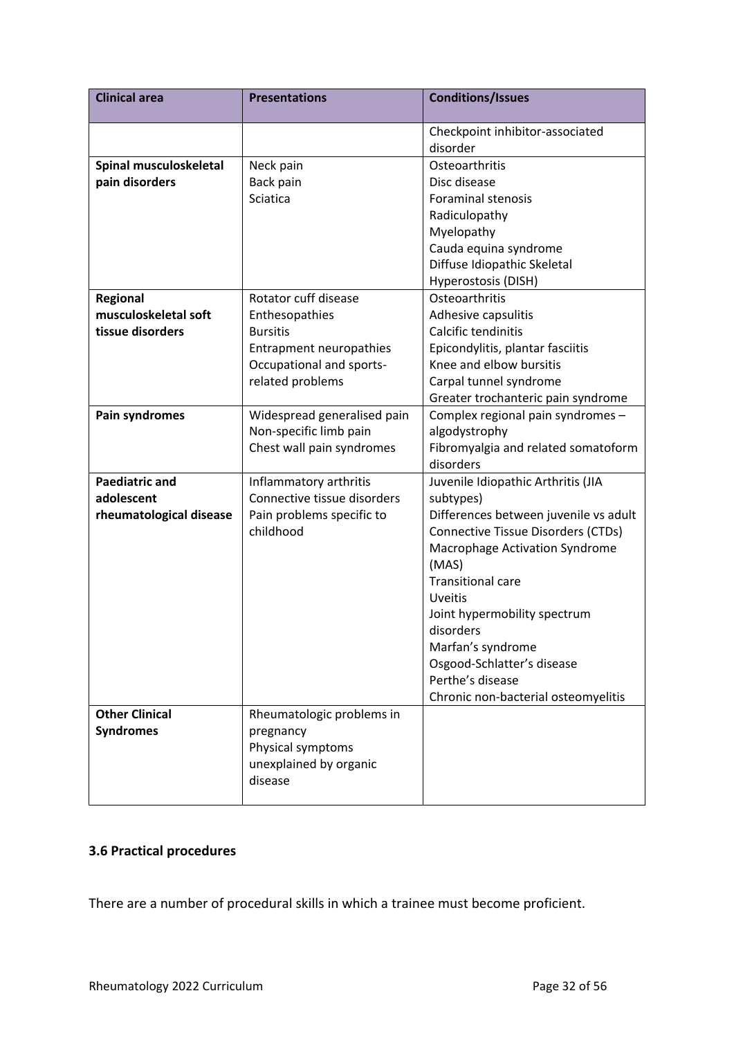| Clinical area | Presentations | Conditions/Issues |
|---|---|---|
| | | Checkpoint inhibitor-associated disorder |
| **Spinal musculoskeletal pain disorders** | Neck pain<br>Back pain<br>Sciatica | Osteoarthritis<br>Disc disease<br>Foraminal stenosis<br>Radiculopathy<br>Myelopathy<br>Cauda equina syndrome<br>Diffuse Idiopathic Skeletal Hyperostosis (DISH) |
| **Regional musculoskeletal soft tissue disorders** | Rotator cuff disease<br>Enthesopathies<br>Bursitis<br>Entrapment neuropathies<br>Occupational and sports-related problems | Osteoarthritis<br>Adhesive capsulitis<br>Calcific tendinitis<br>Epicondylitis, plantar fasciitis<br>Knee and elbow bursitis<br>Carpal tunnel syndrome<br>Greater trochanteric pain syndrome |
| **Pain syndromes** | Widespread generalised pain<br>Non-specific limb pain<br>Chest wall pain syndromes | Complex regional pain syndromes – algodystrophy<br>Fibromyalgia and related somatoform disorders |
| **Paediatric and adolescent rheumatological disease** | Inflammatory arthritis<br>Connective tissue disorders<br>Pain problems specific to childhood | Juvenile Idiopathic Arthritis (JIA subtypes)<br>Differences between juvenile vs adult Connective Tissue Disorders (CTDs)<br>Macrophage Activation Syndrome (MAS)<br>Transitional care<br>Uveitis<br>Joint hypermobility spectrum disorders<br>Marfan's syndrome<br>Osgood-Schlatter's disease<br>Perthe's disease<br>Chronic non-bacterial osteomyelitis |
| **Other Clinical Syndromes** | Rheumatologic problems in pregnancy<br>Physical symptoms unexplained by organic disease | |

### 3.6 Practical procedures

There are a number of procedural skills in which a trainee must become proficient.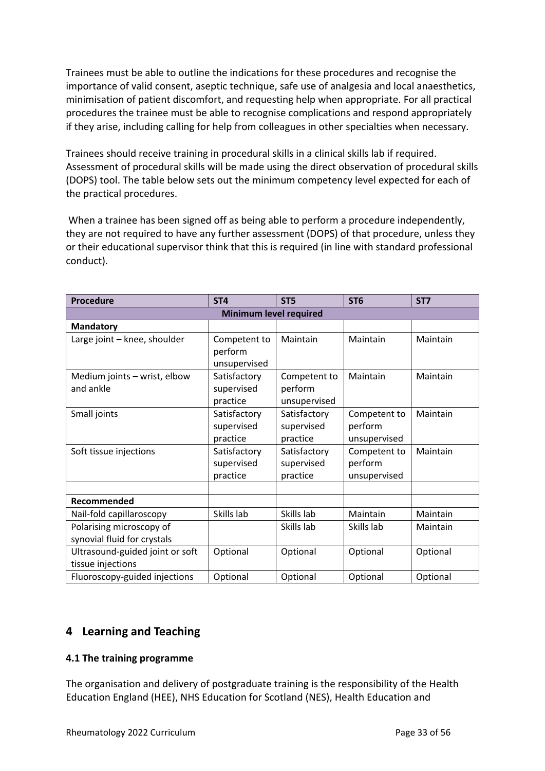Trainees must be able to outline the indications for these procedures and recognise the importance of valid consent, aseptic technique, safe use of analgesia and local anaesthetics, minimisation of patient discomfort, and requesting help when appropriate. For all practical procedures the trainee must be able to recognise complications and respond appropriately if they arise, including calling for help from colleagues in other specialties when necessary.

Trainees should receive training in procedural skills in a clinical skills lab if required. Assessment of procedural skills will be made using the direct observation of procedural skills (DOPS) tool. The table below sets out the minimum competency level expected for each of the practical procedures.

When a trainee has been signed off as being able to perform a procedure independently, they are not required to have any further assessment (DOPS) of that procedure, unless they or their educational supervisor think that this is required (in line with standard professional conduct).

| Procedure | ST4 | ST5 | ST6 | ST7 |
|---|---|---|---|---|
| **Minimum level required** | | | | |
| **Mandatory** | | | | |
| Large joint – knee, shoulder | Competent to perform unsupervised | Maintain | Maintain | Maintain |
| Medium joints – wrist, elbow and ankle | Satisfactory supervised practice | Competent to perform unsupervised | Maintain | Maintain |
| Small joints | Satisfactory supervised practice | Satisfactory supervised practice | Competent to perform unsupervised | Maintain |
| Soft tissue injections | Satisfactory supervised practice | Satisfactory supervised practice | Competent to perform unsupervised | Maintain |
| | | | | |
| **Recommended** | | | | |
| Nail-fold capillaroscopy | Skills lab | Skills lab | Maintain | Maintain |
| Polarising microscopy of synovial fluid for crystals | | Skills lab | Skills lab | Maintain |
| Ultrasound-guided joint or soft tissue injections | Optional | Optional | Optional | Optional |
| Fluoroscopy-guided injections | Optional | Optional | Optional | Optional |

## 4 Learning and Teaching

### 4.1 The training programme

The organisation and delivery of postgraduate training is the responsibility of the Health Education England (HEE), NHS Education for Scotland (NES), Health Education and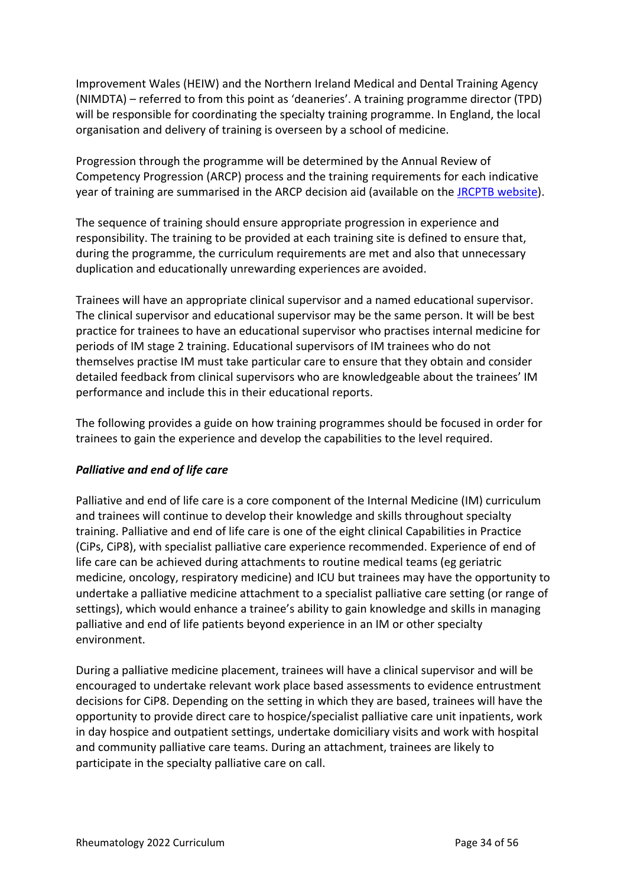Improvement Wales (HEIW) and the Northern Ireland Medical and Dental Training Agency (NIMDTA) – referred to from this point as 'deaneries'. A training programme director (TPD) will be responsible for coordinating the specialty training programme. In England, the local organisation and delivery of training is overseen by a school of medicine.

Progression through the programme will be determined by the Annual Review of Competency Progression (ARCP) process and the training requirements for each indicative year of training are summarised in the ARCP decision aid (available on the JRCPTB website).

The sequence of training should ensure appropriate progression in experience and responsibility. The training to be provided at each training site is defined to ensure that, during the programme, the curriculum requirements are met and also that unnecessary duplication and educationally unrewarding experiences are avoided.

Trainees will have an appropriate clinical supervisor and a named educational supervisor. The clinical supervisor and educational supervisor may be the same person. It will be best practice for trainees to have an educational supervisor who practises internal medicine for periods of IM stage 2 training. Educational supervisors of IM trainees who do not themselves practise IM must take particular care to ensure that they obtain and consider detailed feedback from clinical supervisors who are knowledgeable about the trainees' IM performance and include this in their educational reports.

The following provides a guide on how training programmes should be focused in order for trainees to gain the experience and develop the capabilities to the level required.

### *Palliative and end of life care*

Palliative and end of life care is a core component of the Internal Medicine (IM) curriculum and trainees will continue to develop their knowledge and skills throughout specialty training. Palliative and end of life care is one of the eight clinical Capabilities in Practice (CiPs, CiP8), with specialist palliative care experience recommended. Experience of end of life care can be achieved during attachments to routine medical teams (eg geriatric medicine, oncology, respiratory medicine) and ICU but trainees may have the opportunity to undertake a palliative medicine attachment to a specialist palliative care setting (or range of settings), which would enhance a trainee's ability to gain knowledge and skills in managing palliative and end of life patients beyond experience in an IM or other specialty environment.

During a palliative medicine placement, trainees will have a clinical supervisor and will be encouraged to undertake relevant work place based assessments to evidence entrustment decisions for CiP8. Depending on the setting in which they are based, trainees will have the opportunity to provide direct care to hospice/specialist palliative care unit inpatients, work in day hospice and outpatient settings, undertake domiciliary visits and work with hospital and community palliative care teams. During an attachment, trainees are likely to participate in the specialty palliative care on call.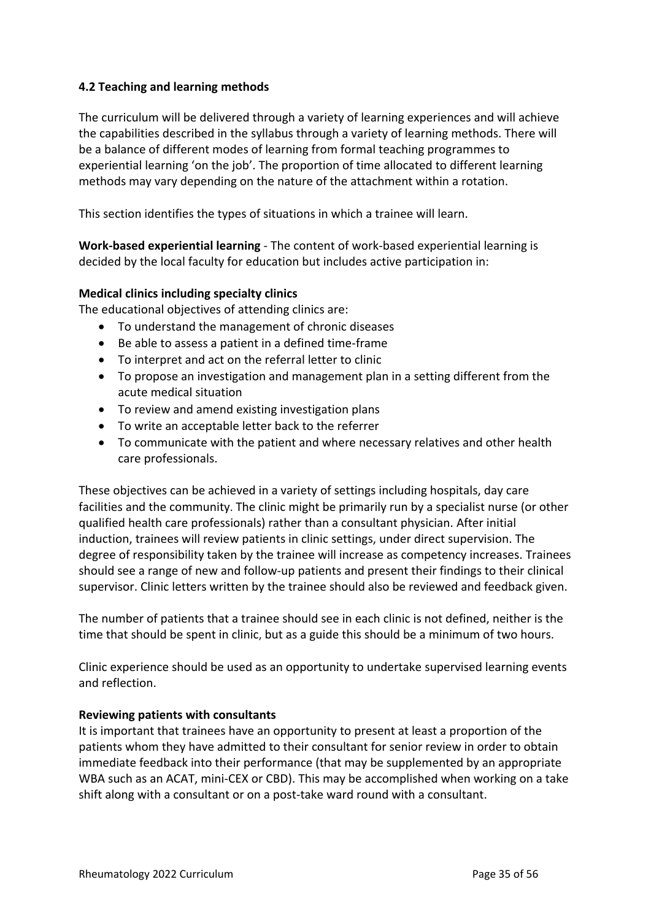### 4.2 Teaching and learning methods

The curriculum will be delivered through a variety of learning experiences and will achieve the capabilities described in the syllabus through a variety of learning methods. There will be a balance of different modes of learning from formal teaching programmes to experiential learning 'on the job'. The proportion of time allocated to different learning methods may vary depending on the nature of the attachment within a rotation.

This section identifies the types of situations in which a trainee will learn.

**Work-based experiential learning** - The content of work-based experiential learning is decided by the local faculty for education but includes active participation in:

**Medical clinics including specialty clinics**

The educational objectives of attending clinics are:

- To understand the management of chronic diseases
- Be able to assess a patient in a defined time-frame
- To interpret and act on the referral letter to clinic
- To propose an investigation and management plan in a setting different from the acute medical situation
- To review and amend existing investigation plans
- To write an acceptable letter back to the referrer
- To communicate with the patient and where necessary relatives and other health care professionals.

These objectives can be achieved in a variety of settings including hospitals, day care facilities and the community. The clinic might be primarily run by a specialist nurse (or other qualified health care professionals) rather than a consultant physician. After initial induction, trainees will review patients in clinic settings, under direct supervision. The degree of responsibility taken by the trainee will increase as competency increases. Trainees should see a range of new and follow-up patients and present their findings to their clinical supervisor. Clinic letters written by the trainee should also be reviewed and feedback given.

The number of patients that a trainee should see in each clinic is not defined, neither is the time that should be spent in clinic, but as a guide this should be a minimum of two hours.

Clinic experience should be used as an opportunity to undertake supervised learning events and reflection.

**Reviewing patients with consultants**

It is important that trainees have an opportunity to present at least a proportion of the patients whom they have admitted to their consultant for senior review in order to obtain immediate feedback into their performance (that may be supplemented by an appropriate WBA such as an ACAT, mini-CEX or CBD). This may be accomplished when working on a take shift along with a consultant or on a post-take ward round with a consultant.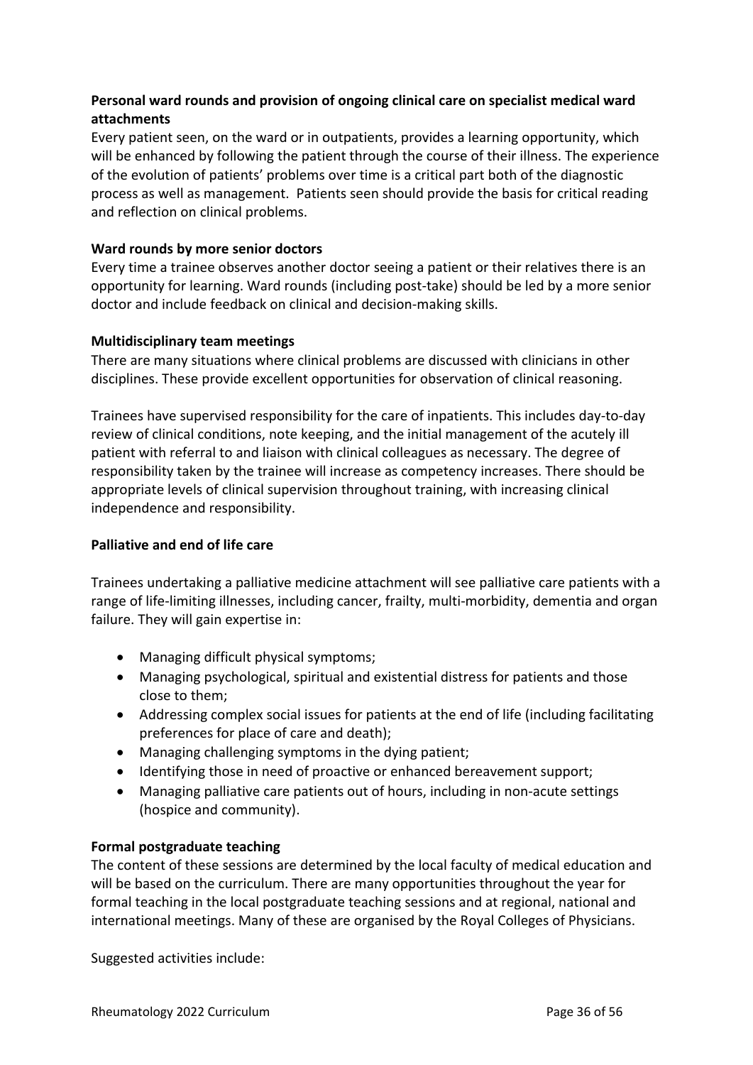**Personal ward rounds and provision of ongoing clinical care on specialist medical ward attachments**

Every patient seen, on the ward or in outpatients, provides a learning opportunity, which will be enhanced by following the patient through the course of their illness. The experience of the evolution of patients' problems over time is a critical part both of the diagnostic process as well as management. Patients seen should provide the basis for critical reading and reflection on clinical problems.

**Ward rounds by more senior doctors**

Every time a trainee observes another doctor seeing a patient or their relatives there is an opportunity for learning. Ward rounds (including post-take) should be led by a more senior doctor and include feedback on clinical and decision-making skills.

**Multidisciplinary team meetings**

There are many situations where clinical problems are discussed with clinicians in other disciplines. These provide excellent opportunities for observation of clinical reasoning.

Trainees have supervised responsibility for the care of inpatients. This includes day-to-day review of clinical conditions, note keeping, and the initial management of the acutely ill patient with referral to and liaison with clinical colleagues as necessary. The degree of responsibility taken by the trainee will increase as competency increases. There should be appropriate levels of clinical supervision throughout training, with increasing clinical independence and responsibility.

**Palliative and end of life care**

Trainees undertaking a palliative medicine attachment will see palliative care patients with a range of life-limiting illnesses, including cancer, frailty, multi-morbidity, dementia and organ failure. They will gain expertise in:

- Managing difficult physical symptoms;
- Managing psychological, spiritual and existential distress for patients and those close to them;
- Addressing complex social issues for patients at the end of life (including facilitating preferences for place of care and death);
- Managing challenging symptoms in the dying patient;
- Identifying those in need of proactive or enhanced bereavement support;
- Managing palliative care patients out of hours, including in non-acute settings (hospice and community).

**Formal postgraduate teaching**

The content of these sessions are determined by the local faculty of medical education and will be based on the curriculum. There are many opportunities throughout the year for formal teaching in the local postgraduate teaching sessions and at regional, national and international meetings. Many of these are organised by the Royal Colleges of Physicians.

Suggested activities include: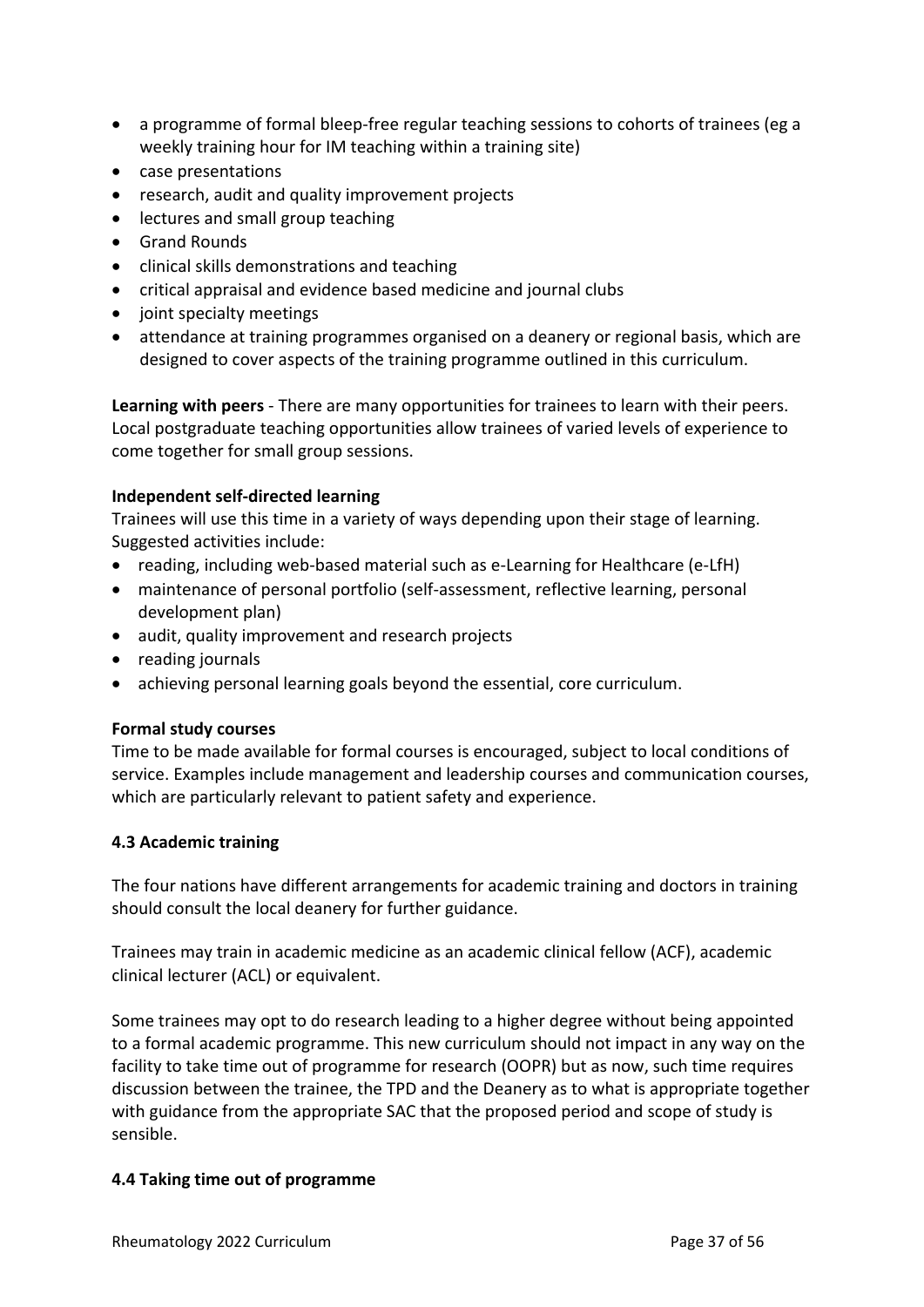- a programme of formal bleep-free regular teaching sessions to cohorts of trainees (eg a weekly training hour for IM teaching within a training site)
- case presentations
- research, audit and quality improvement projects
- lectures and small group teaching
- Grand Rounds
- clinical skills demonstrations and teaching
- critical appraisal and evidence based medicine and journal clubs
- joint specialty meetings
- attendance at training programmes organised on a deanery or regional basis, which are designed to cover aspects of the training programme outlined in this curriculum.

**Learning with peers** - There are many opportunities for trainees to learn with their peers. Local postgraduate teaching opportunities allow trainees of varied levels of experience to come together for small group sessions.

**Independent self-directed learning**

Trainees will use this time in a variety of ways depending upon their stage of learning. Suggested activities include:

- reading, including web-based material such as e-Learning for Healthcare (e-LfH)
- maintenance of personal portfolio (self-assessment, reflective learning, personal development plan)
- audit, quality improvement and research projects
- reading journals
- achieving personal learning goals beyond the essential, core curriculum.

**Formal study courses**

Time to be made available for formal courses is encouraged, subject to local conditions of service. Examples include management and leadership courses and communication courses, which are particularly relevant to patient safety and experience.

### 4.3 Academic training

The four nations have different arrangements for academic training and doctors in training should consult the local deanery for further guidance.

Trainees may train in academic medicine as an academic clinical fellow (ACF), academic clinical lecturer (ACL) or equivalent.

Some trainees may opt to do research leading to a higher degree without being appointed to a formal academic programme. This new curriculum should not impact in any way on the facility to take time out of programme for research (OOPR) but as now, such time requires discussion between the trainee, the TPD and the Deanery as to what is appropriate together with guidance from the appropriate SAC that the proposed period and scope of study is sensible.

### 4.4 Taking time out of programme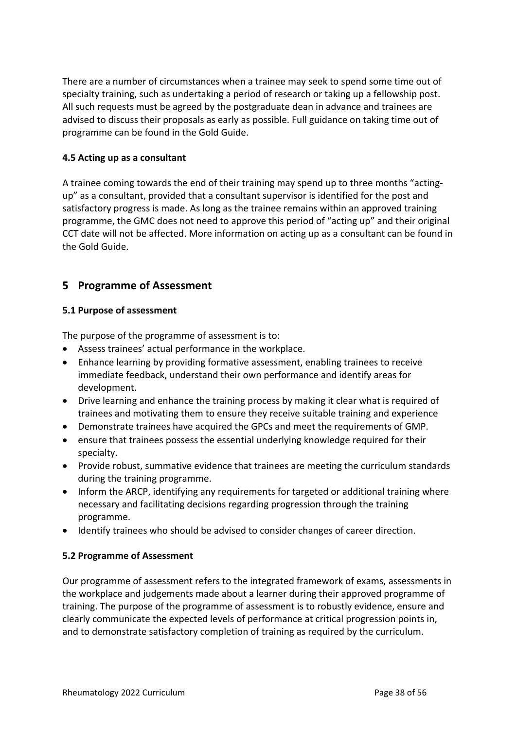There are a number of circumstances when a trainee may seek to spend some time out of specialty training, such as undertaking a period of research or taking up a fellowship post. All such requests must be agreed by the postgraduate dean in advance and trainees are advised to discuss their proposals as early as possible. Full guidance on taking time out of programme can be found in the Gold Guide.

### 4.5 Acting up as a consultant

A trainee coming towards the end of their training may spend up to three months "acting-up" as a consultant, provided that a consultant supervisor is identified for the post and satisfactory progress is made. As long as the trainee remains within an approved training programme, the GMC does not need to approve this period of "acting up" and their original CCT date will not be affected. More information on acting up as a consultant can be found in the Gold Guide.

## 5 Programme of Assessment

### 5.1 Purpose of assessment

The purpose of the programme of assessment is to:

- Assess trainees' actual performance in the workplace.
- Enhance learning by providing formative assessment, enabling trainees to receive immediate feedback, understand their own performance and identify areas for development.
- Drive learning and enhance the training process by making it clear what is required of trainees and motivating them to ensure they receive suitable training and experience
- Demonstrate trainees have acquired the GPCs and meet the requirements of GMP.
- ensure that trainees possess the essential underlying knowledge required for their specialty.
- Provide robust, summative evidence that trainees are meeting the curriculum standards during the training programme.
- Inform the ARCP, identifying any requirements for targeted or additional training where necessary and facilitating decisions regarding progression through the training programme.
- Identify trainees who should be advised to consider changes of career direction.

### 5.2 Programme of Assessment

Our programme of assessment refers to the integrated framework of exams, assessments in the workplace and judgements made about a learner during their approved programme of training. The purpose of the programme of assessment is to robustly evidence, ensure and clearly communicate the expected levels of performance at critical progression points in, and to demonstrate satisfactory completion of training as required by the curriculum.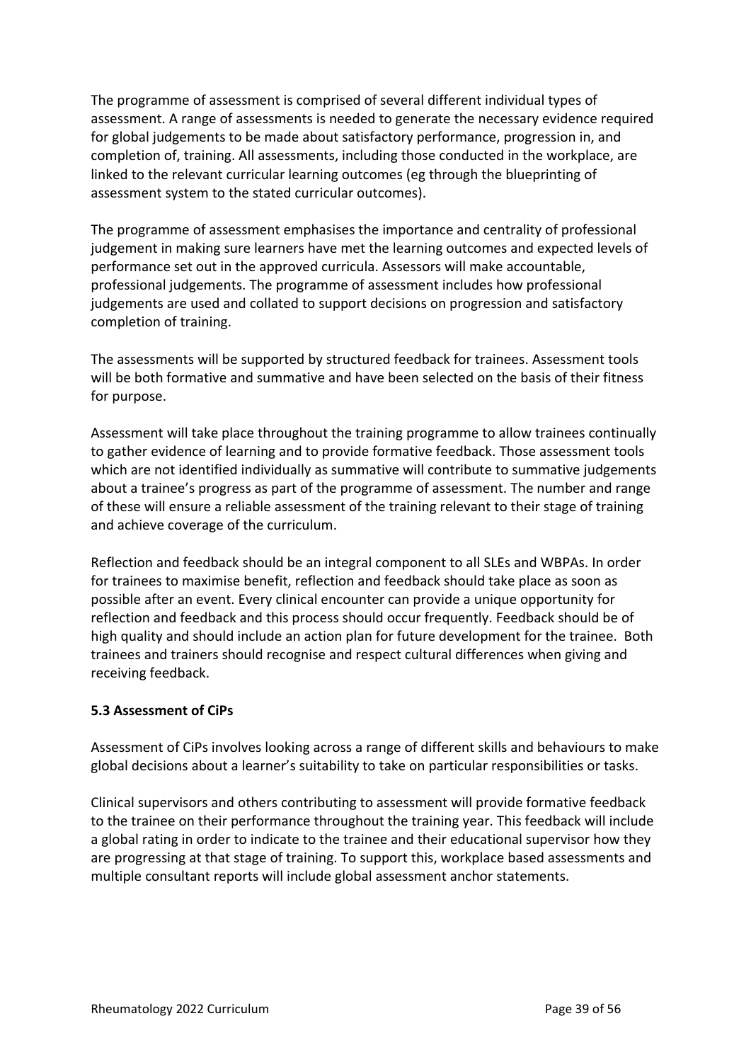The programme of assessment is comprised of several different individual types of assessment. A range of assessments is needed to generate the necessary evidence required for global judgements to be made about satisfactory performance, progression in, and completion of, training. All assessments, including those conducted in the workplace, are linked to the relevant curricular learning outcomes (eg through the blueprinting of assessment system to the stated curricular outcomes).

The programme of assessment emphasises the importance and centrality of professional judgement in making sure learners have met the learning outcomes and expected levels of performance set out in the approved curricula. Assessors will make accountable, professional judgements. The programme of assessment includes how professional judgements are used and collated to support decisions on progression and satisfactory completion of training.

The assessments will be supported by structured feedback for trainees. Assessment tools will be both formative and summative and have been selected on the basis of their fitness for purpose.

Assessment will take place throughout the training programme to allow trainees continually to gather evidence of learning and to provide formative feedback. Those assessment tools which are not identified individually as summative will contribute to summative judgements about a trainee's progress as part of the programme of assessment. The number and range of these will ensure a reliable assessment of the training relevant to their stage of training and achieve coverage of the curriculum.

Reflection and feedback should be an integral component to all SLEs and WBPAs. In order for trainees to maximise benefit, reflection and feedback should take place as soon as possible after an event. Every clinical encounter can provide a unique opportunity for reflection and feedback and this process should occur frequently. Feedback should be of high quality and should include an action plan for future development for the trainee. Both trainees and trainers should recognise and respect cultural differences when giving and receiving feedback.

### 5.3 Assessment of CiPs

Assessment of CiPs involves looking across a range of different skills and behaviours to make global decisions about a learner's suitability to take on particular responsibilities or tasks.

Clinical supervisors and others contributing to assessment will provide formative feedback to the trainee on their performance throughout the training year. This feedback will include a global rating in order to indicate to the trainee and their educational supervisor how they are progressing at that stage of training. To support this, workplace based assessments and multiple consultant reports will include global assessment anchor statements.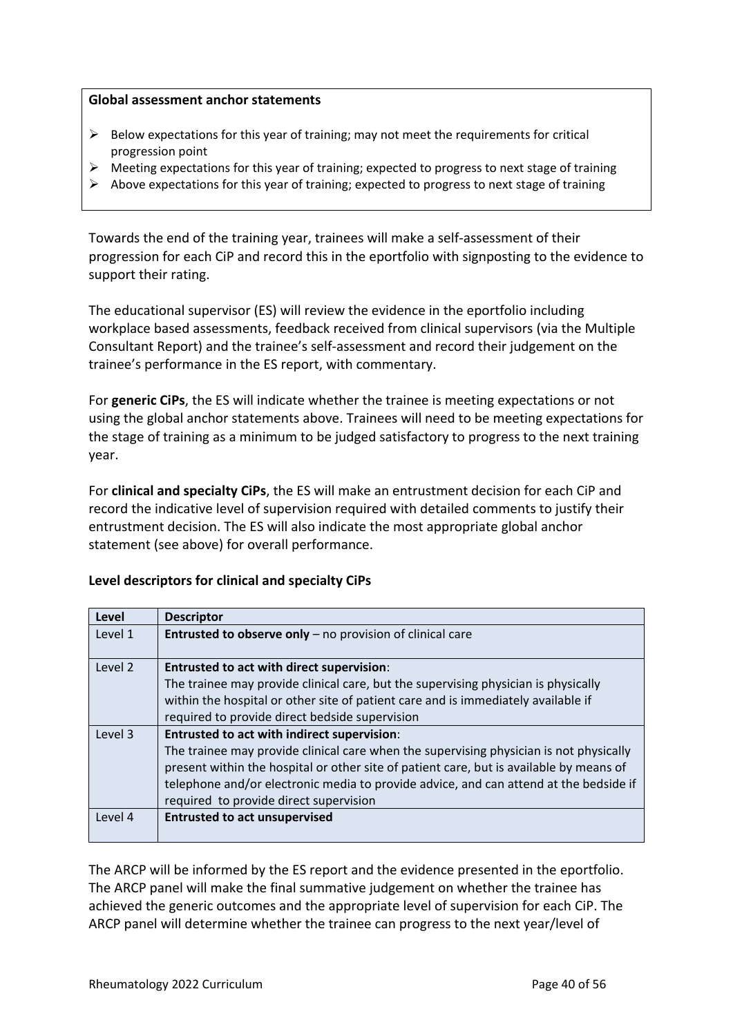**Global assessment anchor statements**

- Below expectations for this year of training; may not meet the requirements for critical progression point
- Meeting expectations for this year of training; expected to progress to next stage of training
- Above expectations for this year of training; expected to progress to next stage of training

Towards the end of the training year, trainees will make a self-assessment of their progression for each CiP and record this in the eportfolio with signposting to the evidence to support their rating.

The educational supervisor (ES) will review the evidence in the eportfolio including workplace based assessments, feedback received from clinical supervisors (via the Multiple Consultant Report) and the trainee's self-assessment and record their judgement on the trainee's performance in the ES report, with commentary.

For **generic CiPs**, the ES will indicate whether the trainee is meeting expectations or not using the global anchor statements above. Trainees will need to be meeting expectations for the stage of training as a minimum to be judged satisfactory to progress to the next training year.

For **clinical and specialty CiPs**, the ES will make an entrustment decision for each CiP and record the indicative level of supervision required with detailed comments to justify their entrustment decision. The ES will also indicate the most appropriate global anchor statement (see above) for overall performance.

**Level descriptors for clinical and specialty CiPs**

| Level | Descriptor |
|---|---|
| Level 1 | **Entrusted to observe only** – no provision of clinical care |
| Level 2 | **Entrusted to act with direct supervision**: The trainee may provide clinical care, but the supervising physician is physically within the hospital or other site of patient care and is immediately available if required to provide direct bedside supervision |
| Level 3 | **Entrusted to act with indirect supervision**: The trainee may provide clinical care when the supervising physician is not physically present within the hospital or other site of patient care, but is available by means of telephone and/or electronic media to provide advice, and can attend at the bedside if required to provide direct supervision |
| Level 4 | **Entrusted to act unsupervised** |

The ARCP will be informed by the ES report and the evidence presented in the eportfolio. The ARCP panel will make the final summative judgement on whether the trainee has achieved the generic outcomes and the appropriate level of supervision for each CiP. The ARCP panel will determine whether the trainee can progress to the next year/level of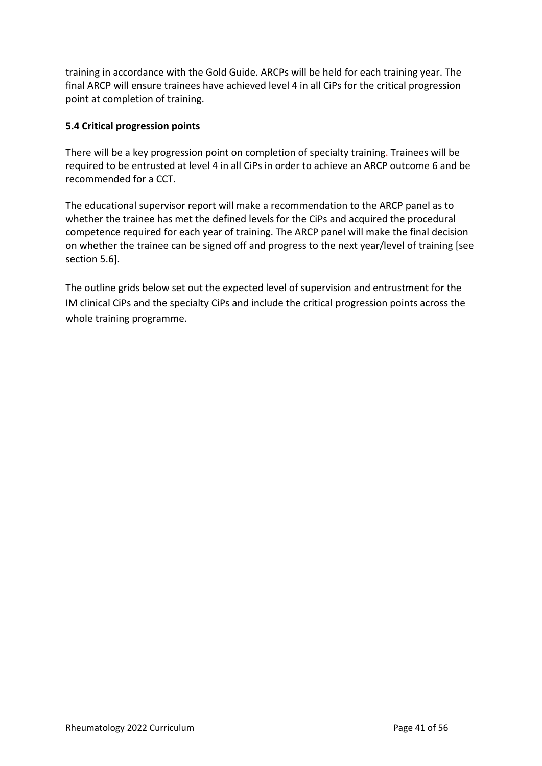training in accordance with the Gold Guide. ARCPs will be held for each training year. The final ARCP will ensure trainees have achieved level 4 in all CiPs for the critical progression point at completion of training.

### 5.4 Critical progression points

There will be a key progression point on completion of specialty training. Trainees will be required to be entrusted at level 4 in all CiPs in order to achieve an ARCP outcome 6 and be recommended for a CCT.

The educational supervisor report will make a recommendation to the ARCP panel as to whether the trainee has met the defined levels for the CiPs and acquired the procedural competence required for each year of training. The ARCP panel will make the final decision on whether the trainee can be signed off and progress to the next year/level of training [see section 5.6].

The outline grids below set out the expected level of supervision and entrustment for the IM clinical CiPs and the specialty CiPs and include the critical progression points across the whole training programme.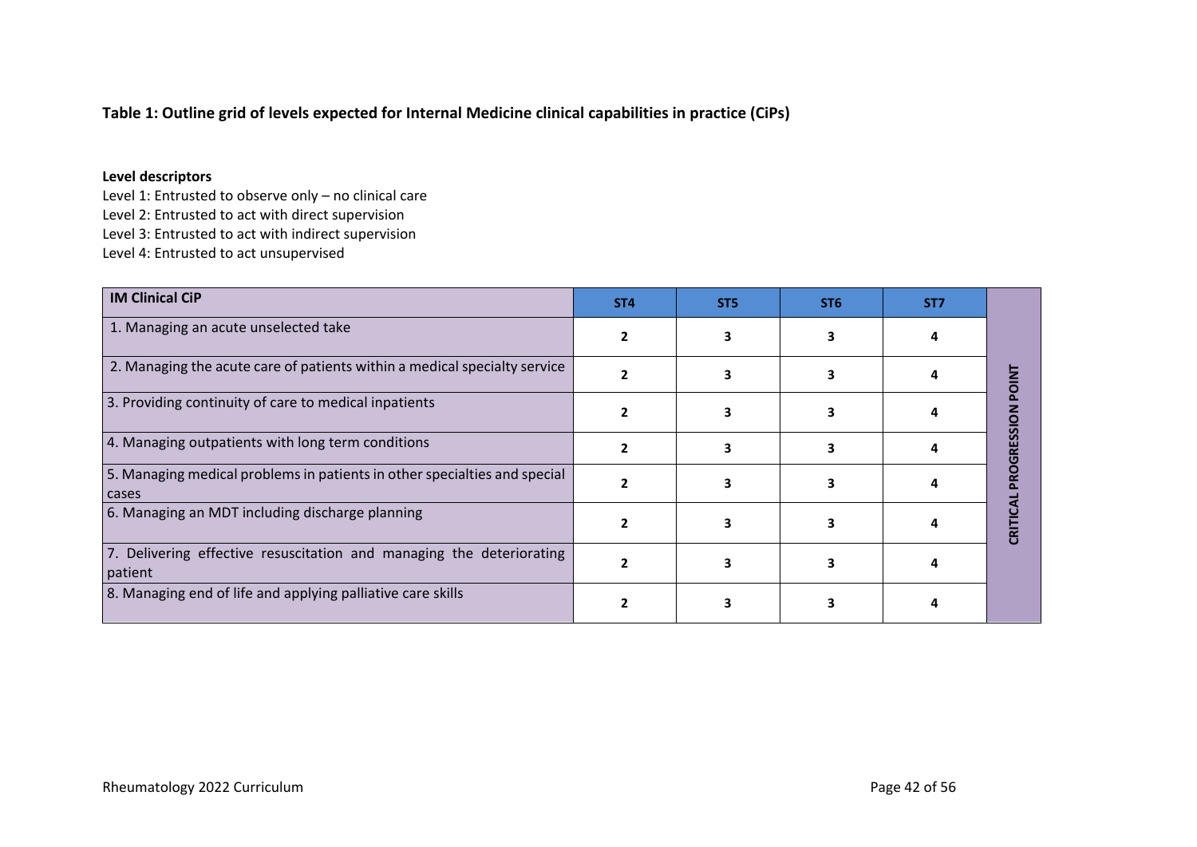**Table 1: Outline grid of levels expected for Internal Medicine clinical capabilities in practice (CiPs)**

**Level descriptors**

Level 1: Entrusted to observe only – no clinical care
Level 2: Entrusted to act with direct supervision
Level 3: Entrusted to act with indirect supervision
Level 4: Entrusted to act unsupervised

| IM Clinical CiP | ST4 | ST5 | ST6 | ST7 | |
|---|---|---|---|---|---|
| 1. Managing an acute unselected take | 2 | 3 | 3 | 4 | CRITICAL PROGRESSION POINT |
| 2. Managing the acute care of patients within a medical specialty service | 2 | 3 | 3 | 4 | |
| 3. Providing continuity of care to medical inpatients | 2 | 3 | 3 | 4 | |
| 4. Managing outpatients with long term conditions | 2 | 3 | 3 | 4 | |
| 5. Managing medical problems in patients in other specialties and special cases | 2 | 3 | 3 | 4 | |
| 6. Managing an MDT including discharge planning | 2 | 3 | 3 | 4 | |
| 7. Delivering effective resuscitation and managing the deteriorating patient | 2 | 3 | 3 | 4 | |
| 8. Managing end of life and applying palliative care skills | 2 | 3 | 3 | 4 | |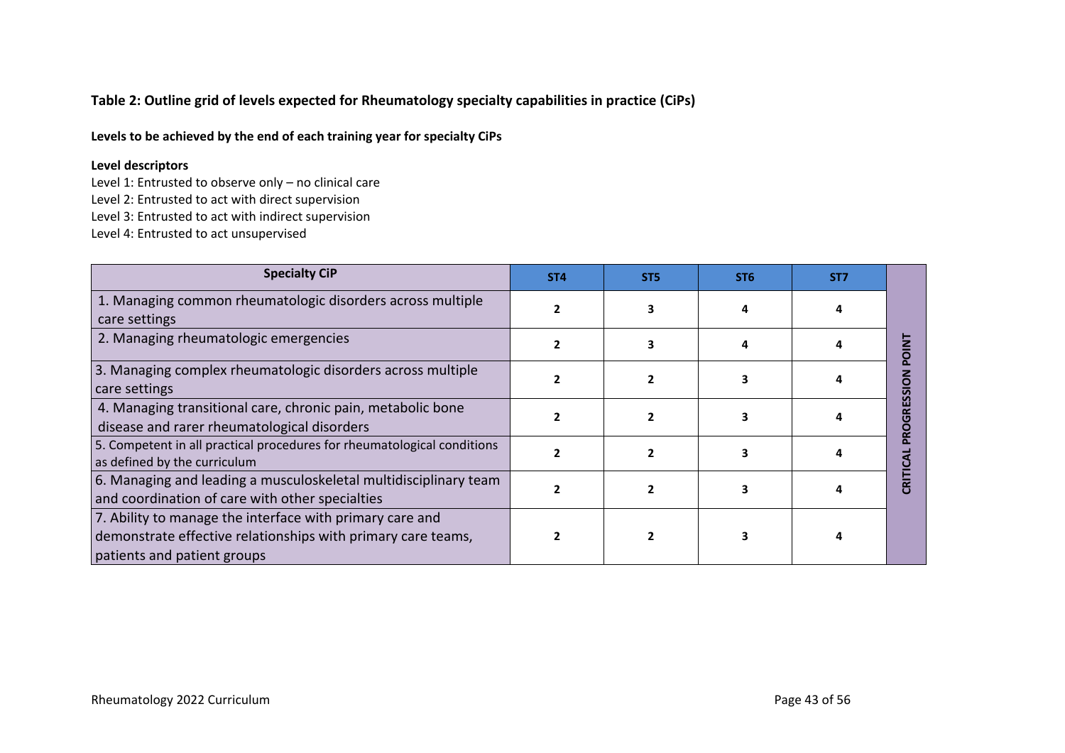### Table 2: Outline grid of levels expected for Rheumatology specialty capabilities in practice (CiPs)

**Levels to be achieved by the end of each training year for specialty CiPs**

**Level descriptors**

Level 1: Entrusted to observe only – no clinical care
Level 2: Entrusted to act with direct supervision
Level 3: Entrusted to act with indirect supervision
Level 4: Entrusted to act unsupervised

| Specialty CiP | ST4 | ST5 | ST6 | ST7 | |
|---|---|---|---|---|---|
| 1. Managing common rheumatologic disorders across multiple care settings | 2 | 3 | 4 | 4 | CRITICAL PROGRESSION POINT |
| 2. Managing rheumatologic emergencies | 2 | 3 | 4 | 4 | |
| 3. Managing complex rheumatologic disorders across multiple care settings | 2 | 2 | 3 | 4 | |
| 4. Managing transitional care, chronic pain, metabolic bone disease and rarer rheumatological disorders | 2 | 2 | 3 | 4 | |
| 5. Competent in all practical procedures for rheumatological conditions as defined by the curriculum | 2 | 2 | 3 | 4 | |
| 6. Managing and leading a musculoskeletal multidisciplinary team and coordination of care with other specialties | 2 | 2 | 3 | 4 | |
| 7. Ability to manage the interface with primary care and demonstrate effective relationships with primary care teams, patients and patient groups | 2 | 2 | 3 | 4 | |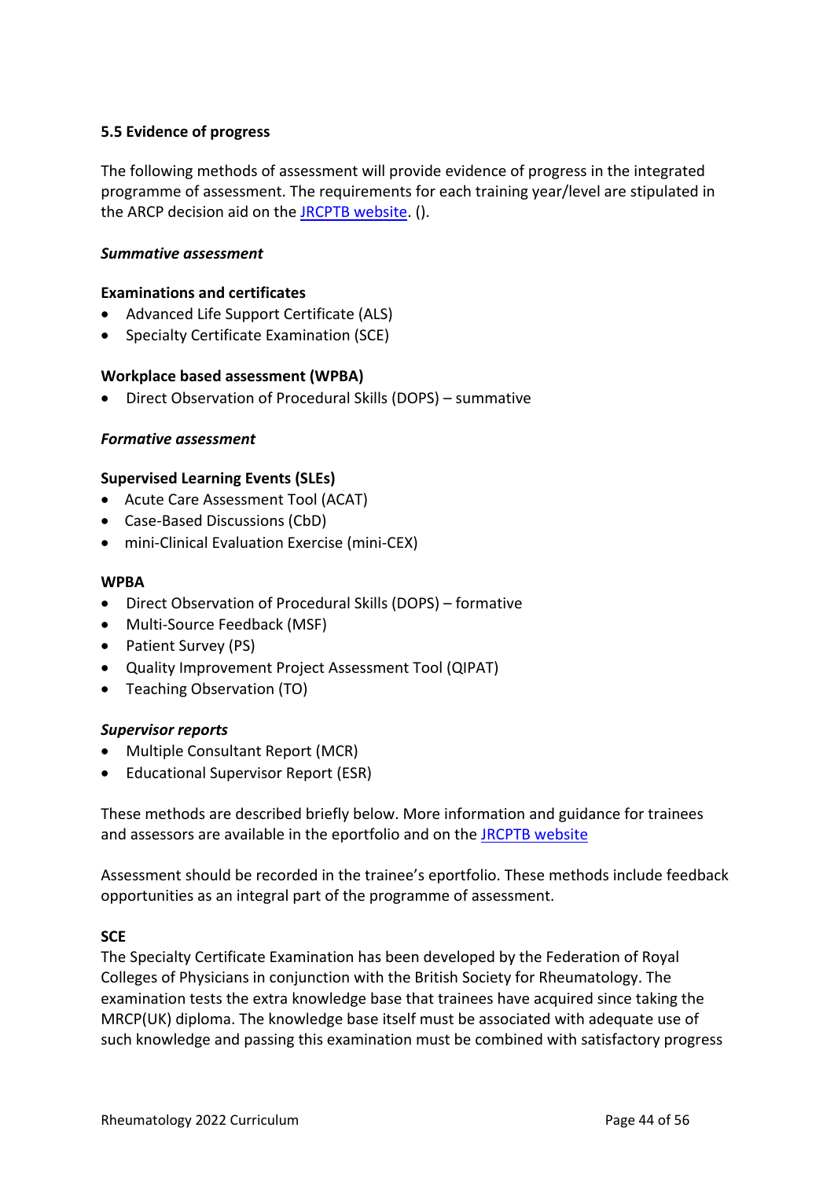### 5.5 Evidence of progress

The following methods of assessment will provide evidence of progress in the integrated programme of assessment. The requirements for each training year/level are stipulated in the ARCP decision aid on the JRCPTB website. ().

***Summative assessment***

**Examinations and certificates**

- Advanced Life Support Certificate (ALS)
- Specialty Certificate Examination (SCE)

**Workplace based assessment (WPBA)**

- Direct Observation of Procedural Skills (DOPS) – summative

***Formative assessment***

**Supervised Learning Events (SLEs)**

- Acute Care Assessment Tool (ACAT)
- Case-Based Discussions (CbD)
- mini-Clinical Evaluation Exercise (mini-CEX)

**WPBA**

- Direct Observation of Procedural Skills (DOPS) – formative
- Multi-Source Feedback (MSF)
- Patient Survey (PS)
- Quality Improvement Project Assessment Tool (QIPAT)
- Teaching Observation (TO)

***Supervisor reports***

- Multiple Consultant Report (MCR)
- Educational Supervisor Report (ESR)

These methods are described briefly below. More information and guidance for trainees and assessors are available in the eportfolio and on the JRCPTB website

Assessment should be recorded in the trainee's eportfolio. These methods include feedback opportunities as an integral part of the programme of assessment.

**SCE**

The Specialty Certificate Examination has been developed by the Federation of Royal Colleges of Physicians in conjunction with the British Society for Rheumatology. The examination tests the extra knowledge base that trainees have acquired since taking the MRCP(UK) diploma. The knowledge base itself must be associated with adequate use of such knowledge and passing this examination must be combined with satisfactory progress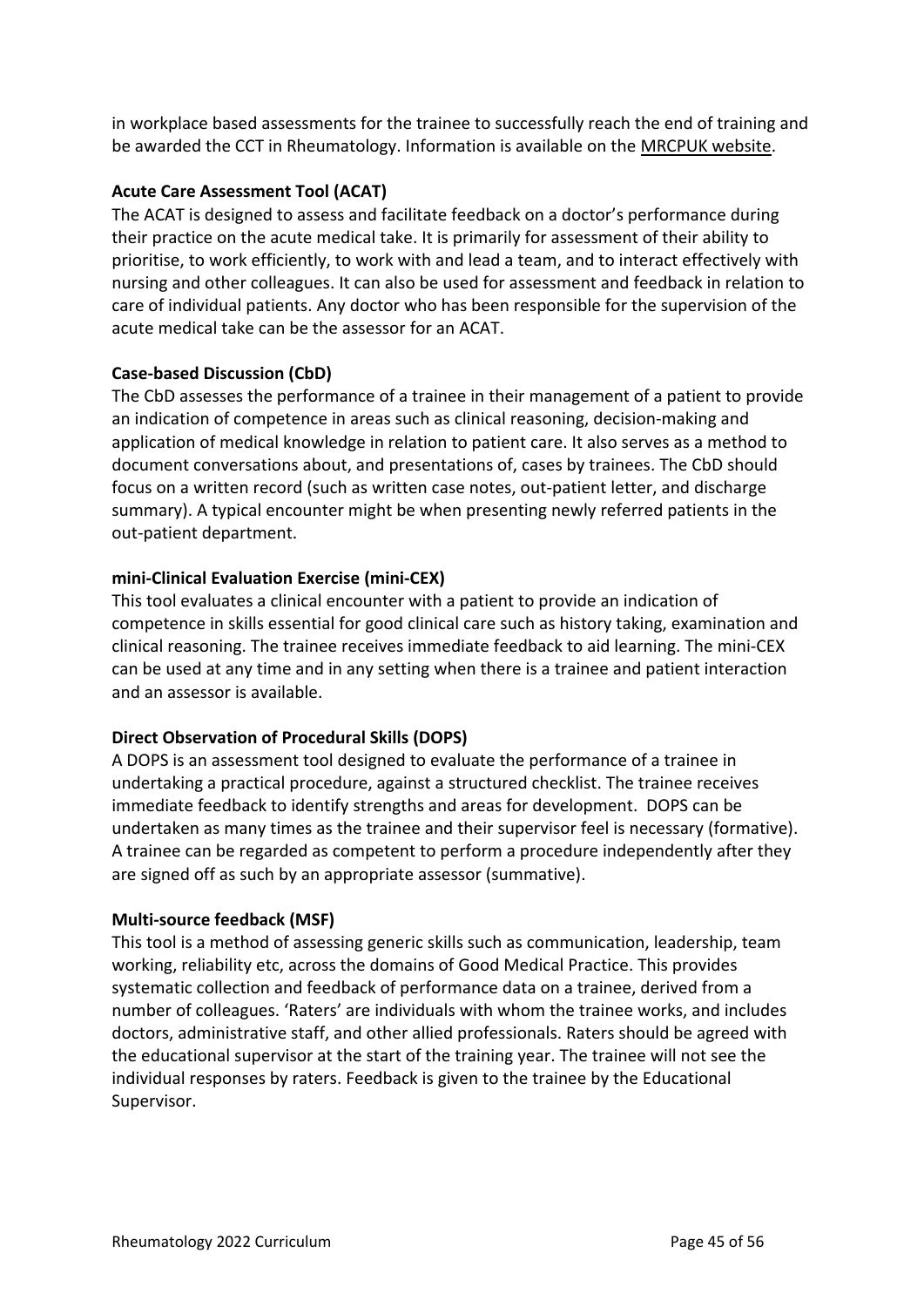in workplace based assessments for the trainee to successfully reach the end of training and be awarded the CCT in Rheumatology. Information is available on the MRCPUK website.

**Acute Care Assessment Tool (ACAT)**

The ACAT is designed to assess and facilitate feedback on a doctor's performance during their practice on the acute medical take. It is primarily for assessment of their ability to prioritise, to work efficiently, to work with and lead a team, and to interact effectively with nursing and other colleagues. It can also be used for assessment and feedback in relation to care of individual patients. Any doctor who has been responsible for the supervision of the acute medical take can be the assessor for an ACAT.

**Case-based Discussion (CbD)**

The CbD assesses the performance of a trainee in their management of a patient to provide an indication of competence in areas such as clinical reasoning, decision-making and application of medical knowledge in relation to patient care. It also serves as a method to document conversations about, and presentations of, cases by trainees. The CbD should focus on a written record (such as written case notes, out-patient letter, and discharge summary). A typical encounter might be when presenting newly referred patients in the out-patient department.

**mini-Clinical Evaluation Exercise (mini-CEX)**

This tool evaluates a clinical encounter with a patient to provide an indication of competence in skills essential for good clinical care such as history taking, examination and clinical reasoning. The trainee receives immediate feedback to aid learning. The mini-CEX can be used at any time and in any setting when there is a trainee and patient interaction and an assessor is available.

**Direct Observation of Procedural Skills (DOPS)**

A DOPS is an assessment tool designed to evaluate the performance of a trainee in undertaking a practical procedure, against a structured checklist. The trainee receives immediate feedback to identify strengths and areas for development. DOPS can be undertaken as many times as the trainee and their supervisor feel is necessary (formative). A trainee can be regarded as competent to perform a procedure independently after they are signed off as such by an appropriate assessor (summative).

**Multi-source feedback (MSF)**

This tool is a method of assessing generic skills such as communication, leadership, team working, reliability etc, across the domains of Good Medical Practice. This provides systematic collection and feedback of performance data on a trainee, derived from a number of colleagues. 'Raters' are individuals with whom the trainee works, and includes doctors, administrative staff, and other allied professionals. Raters should be agreed with the educational supervisor at the start of the training year. The trainee will not see the individual responses by raters. Feedback is given to the trainee by the Educational Supervisor.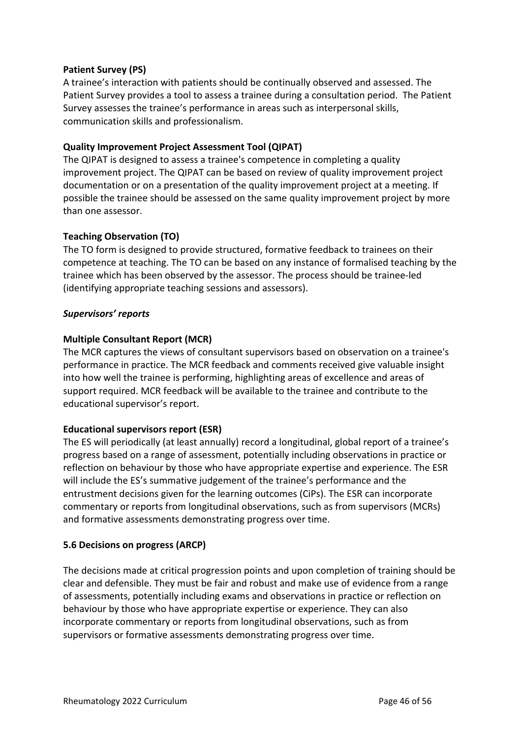**Patient Survey (PS)**

A trainee's interaction with patients should be continually observed and assessed. The Patient Survey provides a tool to assess a trainee during a consultation period. The Patient Survey assesses the trainee's performance in areas such as interpersonal skills, communication skills and professionalism.

**Quality Improvement Project Assessment Tool (QIPAT)**

The QIPAT is designed to assess a trainee's competence in completing a quality improvement project. The QIPAT can be based on review of quality improvement project documentation or on a presentation of the quality improvement project at a meeting. If possible the trainee should be assessed on the same quality improvement project by more than one assessor.

**Teaching Observation (TO)**

The TO form is designed to provide structured, formative feedback to trainees on their competence at teaching. The TO can be based on any instance of formalised teaching by the trainee which has been observed by the assessor. The process should be trainee-led (identifying appropriate teaching sessions and assessors).

***Supervisors' reports***

**Multiple Consultant Report (MCR)**

The MCR captures the views of consultant supervisors based on observation on a trainee's performance in practice. The MCR feedback and comments received give valuable insight into how well the trainee is performing, highlighting areas of excellence and areas of support required. MCR feedback will be available to the trainee and contribute to the educational supervisor's report.

**Educational supervisors report (ESR)**

The ES will periodically (at least annually) record a longitudinal, global report of a trainee's progress based on a range of assessment, potentially including observations in practice or reflection on behaviour by those who have appropriate expertise and experience. The ESR will include the ES's summative judgement of the trainee's performance and the entrustment decisions given for the learning outcomes (CiPs). The ESR can incorporate commentary or reports from longitudinal observations, such as from supervisors (MCRs) and formative assessments demonstrating progress over time.

## 5.6 Decisions on progress (ARCP)

The decisions made at critical progression points and upon completion of training should be clear and defensible. They must be fair and robust and make use of evidence from a range of assessments, potentially including exams and observations in practice or reflection on behaviour by those who have appropriate expertise or experience. They can also incorporate commentary or reports from longitudinal observations, such as from supervisors or formative assessments demonstrating progress over time.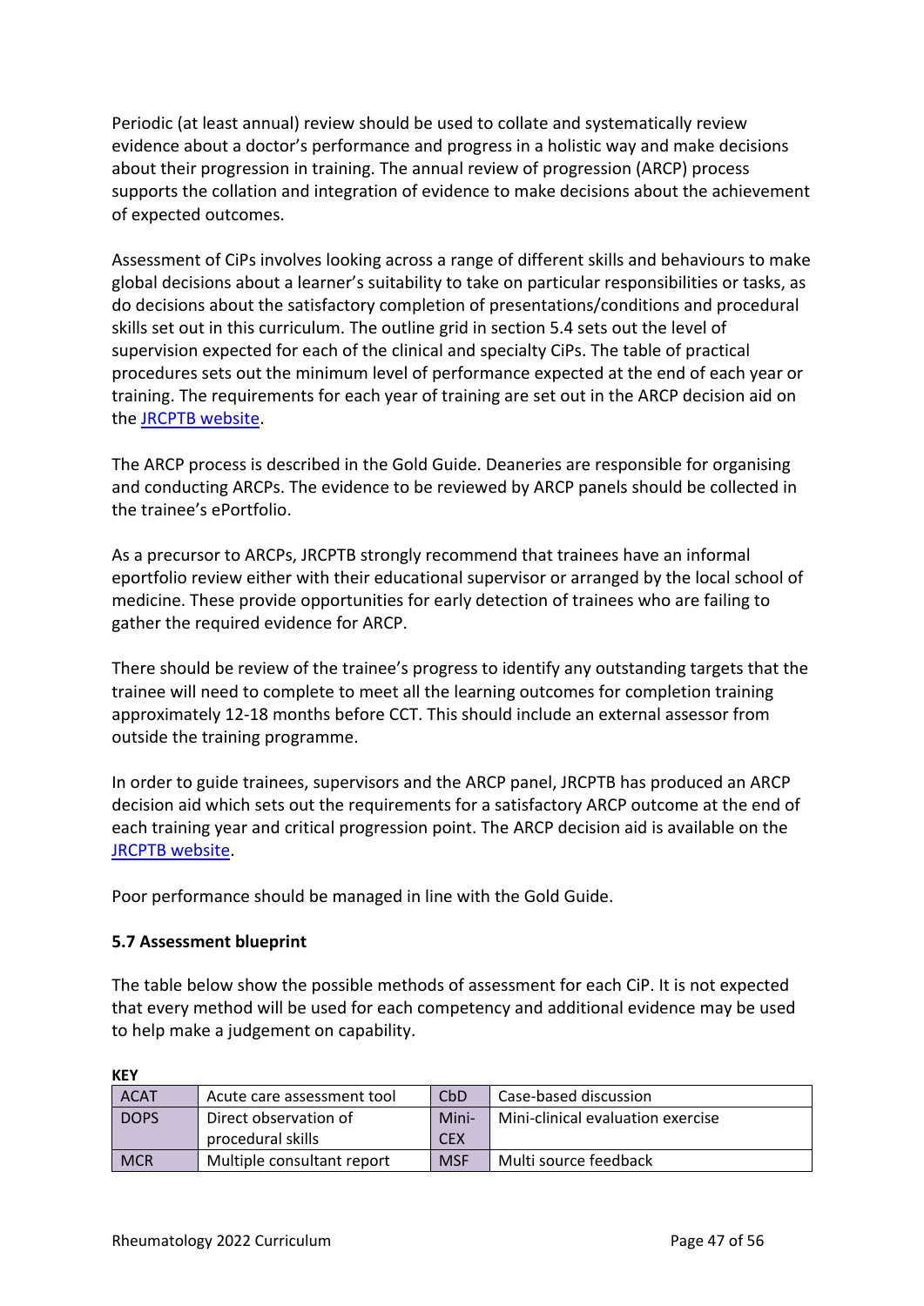Periodic (at least annual) review should be used to collate and systematically review evidence about a doctor's performance and progress in a holistic way and make decisions about their progression in training. The annual review of progression (ARCP) process supports the collation and integration of evidence to make decisions about the achievement of expected outcomes.

Assessment of CiPs involves looking across a range of different skills and behaviours to make global decisions about a learner's suitability to take on particular responsibilities or tasks, as do decisions about the satisfactory completion of presentations/conditions and procedural skills set out in this curriculum. The outline grid in section 5.4 sets out the level of supervision expected for each of the clinical and specialty CiPs. The table of practical procedures sets out the minimum level of performance expected at the end of each year or training. The requirements for each year of training are set out in the ARCP decision aid on the JRCPTB website.

The ARCP process is described in the Gold Guide. Deaneries are responsible for organising and conducting ARCPs. The evidence to be reviewed by ARCP panels should be collected in the trainee's ePortfolio.

As a precursor to ARCPs, JRCPTB strongly recommend that trainees have an informal eportfolio review either with their educational supervisor or arranged by the local school of medicine. These provide opportunities for early detection of trainees who are failing to gather the required evidence for ARCP.

There should be review of the trainee's progress to identify any outstanding targets that the trainee will need to complete to meet all the learning outcomes for completion training approximately 12-18 months before CCT. This should include an external assessor from outside the training programme.

In order to guide trainees, supervisors and the ARCP panel, JRCPTB has produced an ARCP decision aid which sets out the requirements for a satisfactory ARCP outcome at the end of each training year and critical progression point. The ARCP decision aid is available on the JRCPTB website.

Poor performance should be managed in line with the Gold Guide.

### 5.7 Assessment blueprint

The table below show the possible methods of assessment for each CiP. It is not expected that every method will be used for each competency and additional evidence may be used to help make a judgement on capability.

**KEY**

| | | | |
|---|---|---|---|
| ACAT | Acute care assessment tool | CbD | Case-based discussion |
| DOPS | Direct observation of procedural skills | Mini-CEX | Mini-clinical evaluation exercise |
| MCR | Multiple consultant report | MSF | Multi source feedback |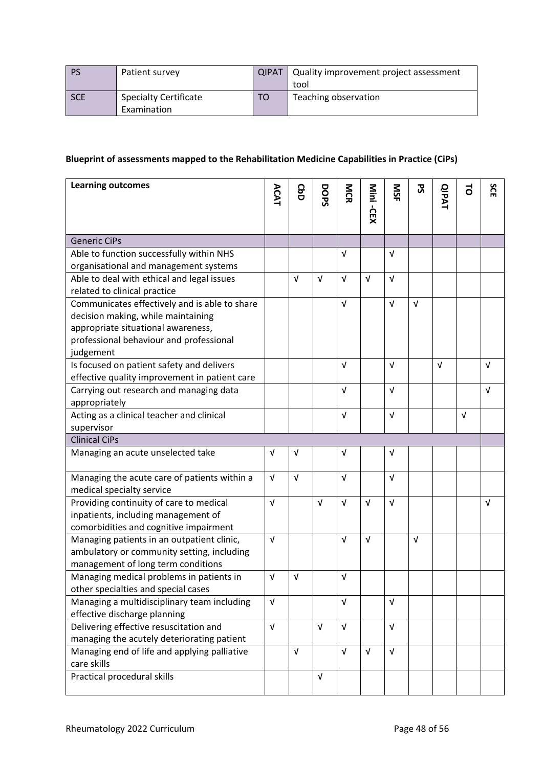| PS | Patient survey | QIPAT | Quality improvement project assessment tool |
|---|---|---|---|
| SCE | Specialty Certificate Examination | TO | Teaching observation |

**Blueprint of assessments mapped to the Rehabilitation Medicine Capabilities in Practice (CiPs)**

| Learning outcomes | ACAT | CbD | DOPS | MCR | Mini -CEX | MSF | PS | QIPAT | TO | SCE |
|---|---|---|---|---|---|---|---|---|---|---|
| Generic CiPs | | | | | | | | | | |
| Able to function successfully within NHS organisational and management systems | | | | √ | | √ | | | | |
| Able to deal with ethical and legal issues related to clinical practice | | √ | √ | √ | √ | √ | | | | |
| Communicates effectively and is able to share decision making, while maintaining appropriate situational awareness, professional behaviour and professional judgement | | | | √ | | √ | √ | | | |
| Is focused on patient safety and delivers effective quality improvement in patient care | | | | √ | | √ | | √ | | √ |
| Carrying out research and managing data appropriately | | | | √ | | √ | | | | √ |
| Acting as a clinical teacher and clinical supervisor | | | | √ | | √ | | | √ | |
| Clinical CiPs | | | | | | | | | | |
| Managing an acute unselected take | √ | √ | | √ | | √ | | | | |
| Managing the acute care of patients within a medical specialty service | √ | √ | | √ | | √ | | | | |
| Providing continuity of care to medical inpatients, including management of comorbidities and cognitive impairment | √ | | √ | √ | √ | √ | | | | √ |
| Managing patients in an outpatient clinic, ambulatory or community setting, including management of long term conditions | √ | | | √ | √ | | √ | | | |
| Managing medical problems in patients in other specialties and special cases | √ | √ | | √ | | | | | | |
| Managing a multidisciplinary team including effective discharge planning | √ | | | √ | | √ | | | | |
| Delivering effective resuscitation and managing the acutely deteriorating patient | √ | | √ | √ | | √ | | | | |
| Managing end of life and applying palliative care skills | | √ | | √ | √ | √ | | | | |
| Practical procedural skills | | | √ | | | | | | | |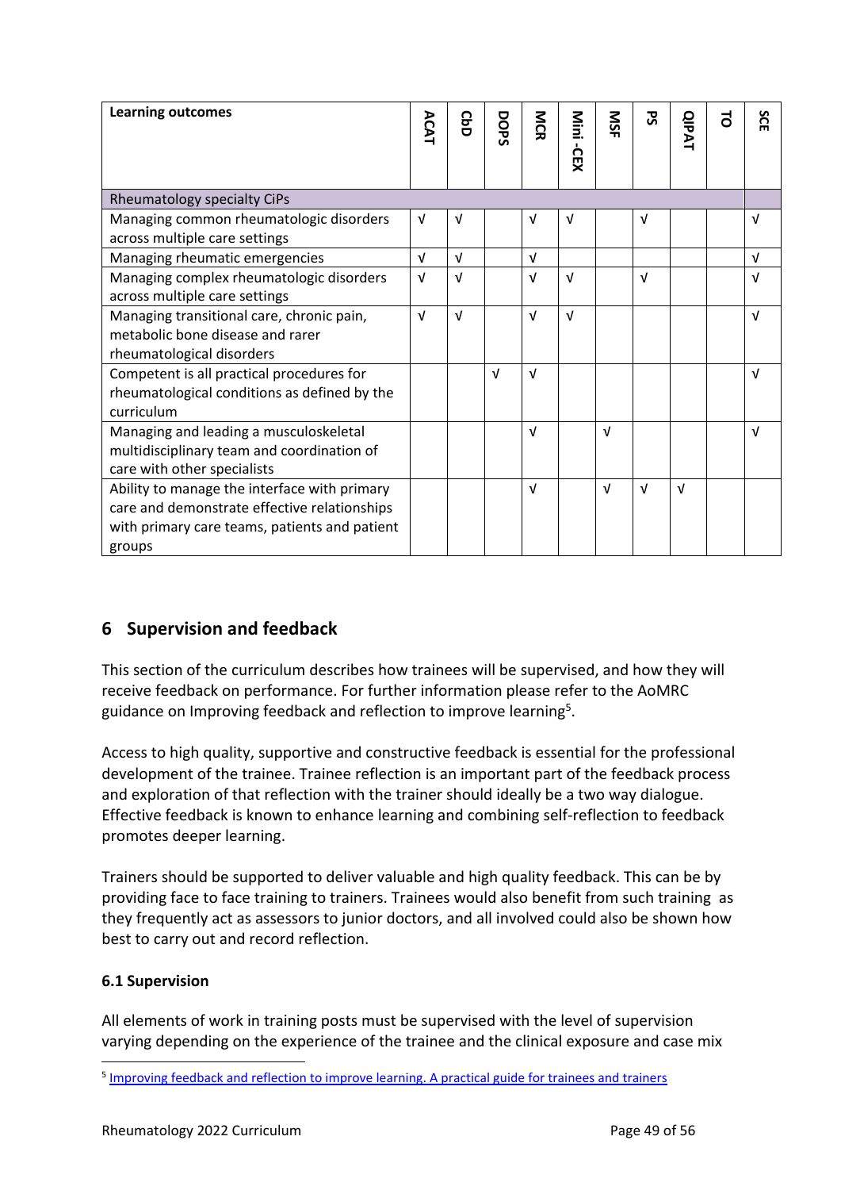| Learning outcomes | ACAT | CbD | DOPS | MCR | Mini -CEX | MSF | PS | QIPAT | TO | SCE |
|---|---|---|---|---|---|---|---|---|---|---|
| Rheumatology specialty CiPs | | | | | | | | | | |
| Managing common rheumatologic disorders across multiple care settings | √ | √ | | √ | √ | | √ | | | √ |
| Managing rheumatic emergencies | √ | √ | | √ | | | | | | √ |
| Managing complex rheumatologic disorders across multiple care settings | √ | √ | | √ | √ | | √ | | | √ |
| Managing transitional care, chronic pain, metabolic bone disease and rarer rheumatological disorders | √ | √ | | √ | √ | | | | | √ |
| Competent is all practical procedures for rheumatological conditions as defined by the curriculum | | | √ | √ | | | | | | √ |
| Managing and leading a musculoskeletal multidisciplinary team and coordination of care with other specialists | | | | √ | | √ | | | | √ |
| Ability to manage the interface with primary care and demonstrate effective relationships with primary care teams, patients and patient groups | | | | √ | | √ | √ | √ | | |

## 6 Supervision and feedback

This section of the curriculum describes how trainees will be supervised, and how they will receive feedback on performance. For further information please refer to the AoMRC guidance on Improving feedback and reflection to improve learning[5].

Access to high quality, supportive and constructive feedback is essential for the professional development of the trainee. Trainee reflection is an important part of the feedback process and exploration of that reflection with the trainer should ideally be a two way dialogue. Effective feedback is known to enhance learning and combining self-reflection to feedback promotes deeper learning.

Trainers should be supported to deliver valuable and high quality feedback. This can be by providing face to face training to trainers. Trainees would also benefit from such training as they frequently act as assessors to junior doctors, and all involved could also be shown how best to carry out and record reflection.

### 6.1 Supervision

All elements of work in training posts must be supervised with the level of supervision varying depending on the experience of the trainee and the clinical exposure and case mix

[5] Improving feedback and reflection to improve learning. A practical guide for trainees and trainers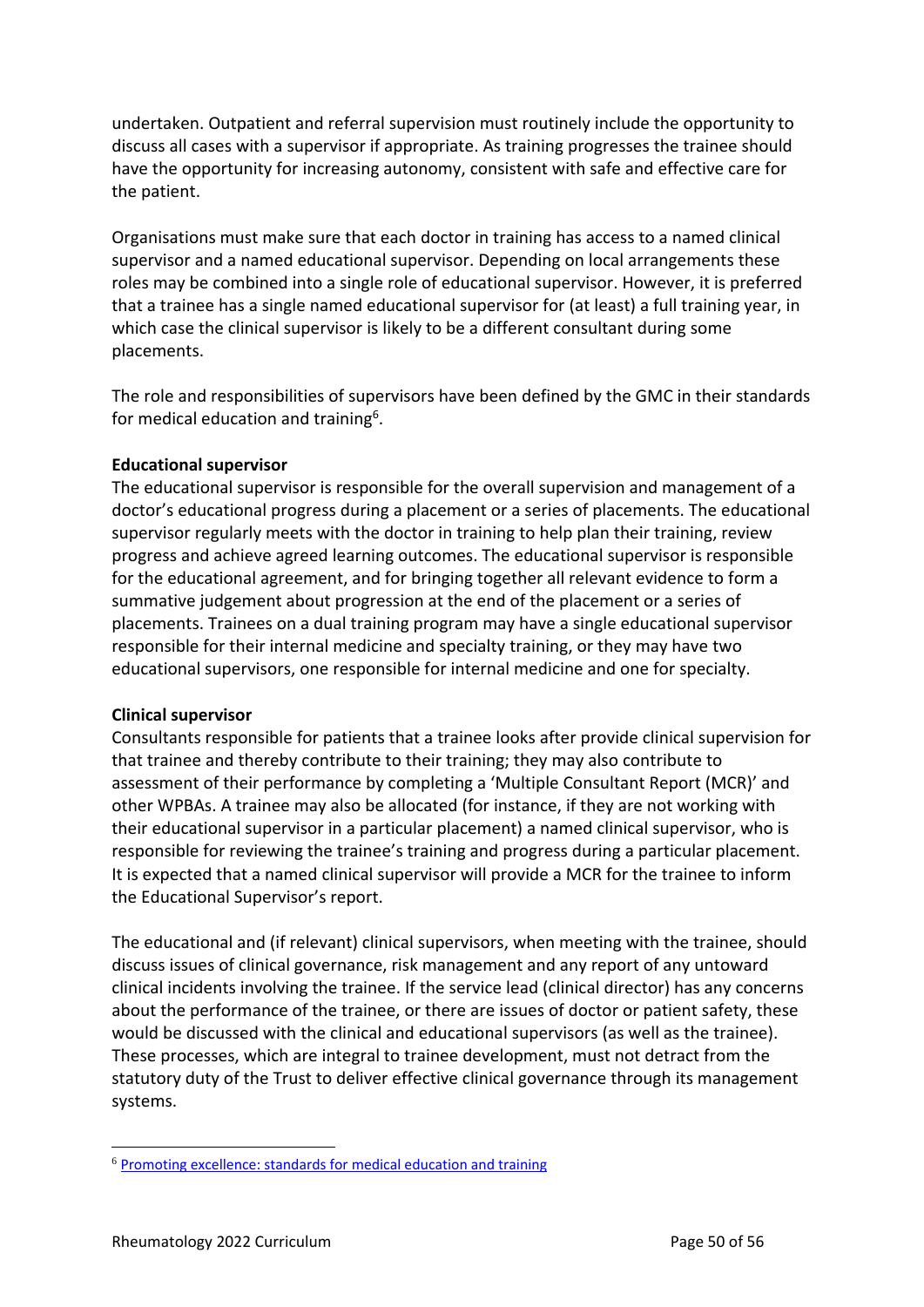undertaken. Outpatient and referral supervision must routinely include the opportunity to discuss all cases with a supervisor if appropriate. As training progresses the trainee should have the opportunity for increasing autonomy, consistent with safe and effective care for the patient.

Organisations must make sure that each doctor in training has access to a named clinical supervisor and a named educational supervisor. Depending on local arrangements these roles may be combined into a single role of educational supervisor. However, it is preferred that a trainee has a single named educational supervisor for (at least) a full training year, in which case the clinical supervisor is likely to be a different consultant during some placements.

The role and responsibilities of supervisors have been defined by the GMC in their standards for medical education and training[6].

**Educational supervisor**

The educational supervisor is responsible for the overall supervision and management of a doctor's educational progress during a placement or a series of placements. The educational supervisor regularly meets with the doctor in training to help plan their training, review progress and achieve agreed learning outcomes. The educational supervisor is responsible for the educational agreement, and for bringing together all relevant evidence to form a summative judgement about progression at the end of the placement or a series of placements. Trainees on a dual training program may have a single educational supervisor responsible for their internal medicine and specialty training, or they may have two educational supervisors, one responsible for internal medicine and one for specialty.

**Clinical supervisor**

Consultants responsible for patients that a trainee looks after provide clinical supervision for that trainee and thereby contribute to their training; they may also contribute to assessment of their performance by completing a 'Multiple Consultant Report (MCR)' and other WPBAs. A trainee may also be allocated (for instance, if they are not working with their educational supervisor in a particular placement) a named clinical supervisor, who is responsible for reviewing the trainee's training and progress during a particular placement. It is expected that a named clinical supervisor will provide a MCR for the trainee to inform the Educational Supervisor's report.

The educational and (if relevant) clinical supervisors, when meeting with the trainee, should discuss issues of clinical governance, risk management and any report of any untoward clinical incidents involving the trainee. If the service lead (clinical director) has any concerns about the performance of the trainee, or there are issues of doctor or patient safety, these would be discussed with the clinical and educational supervisors (as well as the trainee). These processes, which are integral to trainee development, must not detract from the statutory duty of the Trust to deliver effective clinical governance through its management systems.

---

[6] Promoting excellence: standards for medical education and training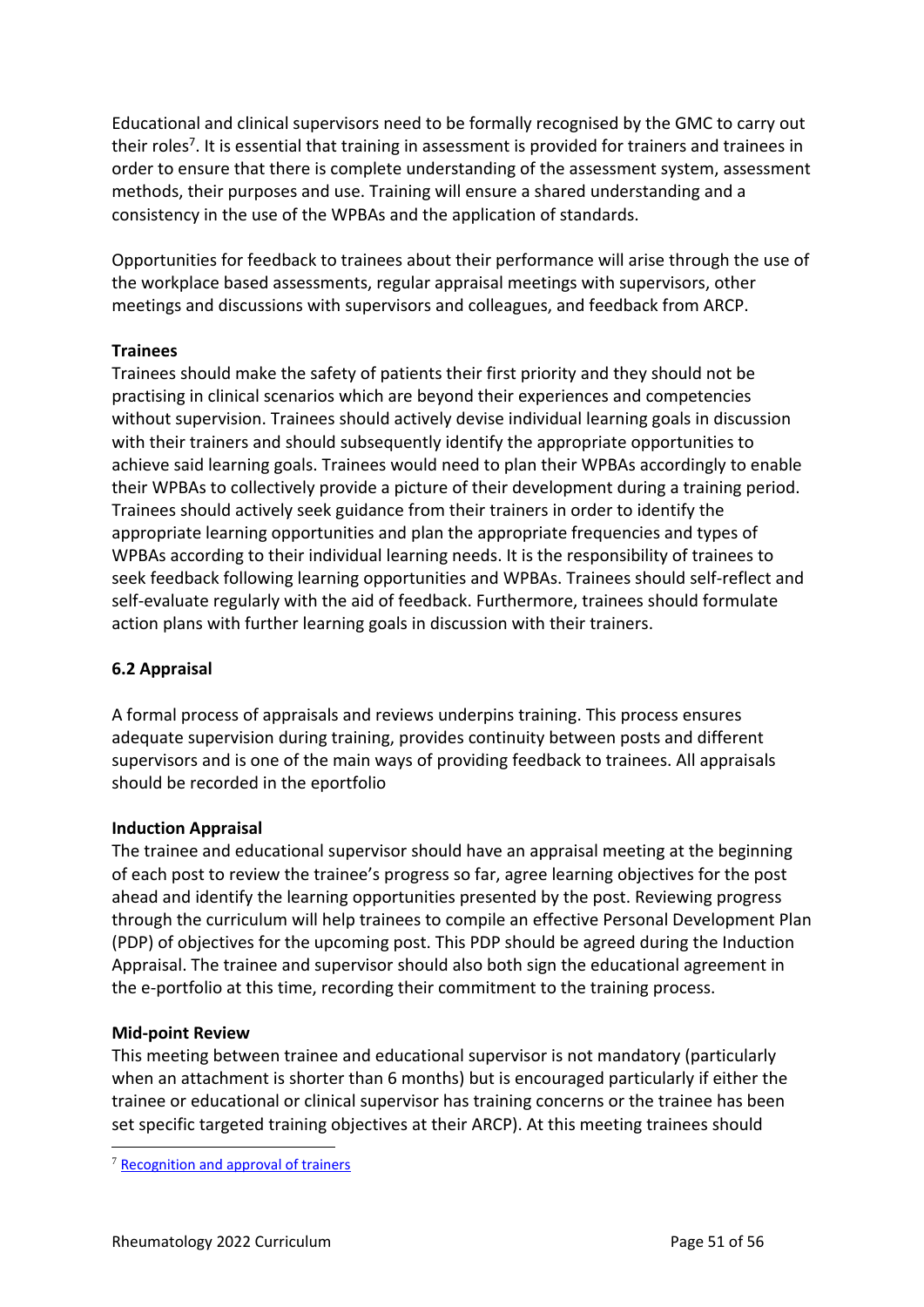Educational and clinical supervisors need to be formally recognised by the GMC to carry out their roles[7]. It is essential that training in assessment is provided for trainers and trainees in order to ensure that there is complete understanding of the assessment system, assessment methods, their purposes and use. Training will ensure a shared understanding and a consistency in the use of the WPBAs and the application of standards.

Opportunities for feedback to trainees about their performance will arise through the use of the workplace based assessments, regular appraisal meetings with supervisors, other meetings and discussions with supervisors and colleagues, and feedback from ARCP.

**Trainees**

Trainees should make the safety of patients their first priority and they should not be practising in clinical scenarios which are beyond their experiences and competencies without supervision. Trainees should actively devise individual learning goals in discussion with their trainers and should subsequently identify the appropriate opportunities to achieve said learning goals. Trainees would need to plan their WPBAs accordingly to enable their WPBAs to collectively provide a picture of their development during a training period. Trainees should actively seek guidance from their trainers in order to identify the appropriate learning opportunities and plan the appropriate frequencies and types of WPBAs according to their individual learning needs. It is the responsibility of trainees to seek feedback following learning opportunities and WPBAs. Trainees should self-reflect and self-evaluate regularly with the aid of feedback. Furthermore, trainees should formulate action plans with further learning goals in discussion with their trainers.

### 6.2 Appraisal

A formal process of appraisals and reviews underpins training. This process ensures adequate supervision during training, provides continuity between posts and different supervisors and is one of the main ways of providing feedback to trainees. All appraisals should be recorded in the eportfolio

**Induction Appraisal**

The trainee and educational supervisor should have an appraisal meeting at the beginning of each post to review the trainee's progress so far, agree learning objectives for the post ahead and identify the learning opportunities presented by the post. Reviewing progress through the curriculum will help trainees to compile an effective Personal Development Plan (PDP) of objectives for the upcoming post. This PDP should be agreed during the Induction Appraisal. The trainee and supervisor should also both sign the educational agreement in the e-portfolio at this time, recording their commitment to the training process.

**Mid-point Review**

This meeting between trainee and educational supervisor is not mandatory (particularly when an attachment is shorter than 6 months) but is encouraged particularly if either the trainee or educational or clinical supervisor has training concerns or the trainee has been set specific targeted training objectives at their ARCP). At this meeting trainees should

---

[7] Recognition and approval of trainers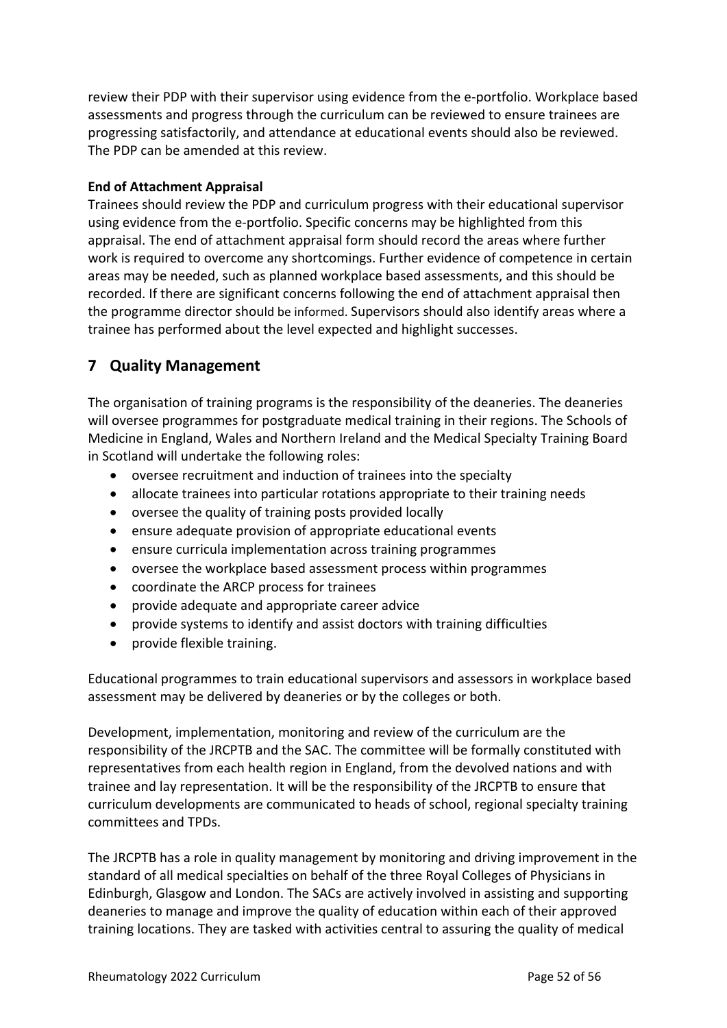review their PDP with their supervisor using evidence from the e-portfolio. Workplace based assessments and progress through the curriculum can be reviewed to ensure trainees are progressing satisfactorily, and attendance at educational events should also be reviewed. The PDP can be amended at this review.

**End of Attachment Appraisal**

Trainees should review the PDP and curriculum progress with their educational supervisor using evidence from the e-portfolio. Specific concerns may be highlighted from this appraisal. The end of attachment appraisal form should record the areas where further work is required to overcome any shortcomings. Further evidence of competence in certain areas may be needed, such as planned workplace based assessments, and this should be recorded. If there are significant concerns following the end of attachment appraisal then the programme director should be informed. Supervisors should also identify areas where a trainee has performed about the level expected and highlight successes.

## 7 Quality Management

The organisation of training programs is the responsibility of the deaneries. The deaneries will oversee programmes for postgraduate medical training in their regions. The Schools of Medicine in England, Wales and Northern Ireland and the Medical Specialty Training Board in Scotland will undertake the following roles:

- oversee recruitment and induction of trainees into the specialty
- allocate trainees into particular rotations appropriate to their training needs
- oversee the quality of training posts provided locally
- ensure adequate provision of appropriate educational events
- ensure curricula implementation across training programmes
- oversee the workplace based assessment process within programmes
- coordinate the ARCP process for trainees
- provide adequate and appropriate career advice
- provide systems to identify and assist doctors with training difficulties
- provide flexible training.

Educational programmes to train educational supervisors and assessors in workplace based assessment may be delivered by deaneries or by the colleges or both.

Development, implementation, monitoring and review of the curriculum are the responsibility of the JRCPTB and the SAC. The committee will be formally constituted with representatives from each health region in England, from the devolved nations and with trainee and lay representation. It will be the responsibility of the JRCPTB to ensure that curriculum developments are communicated to heads of school, regional specialty training committees and TPDs.

The JRCPTB has a role in quality management by monitoring and driving improvement in the standard of all medical specialties on behalf of the three Royal Colleges of Physicians in Edinburgh, Glasgow and London. The SACs are actively involved in assisting and supporting deaneries to manage and improve the quality of education within each of their approved training locations. They are tasked with activities central to assuring the quality of medical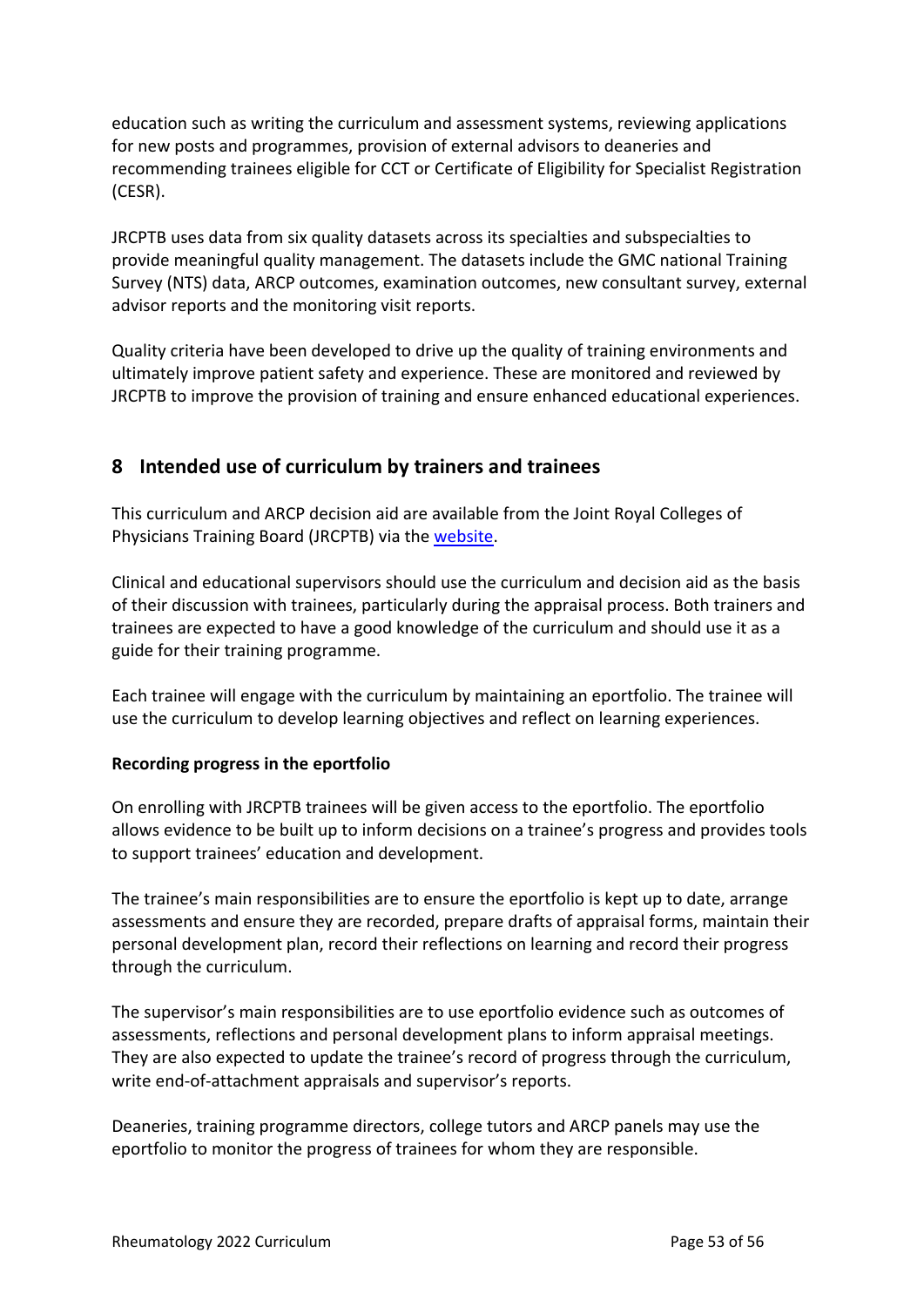education such as writing the curriculum and assessment systems, reviewing applications for new posts and programmes, provision of external advisors to deaneries and recommending trainees eligible for CCT or Certificate of Eligibility for Specialist Registration (CESR).

JRCPTB uses data from six quality datasets across its specialties and subspecialties to provide meaningful quality management. The datasets include the GMC national Training Survey (NTS) data, ARCP outcomes, examination outcomes, new consultant survey, external advisor reports and the monitoring visit reports.

Quality criteria have been developed to drive up the quality of training environments and ultimately improve patient safety and experience. These are monitored and reviewed by JRCPTB to improve the provision of training and ensure enhanced educational experiences.

## 8 Intended use of curriculum by trainers and trainees

This curriculum and ARCP decision aid are available from the Joint Royal Colleges of Physicians Training Board (JRCPTB) via the website.

Clinical and educational supervisors should use the curriculum and decision aid as the basis of their discussion with trainees, particularly during the appraisal process. Both trainers and trainees are expected to have a good knowledge of the curriculum and should use it as a guide for their training programme.

Each trainee will engage with the curriculum by maintaining an eportfolio. The trainee will use the curriculum to develop learning objectives and reflect on learning experiences.

**Recording progress in the eportfolio**

On enrolling with JRCPTB trainees will be given access to the eportfolio. The eportfolio allows evidence to be built up to inform decisions on a trainee's progress and provides tools to support trainees' education and development.

The trainee's main responsibilities are to ensure the eportfolio is kept up to date, arrange assessments and ensure they are recorded, prepare drafts of appraisal forms, maintain their personal development plan, record their reflections on learning and record their progress through the curriculum.

The supervisor's main responsibilities are to use eportfolio evidence such as outcomes of assessments, reflections and personal development plans to inform appraisal meetings. They are also expected to update the trainee's record of progress through the curriculum, write end-of-attachment appraisals and supervisor's reports.

Deaneries, training programme directors, college tutors and ARCP panels may use the eportfolio to monitor the progress of trainees for whom they are responsible.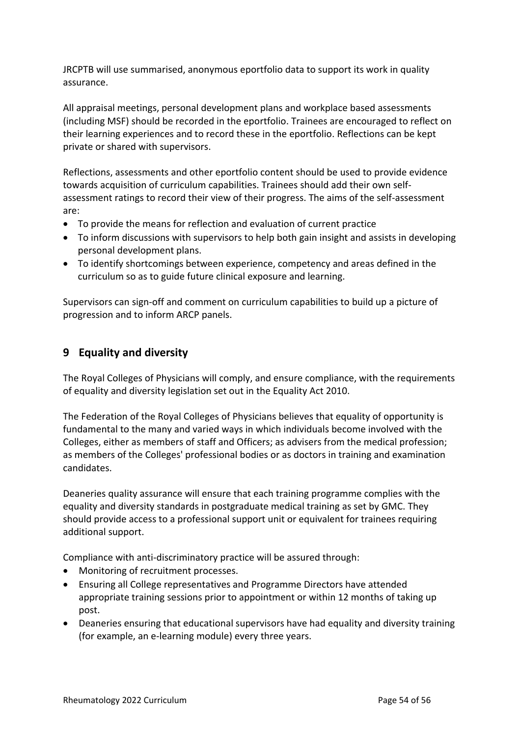JRCPTB will use summarised, anonymous eportfolio data to support its work in quality assurance.

All appraisal meetings, personal development plans and workplace based assessments (including MSF) should be recorded in the eportfolio. Trainees are encouraged to reflect on their learning experiences and to record these in the eportfolio. Reflections can be kept private or shared with supervisors.

Reflections, assessments and other eportfolio content should be used to provide evidence towards acquisition of curriculum capabilities. Trainees should add their own self-assessment ratings to record their view of their progress. The aims of the self-assessment are:

- To provide the means for reflection and evaluation of current practice
- To inform discussions with supervisors to help both gain insight and assists in developing personal development plans.
- To identify shortcomings between experience, competency and areas defined in the curriculum so as to guide future clinical exposure and learning.

Supervisors can sign-off and comment on curriculum capabilities to build up a picture of progression and to inform ARCP panels.

## 9 Equality and diversity

The Royal Colleges of Physicians will comply, and ensure compliance, with the requirements of equality and diversity legislation set out in the Equality Act 2010.

The Federation of the Royal Colleges of Physicians believes that equality of opportunity is fundamental to the many and varied ways in which individuals become involved with the Colleges, either as members of staff and Officers; as advisers from the medical profession; as members of the Colleges' professional bodies or as doctors in training and examination candidates.

Deaneries quality assurance will ensure that each training programme complies with the equality and diversity standards in postgraduate medical training as set by GMC. They should provide access to a professional support unit or equivalent for trainees requiring additional support.

Compliance with anti-discriminatory practice will be assured through:

- Monitoring of recruitment processes.
- Ensuring all College representatives and Programme Directors have attended appropriate training sessions prior to appointment or within 12 months of taking up post.
- Deaneries ensuring that educational supervisors have had equality and diversity training (for example, an e-learning module) every three years.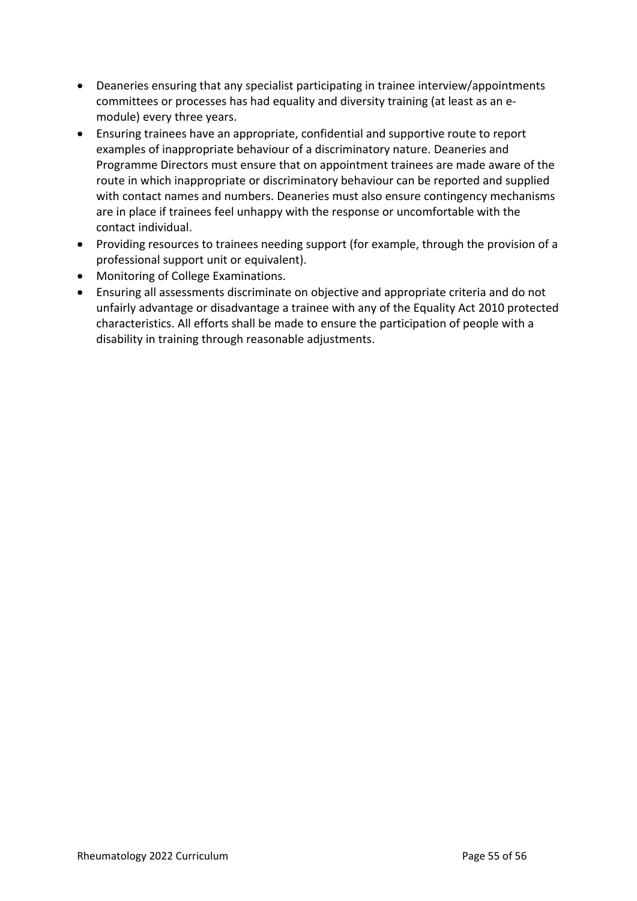- Deaneries ensuring that any specialist participating in trainee interview/appointments committees or processes has had equality and diversity training (at least as an e-module) every three years.
- Ensuring trainees have an appropriate, confidential and supportive route to report examples of inappropriate behaviour of a discriminatory nature. Deaneries and Programme Directors must ensure that on appointment trainees are made aware of the route in which inappropriate or discriminatory behaviour can be reported and supplied with contact names and numbers. Deaneries must also ensure contingency mechanisms are in place if trainees feel unhappy with the response or uncomfortable with the contact individual.
- Providing resources to trainees needing support (for example, through the provision of a professional support unit or equivalent).
- Monitoring of College Examinations.
- Ensuring all assessments discriminate on objective and appropriate criteria and do not unfairly advantage or disadvantage a trainee with any of the Equality Act 2010 protected characteristics. All efforts shall be made to ensure the participation of people with a disability in training through reasonable adjustments.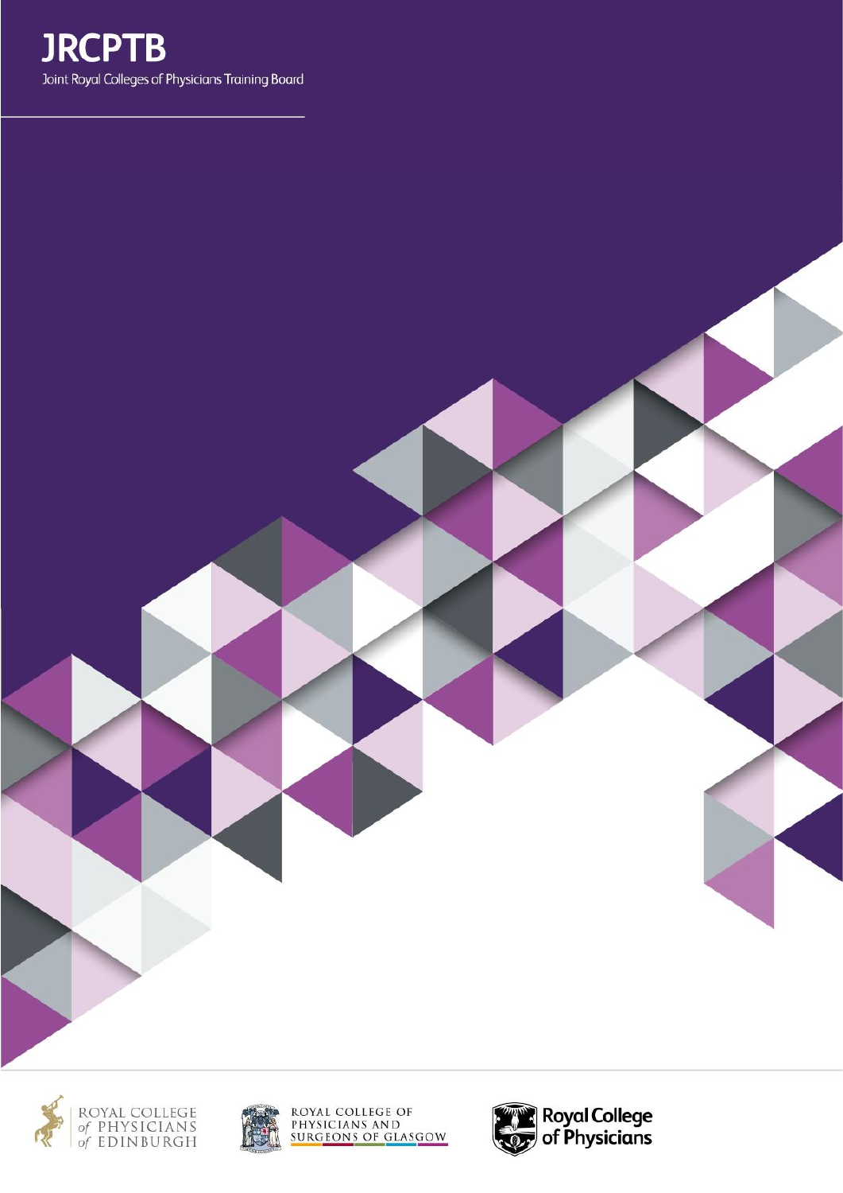# JRCPTB

Joint Royal Colleges of Physicians Training Board

ROYAL COLLEGE of PHYSICIANS of EDINBURGH

ROYAL COLLEGE OF PHYSICIANS AND SURGEONS OF GLASGOW

Royal College of Physicians